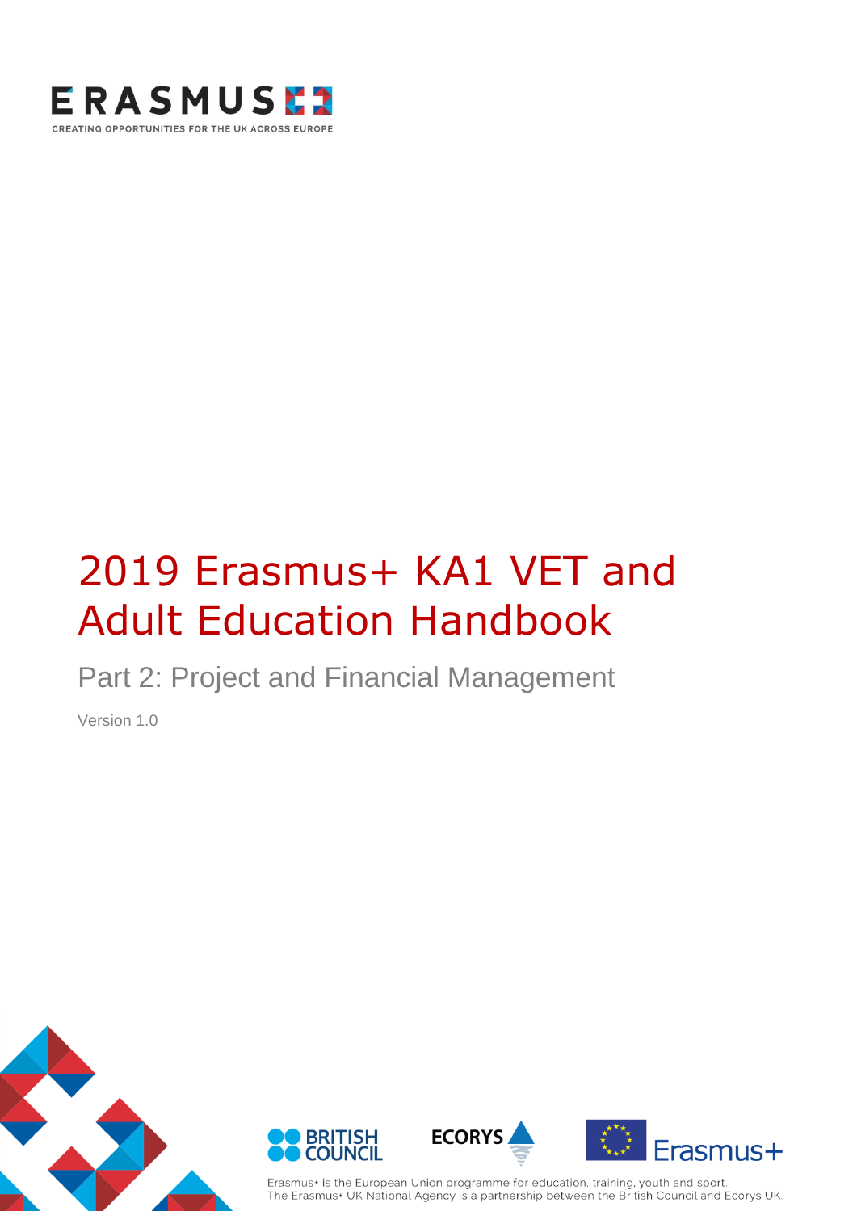ERASMUS+

CREATING OPPORTUNITIES FOR THE UK ACROSS EUROPE

# 2019 Erasmus+ KA1 VET and Adult Education Handbook

## Part 2: Project and Financial Management

Version 1.0

Erasmus+ is the European Union programme for education, training, youth and sport.
The Erasmus+ UK National Agency is a partnership between the British Council and Ecorys UK.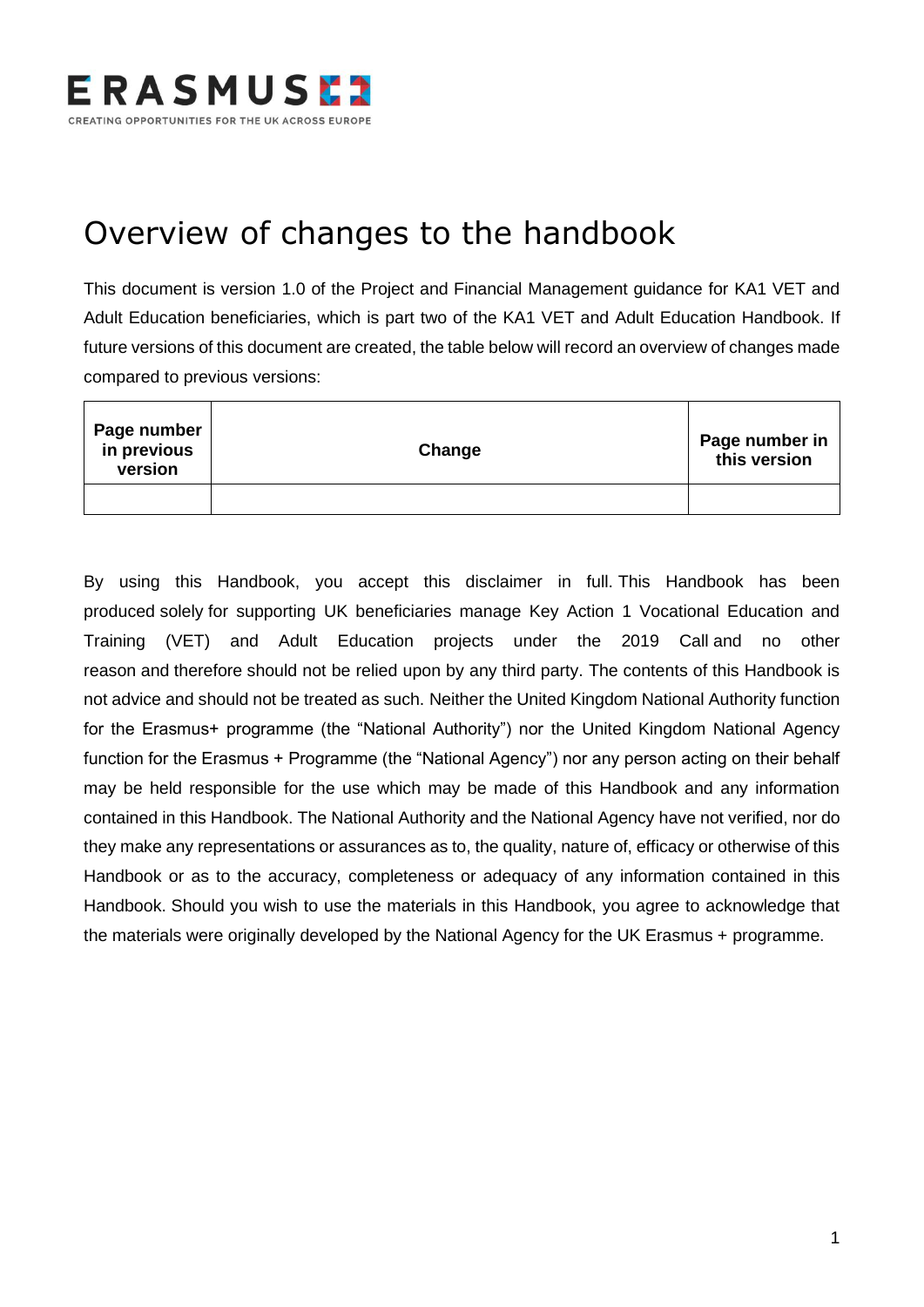# Overview of changes to the handbook

This document is version 1.0 of the Project and Financial Management guidance for KA1 VET and Adult Education beneficiaries, which is part two of the KA1 VET and Adult Education Handbook. If future versions of this document are created, the table below will record an overview of changes made compared to previous versions:

| Page number in previous version | Change | Page number in this version |
|---|---|---|
| | | |

By using this Handbook, you accept this disclaimer in full. This Handbook has been produced solely for supporting UK beneficiaries manage Key Action 1 Vocational Education and Training (VET) and Adult Education projects under the 2019 Call and no other reason and therefore should not be relied upon by any third party. The contents of this Handbook is not advice and should not be treated as such. Neither the United Kingdom National Authority function for the Erasmus+ programme (the "National Authority") nor the United Kingdom National Agency function for the Erasmus + Programme (the "National Agency") nor any person acting on their behalf may be held responsible for the use which may be made of this Handbook and any information contained in this Handbook. The National Authority and the National Agency have not verified, nor do they make any representations or assurances as to, the quality, nature of, efficacy or otherwise of this Handbook or as to the accuracy, completeness or adequacy of any information contained in this Handbook. Should you wish to use the materials in this Handbook, you agree to acknowledge that the materials were originally developed by the National Agency for the UK Erasmus + programme.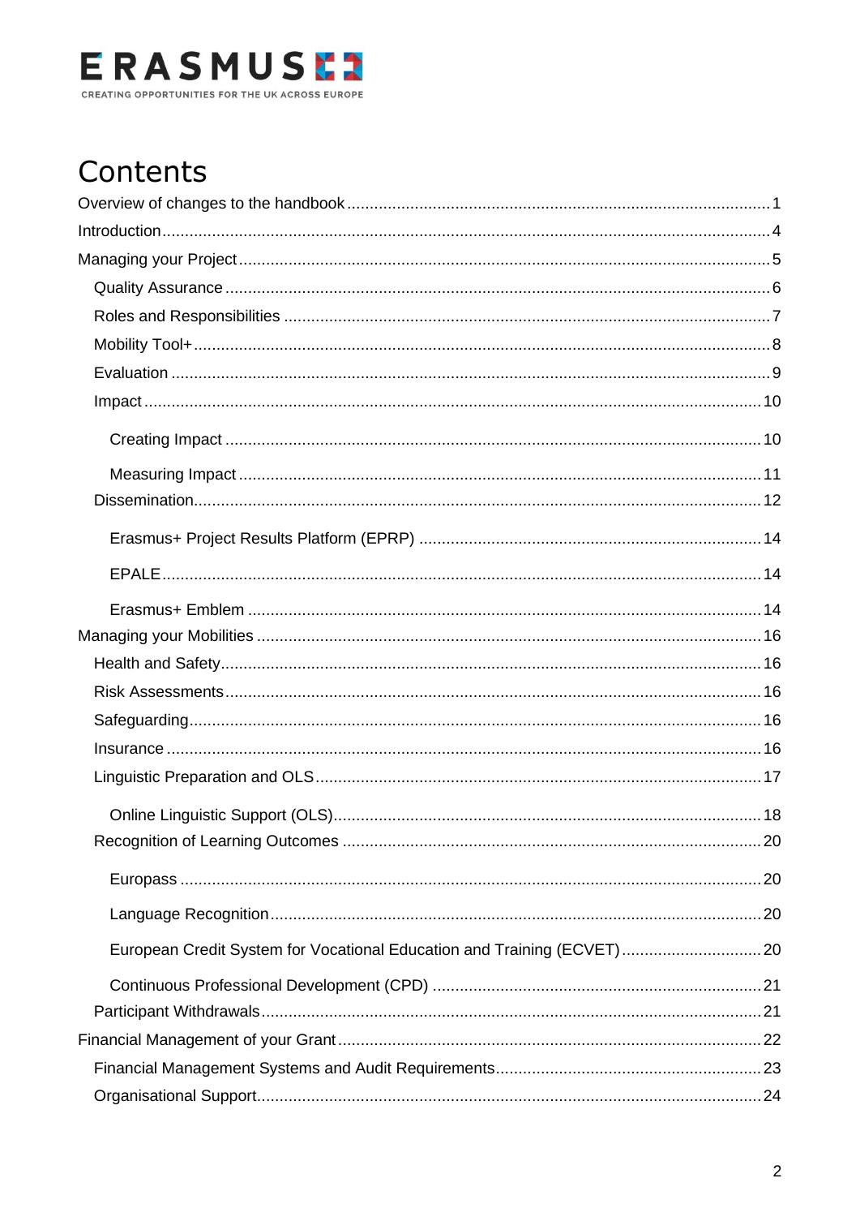# Contents

- Overview of changes to the handbook ... 1
- Introduction ... 4
- Managing your Project ... 5
  - Quality Assurance ... 6
  - Roles and Responsibilities ... 7
  - Mobility Tool+ ... 8
  - Evaluation ... 9
  - Impact ... 10
    - Creating Impact ... 10
    - Measuring Impact ... 11
  - Dissemination ... 12
    - Erasmus+ Project Results Platform (EPRP) ... 14
    - EPALE ... 14
    - Erasmus+ Emblem ... 14
- Managing your Mobilities ... 16
  - Health and Safety ... 16
  - Risk Assessments ... 16
  - Safeguarding ... 16
  - Insurance ... 16
  - Linguistic Preparation and OLS ... 17
    - Online Linguistic Support (OLS) ... 18
  - Recognition of Learning Outcomes ... 20
    - Europass ... 20
    - Language Recognition ... 20
    - European Credit System for Vocational Education and Training (ECVET) ... 20
    - Continuous Professional Development (CPD) ... 21
  - Participant Withdrawals ... 21
- Financial Management of your Grant ... 22
  - Financial Management Systems and Audit Requirements ... 23
  - Organisational Support ... 24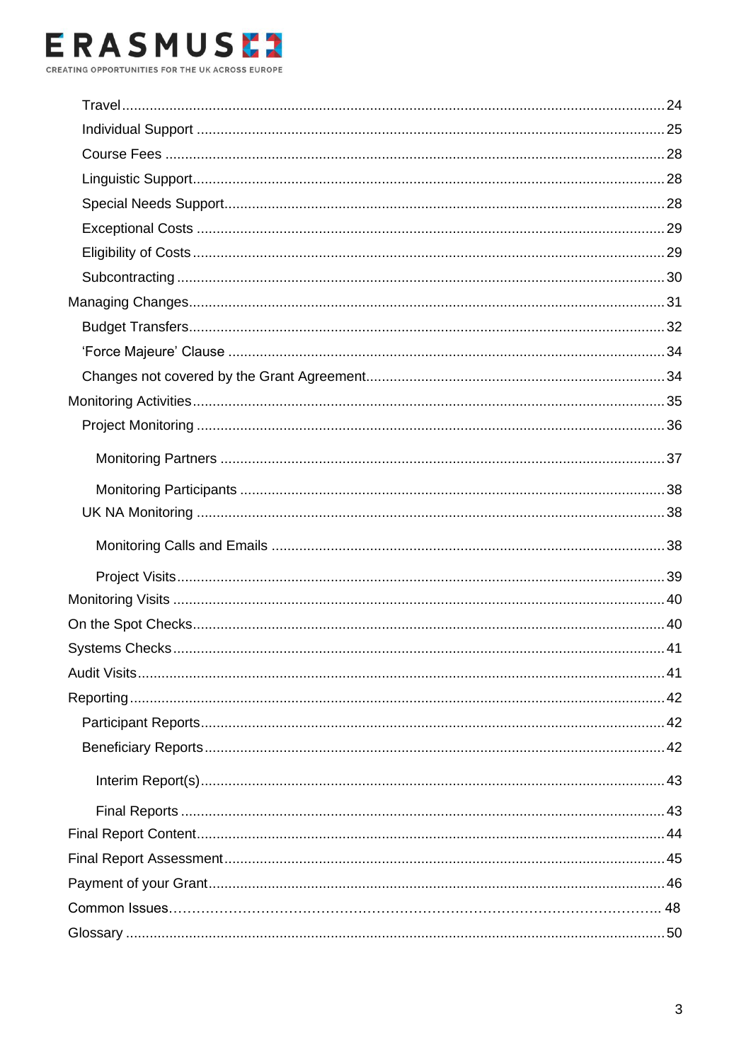- Travel ........................................................................................................................ 24
- Individual Support ..................................................................................................... 25
- Course Fees ............................................................................................................. 28
- Linguistic Support...................................................................................................... 28
- Special Needs Support.............................................................................................. 28
- Exceptional Costs ..................................................................................................... 29
- Eligibility of Costs ...................................................................................................... 29
- Subcontracting .......................................................................................................... 30

Managing Changes....................................................................................................... 31

- Budget Transfers....................................................................................................... 32
- 'Force Majeure' Clause ............................................................................................. 34
- Changes not covered by the Grant Agreement.......................................................... 34

Monitoring Activities...................................................................................................... 35

- Project Monitoring ..................................................................................................... 36
  - Monitoring Partners ............................................................................................... 37
  - Monitoring Participants .......................................................................................... 38
- UK NA Monitoring ..................................................................................................... 38
  - Monitoring Calls and Emails .................................................................................. 38
  - Project Visits.......................................................................................................... 39

Monitoring Visits ........................................................................................................... 40

On the Spot Checks...................................................................................................... 40

Systems Checks ........................................................................................................... 41

Audit Visits.................................................................................................................... 41

Reporting...................................................................................................................... 42

- Participant Reports.................................................................................................... 42
- Beneficiary Reports ................................................................................................... 42
  - Interim Report(s).................................................................................................... 43
  - Final Reports ........................................................................................................ 43

Final Report Content..................................................................................................... 44

Final Report Assessment.............................................................................................. 45

Payment of your Grant.................................................................................................. 46

Common Issues…………………………………………………………………………………………. 48

Glossary ....................................................................................................................... 50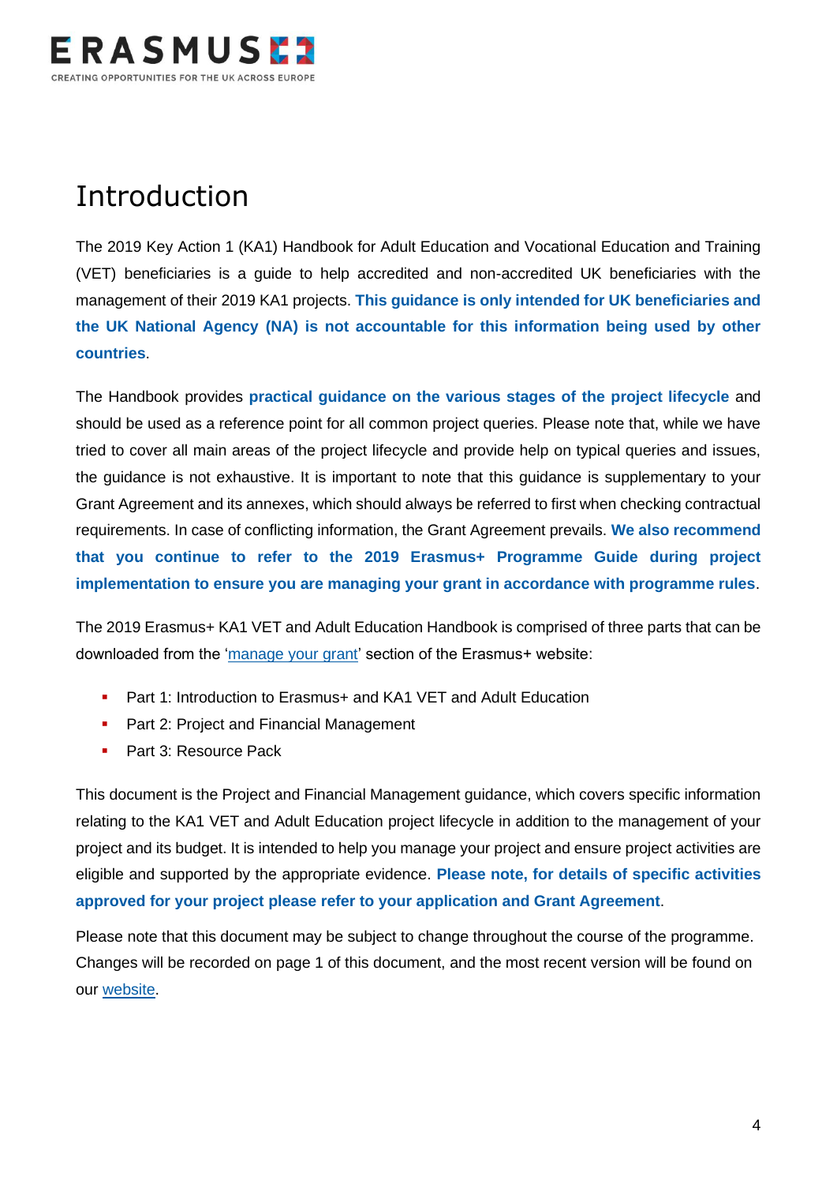# Introduction

The 2019 Key Action 1 (KA1) Handbook for Adult Education and Vocational Education and Training (VET) beneficiaries is a guide to help accredited and non-accredited UK beneficiaries with the management of their 2019 KA1 projects. **This guidance is only intended for UK beneficiaries and the UK National Agency (NA) is not accountable for this information being used by other countries**.

The Handbook provides **practical guidance on the various stages of the project lifecycle** and should be used as a reference point for all common project queries. Please note that, while we have tried to cover all main areas of the project lifecycle and provide help on typical queries and issues, the guidance is not exhaustive. It is important to note that this guidance is supplementary to your Grant Agreement and its annexes, which should always be referred to first when checking contractual requirements. In case of conflicting information, the Grant Agreement prevails. **We also recommend that you continue to refer to the 2019 Erasmus+ Programme Guide during project implementation to ensure you are managing your grant in accordance with programme rules**.

The 2019 Erasmus+ KA1 VET and Adult Education Handbook is comprised of three parts that can be downloaded from the 'manage your grant' section of the Erasmus+ website:

- Part 1: Introduction to Erasmus+ and KA1 VET and Adult Education
- Part 2: Project and Financial Management
- Part 3: Resource Pack

This document is the Project and Financial Management guidance, which covers specific information relating to the KA1 VET and Adult Education project lifecycle in addition to the management of your project and its budget. It is intended to help you manage your project and ensure project activities are eligible and supported by the appropriate evidence. **Please note, for details of specific activities approved for your project please refer to your application and Grant Agreement**.

Please note that this document may be subject to change throughout the course of the programme. Changes will be recorded on page 1 of this document, and the most recent version will be found on our website.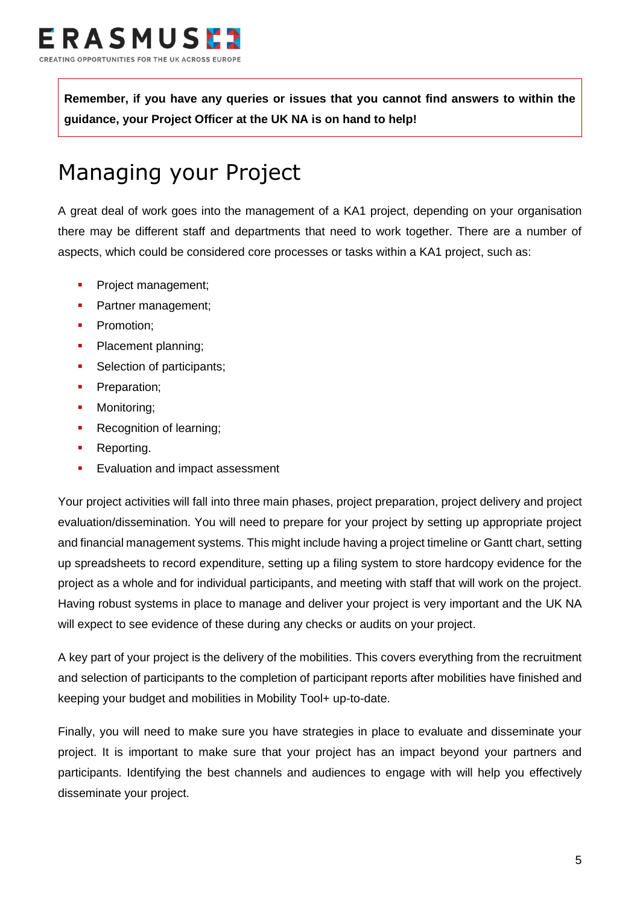**Remember, if you have any queries or issues that you cannot find answers to within the guidance, your Project Officer at the UK NA is on hand to help!**

# Managing your Project

A great deal of work goes into the management of a KA1 project, depending on your organisation there may be different staff and departments that need to work together. There are a number of aspects, which could be considered core processes or tasks within a KA1 project, such as:

- Project management;
- Partner management;
- Promotion;
- Placement planning;
- Selection of participants;
- Preparation;
- Monitoring;
- Recognition of learning;
- Reporting.
- Evaluation and impact assessment

Your project activities will fall into three main phases, project preparation, project delivery and project evaluation/dissemination. You will need to prepare for your project by setting up appropriate project and financial management systems. This might include having a project timeline or Gantt chart, setting up spreadsheets to record expenditure, setting up a filing system to store hardcopy evidence for the project as a whole and for individual participants, and meeting with staff that will work on the project. Having robust systems in place to manage and deliver your project is very important and the UK NA will expect to see evidence of these during any checks or audits on your project.

A key part of your project is the delivery of the mobilities. This covers everything from the recruitment and selection of participants to the completion of participant reports after mobilities have finished and keeping your budget and mobilities in Mobility Tool+ up-to-date.

Finally, you will need to make sure you have strategies in place to evaluate and disseminate your project. It is important to make sure that your project has an impact beyond your partners and participants. Identifying the best channels and audiences to engage with will help you effectively disseminate your project.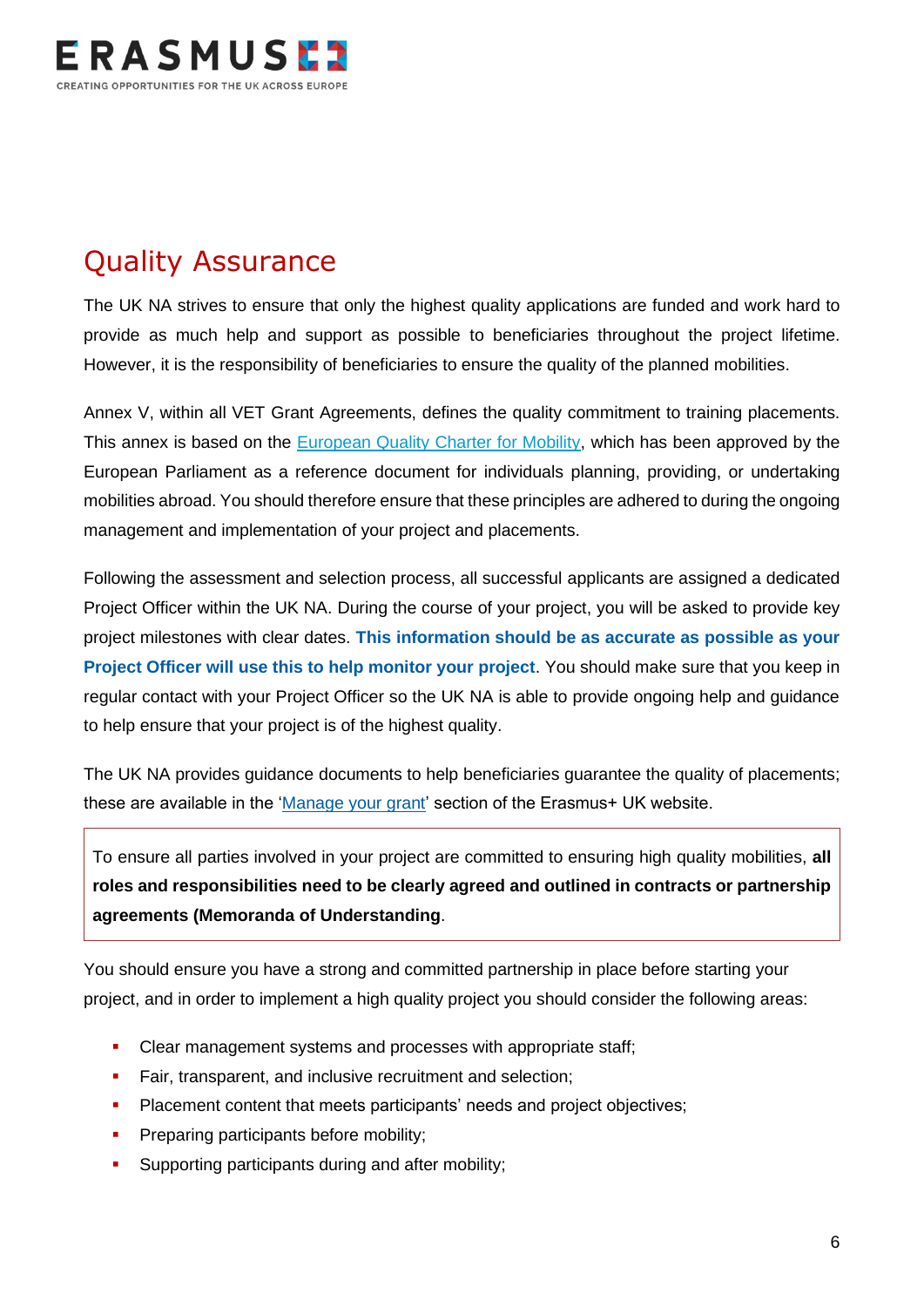# Quality Assurance

The UK NA strives to ensure that only the highest quality applications are funded and work hard to provide as much help and support as possible to beneficiaries throughout the project lifetime. However, it is the responsibility of beneficiaries to ensure the quality of the planned mobilities.

Annex V, within all VET Grant Agreements, defines the quality commitment to training placements. This annex is based on the [European Quality Charter for Mobility](), which has been approved by the European Parliament as a reference document for individuals planning, providing, or undertaking mobilities abroad. You should therefore ensure that these principles are adhered to during the ongoing management and implementation of your project and placements.

Following the assessment and selection process, all successful applicants are assigned a dedicated Project Officer within the UK NA. During the course of your project, you will be asked to provide key project milestones with clear dates. **This information should be as accurate as possible as your Project Officer will use this to help monitor your project**. You should make sure that you keep in regular contact with your Project Officer so the UK NA is able to provide ongoing help and guidance to help ensure that your project is of the highest quality.

The UK NA provides guidance documents to help beneficiaries guarantee the quality of placements; these are available in the '[Manage your grant]()' section of the Erasmus+ UK website.

> To ensure all parties involved in your project are committed to ensuring high quality mobilities, **all roles and responsibilities need to be clearly agreed and outlined in contracts or partnership agreements (Memoranda of Understanding**.

You should ensure you have a strong and committed partnership in place before starting your project, and in order to implement a high quality project you should consider the following areas:

- Clear management systems and processes with appropriate staff;
- Fair, transparent, and inclusive recruitment and selection;
- Placement content that meets participants' needs and project objectives;
- Preparing participants before mobility;
- Supporting participants during and after mobility;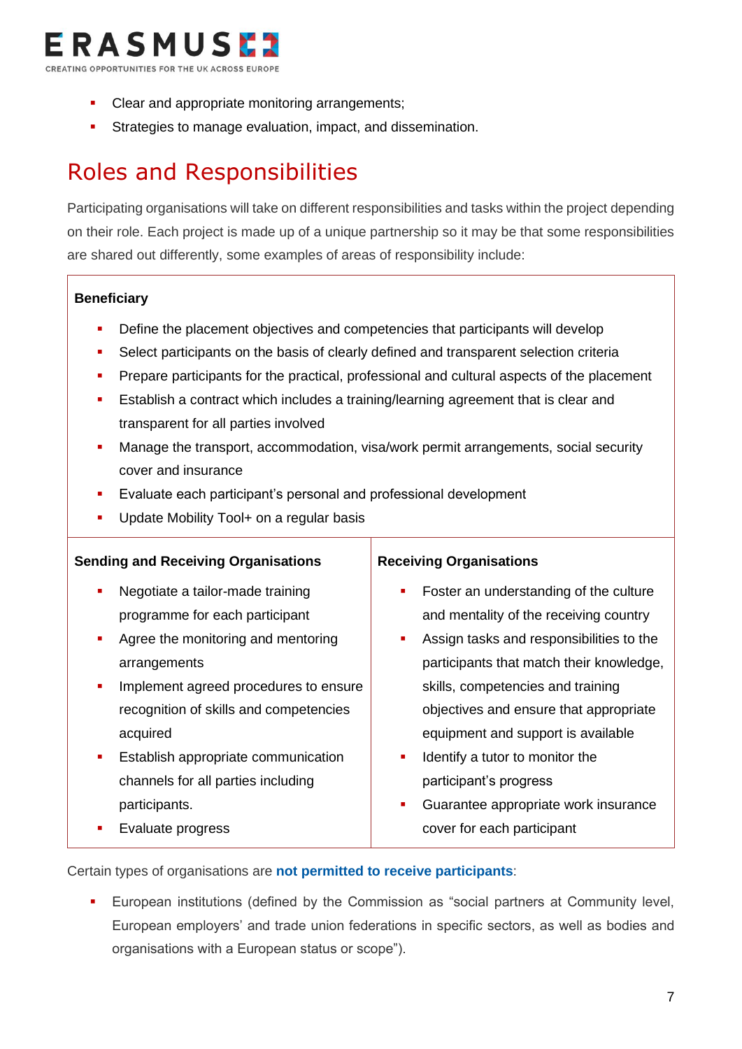- Clear and appropriate monitoring arrangements;
- Strategies to manage evaluation, impact, and dissemination.

## Roles and Responsibilities

Participating organisations will take on different responsibilities and tasks within the project depending on their role. Each project is made up of a unique partnership so it may be that some responsibilities are shared out differently, some examples of areas of responsibility include:

**Beneficiary**

- Define the placement objectives and competencies that participants will develop
- Select participants on the basis of clearly defined and transparent selection criteria
- Prepare participants for the practical, professional and cultural aspects of the placement
- Establish a contract which includes a training/learning agreement that is clear and transparent for all parties involved
- Manage the transport, accommodation, visa/work permit arrangements, social security cover and insurance
- Evaluate each participant's personal and professional development
- Update Mobility Tool+ on a regular basis

**Sending and Receiving Organisations**

- Negotiate a tailor-made training programme for each participant
- Agree the monitoring and mentoring arrangements
- Implement agreed procedures to ensure recognition of skills and competencies acquired
- Establish appropriate communication channels for all parties including participants.
- Evaluate progress

**Receiving Organisations**

- Foster an understanding of the culture and mentality of the receiving country
- Assign tasks and responsibilities to the participants that match their knowledge, skills, competencies and training objectives and ensure that appropriate equipment and support is available
- Identify a tutor to monitor the participant's progress
- Guarantee appropriate work insurance cover for each participant

Certain types of organisations are **not permitted to receive participants**:

- European institutions (defined by the Commission as "social partners at Community level, European employers' and trade union federations in specific sectors, as well as bodies and organisations with a European status or scope").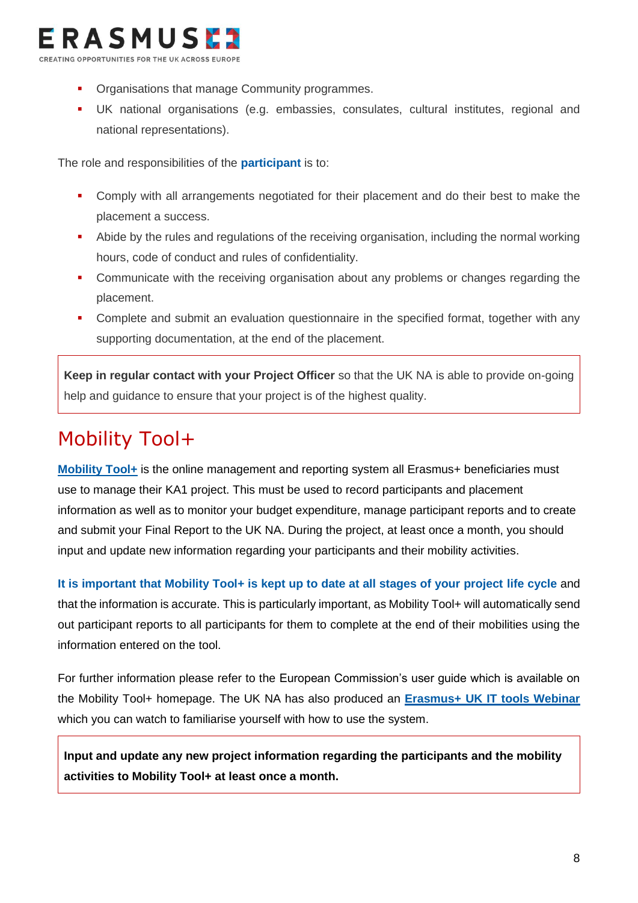- Organisations that manage Community programmes.
- UK national organisations (e.g. embassies, consulates, cultural institutes, regional and national representations).

The role and responsibilities of the **participant** is to:

- Comply with all arrangements negotiated for their placement and do their best to make the placement a success.
- Abide by the rules and regulations of the receiving organisation, including the normal working hours, code of conduct and rules of confidentiality.
- Communicate with the receiving organisation about any problems or changes regarding the placement.
- Complete and submit an evaluation questionnaire in the specified format, together with any supporting documentation, at the end of the placement.

> **Keep in regular contact with your Project Officer** so that the UK NA is able to provide on-going help and guidance to ensure that your project is of the highest quality.

# Mobility Tool+

**Mobility Tool+** is the online management and reporting system all Erasmus+ beneficiaries must use to manage their KA1 project. This must be used to record participants and placement information as well as to monitor your budget expenditure, manage participant reports and to create and submit your Final Report to the UK NA. During the project, at least once a month, you should input and update new information regarding your participants and their mobility activities.

**It is important that Mobility Tool+ is kept up to date at all stages of your project life cycle** and that the information is accurate. This is particularly important, as Mobility Tool+ will automatically send out participant reports to all participants for them to complete at the end of their mobilities using the information entered on the tool.

For further information please refer to the European Commission's user guide which is available on the Mobility Tool+ homepage. The UK NA has also produced an **Erasmus+ UK IT tools Webinar** which you can watch to familiarise yourself with how to use the system.

> **Input and update any new project information regarding the participants and the mobility activities to Mobility Tool+ at least once a month.**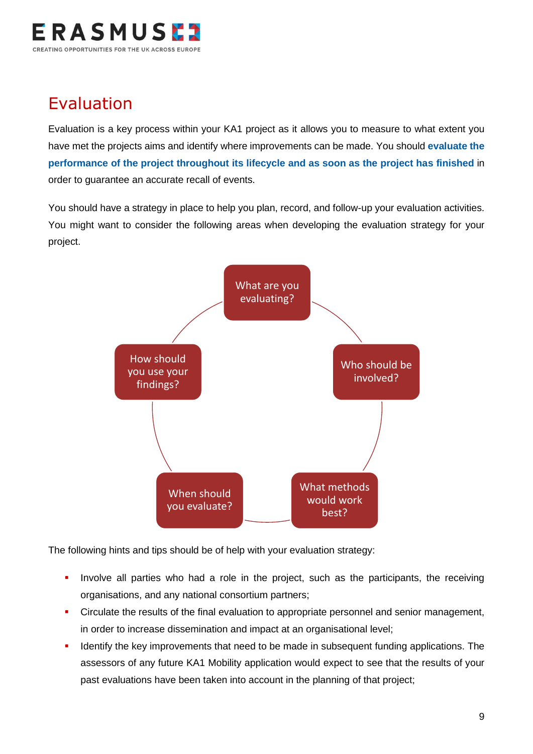## Evaluation

Evaluation is a key process within your KA1 project as it allows you to measure to what extent you have met the projects aims and identify where improvements can be made. You should **evaluate the performance of the project throughout its lifecycle and as soon as the project has finished** in order to guarantee an accurate recall of events.

You should have a strategy in place to help you plan, record, and follow-up your evaluation activities. You might want to consider the following areas when developing the evaluation strategy for your project.

- What are you evaluating?
- Who should be involved?
- What methods would work best?
- When should you evaluate?
- How should you use your findings?

The following hints and tips should be of help with your evaluation strategy:

- Involve all parties who had a role in the project, such as the participants, the receiving organisations, and any national consortium partners;
- Circulate the results of the final evaluation to appropriate personnel and senior management, in order to increase dissemination and impact at an organisational level;
- Identify the key improvements that need to be made in subsequent funding applications. The assessors of any future KA1 Mobility application would expect to see that the results of your past evaluations have been taken into account in the planning of that project;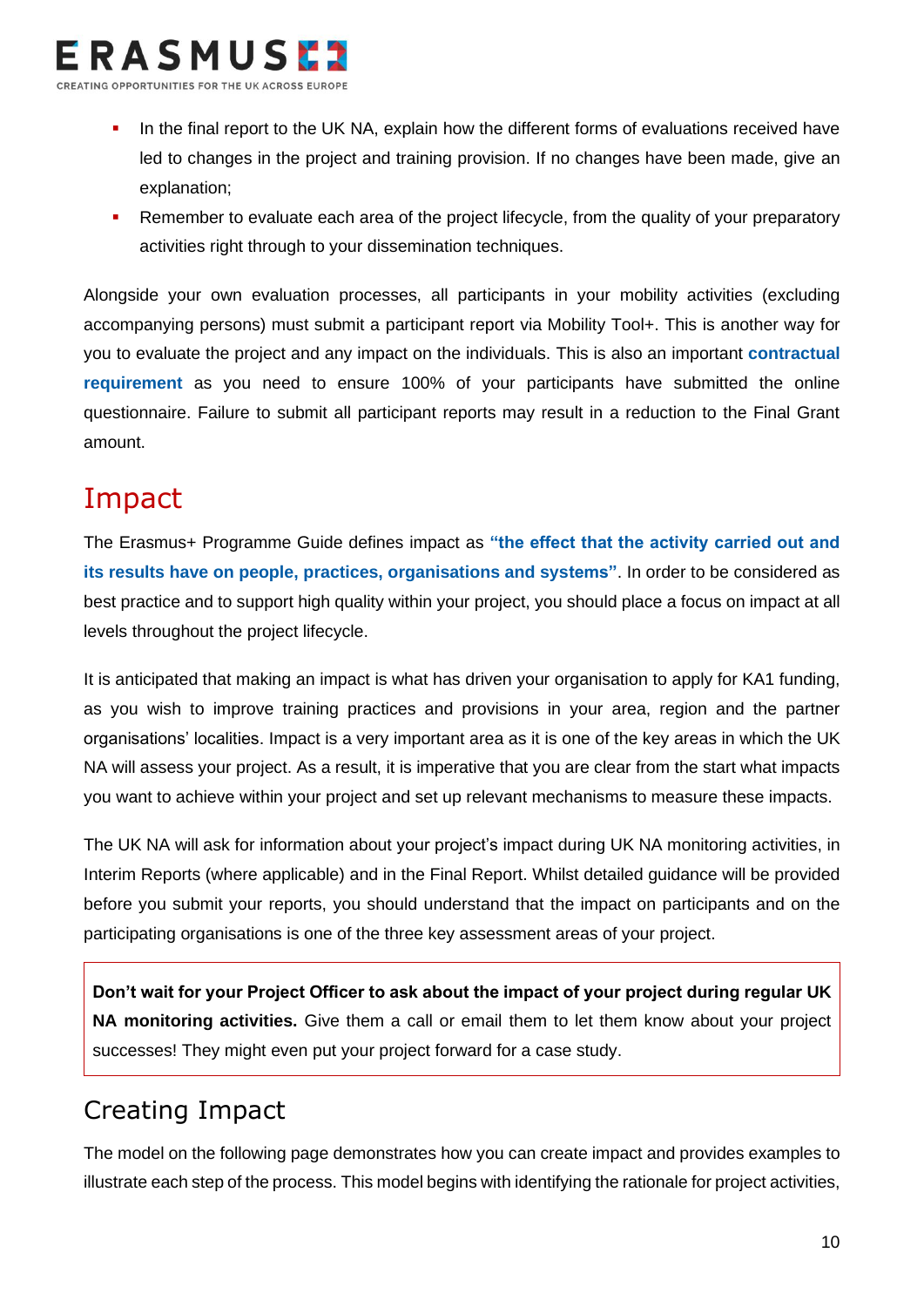- In the final report to the UK NA, explain how the different forms of evaluations received have led to changes in the project and training provision. If no changes have been made, give an explanation;
- Remember to evaluate each area of the project lifecycle, from the quality of your preparatory activities right through to your dissemination techniques.

Alongside your own evaluation processes, all participants in your mobility activities (excluding accompanying persons) must submit a participant report via Mobility Tool+. This is another way for you to evaluate the project and any impact on the individuals. This is also an important **contractual requirement** as you need to ensure 100% of your participants have submitted the online questionnaire. Failure to submit all participant reports may result in a reduction to the Final Grant amount.

# Impact

The Erasmus+ Programme Guide defines impact as **"the effect that the activity carried out and its results have on people, practices, organisations and systems"**. In order to be considered as best practice and to support high quality within your project, you should place a focus on impact at all levels throughout the project lifecycle.

It is anticipated that making an impact is what has driven your organisation to apply for KA1 funding, as you wish to improve training practices and provisions in your area, region and the partner organisations' localities. Impact is a very important area as it is one of the key areas in which the UK NA will assess your project. As a result, it is imperative that you are clear from the start what impacts you want to achieve within your project and set up relevant mechanisms to measure these impacts.

The UK NA will ask for information about your project's impact during UK NA monitoring activities, in Interim Reports (where applicable) and in the Final Report. Whilst detailed guidance will be provided before you submit your reports, you should understand that the impact on participants and on the participating organisations is one of the three key assessment areas of your project.

> **Don't wait for your Project Officer to ask about the impact of your project during regular UK NA monitoring activities.** Give them a call or email them to let them know about your project successes! They might even put your project forward for a case study.

## Creating Impact

The model on the following page demonstrates how you can create impact and provides examples to illustrate each step of the process. This model begins with identifying the rationale for project activities,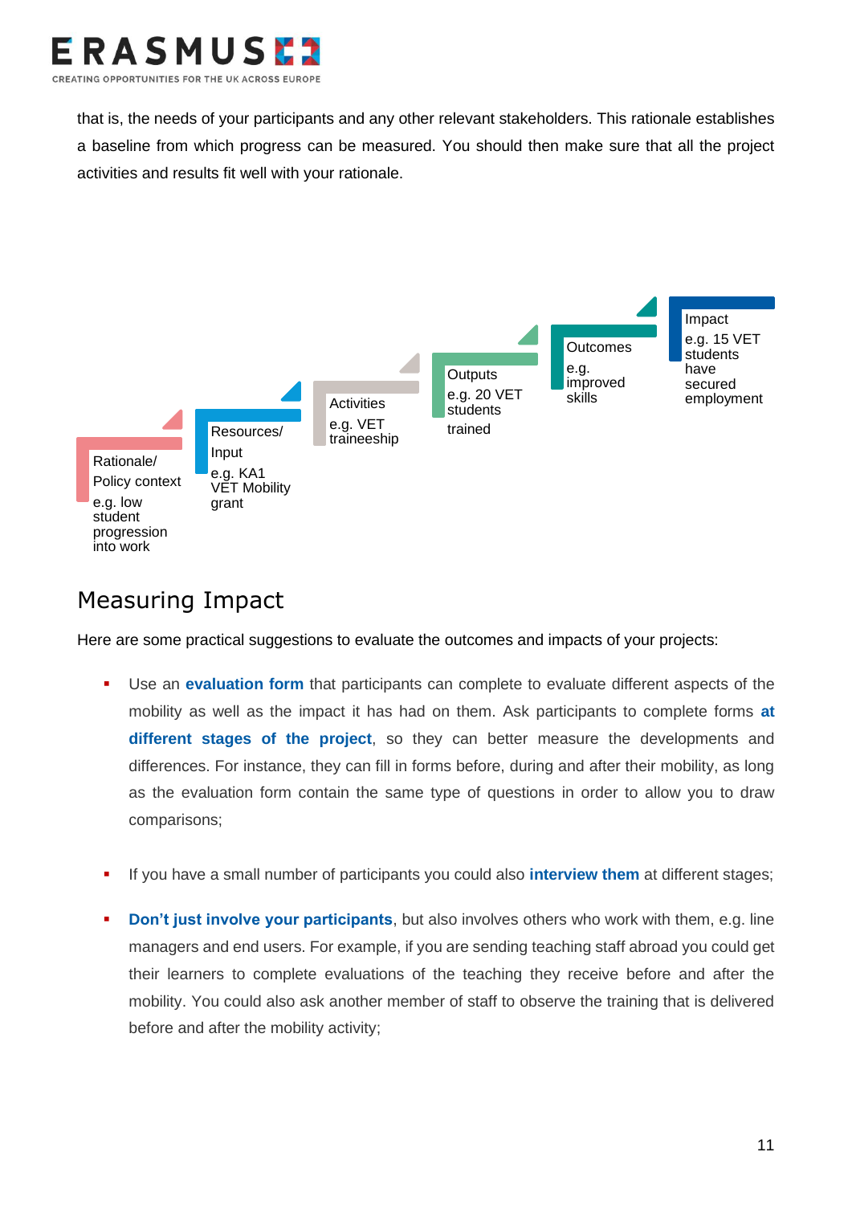that is, the needs of your participants and any other relevant stakeholders. This rationale establishes a baseline from which progress can be measured. You should then make sure that all the project activities and results fit well with your rationale.

Rationale/ Policy context e.g. low student progression into work

Resources/ Input e.g. KA1 VET Mobility grant

Activities e.g. VET traineeship

Outputs e.g. 20 VET students trained

Outcomes e.g. improved skills

Impact e.g. 15 VET students have secured employment

## Measuring Impact

Here are some practical suggestions to evaluate the outcomes and impacts of your projects:

- Use an **evaluation form** that participants can complete to evaluate different aspects of the mobility as well as the impact it has had on them. Ask participants to complete forms **at different stages of the project**, so they can better measure the developments and differences. For instance, they can fill in forms before, during and after their mobility, as long as the evaluation form contain the same type of questions in order to allow you to draw comparisons;

- If you have a small number of participants you could also **interview them** at different stages;

- **Don't just involve your participants**, but also involves others who work with them, e.g. line managers and end users. For example, if you are sending teaching staff abroad you could get their learners to complete evaluations of the teaching they receive before and after the mobility. You could also ask another member of staff to observe the training that is delivered before and after the mobility activity;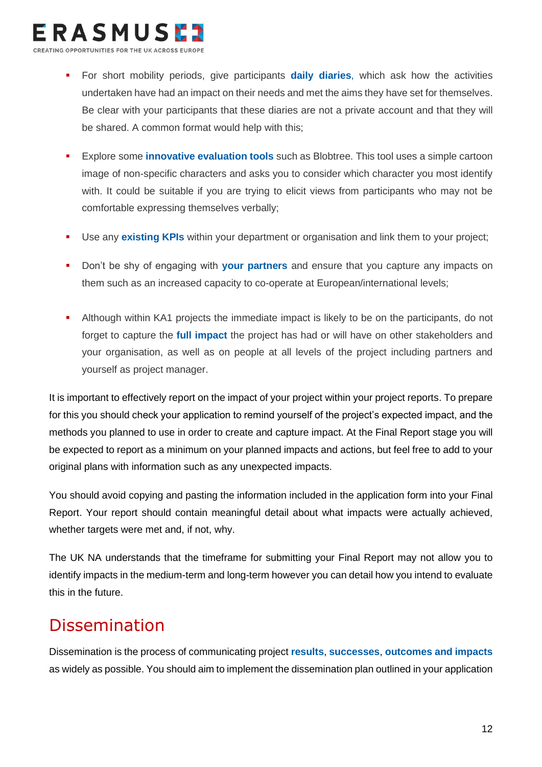- For short mobility periods, give participants **daily diaries**, which ask how the activities undertaken have had an impact on their needs and met the aims they have set for themselves. Be clear with your participants that these diaries are not a private account and that they will be shared. A common format would help with this;

- Explore some **innovative evaluation tools** such as Blobtree. This tool uses a simple cartoon image of non-specific characters and asks you to consider which character you most identify with. It could be suitable if you are trying to elicit views from participants who may not be comfortable expressing themselves verbally;

- Use any **existing KPIs** within your department or organisation and link them to your project;

- Don't be shy of engaging with **your partners** and ensure that you capture any impacts on them such as an increased capacity to co-operate at European/international levels;

- Although within KA1 projects the immediate impact is likely to be on the participants, do not forget to capture the **full impact** the project has had or will have on other stakeholders and your organisation, as well as on people at all levels of the project including partners and yourself as project manager.

It is important to effectively report on the impact of your project within your project reports. To prepare for this you should check your application to remind yourself of the project's expected impact, and the methods you planned to use in order to create and capture impact. At the Final Report stage you will be expected to report as a minimum on your planned impacts and actions, but feel free to add to your original plans with information such as any unexpected impacts.

You should avoid copying and pasting the information included in the application form into your Final Report. Your report should contain meaningful detail about what impacts were actually achieved, whether targets were met and, if not, why.

The UK NA understands that the timeframe for submitting your Final Report may not allow you to identify impacts in the medium-term and long-term however you can detail how you intend to evaluate this in the future.

# Dissemination

Dissemination is the process of communicating project **results**, **successes**, **outcomes and impacts** as widely as possible. You should aim to implement the dissemination plan outlined in your application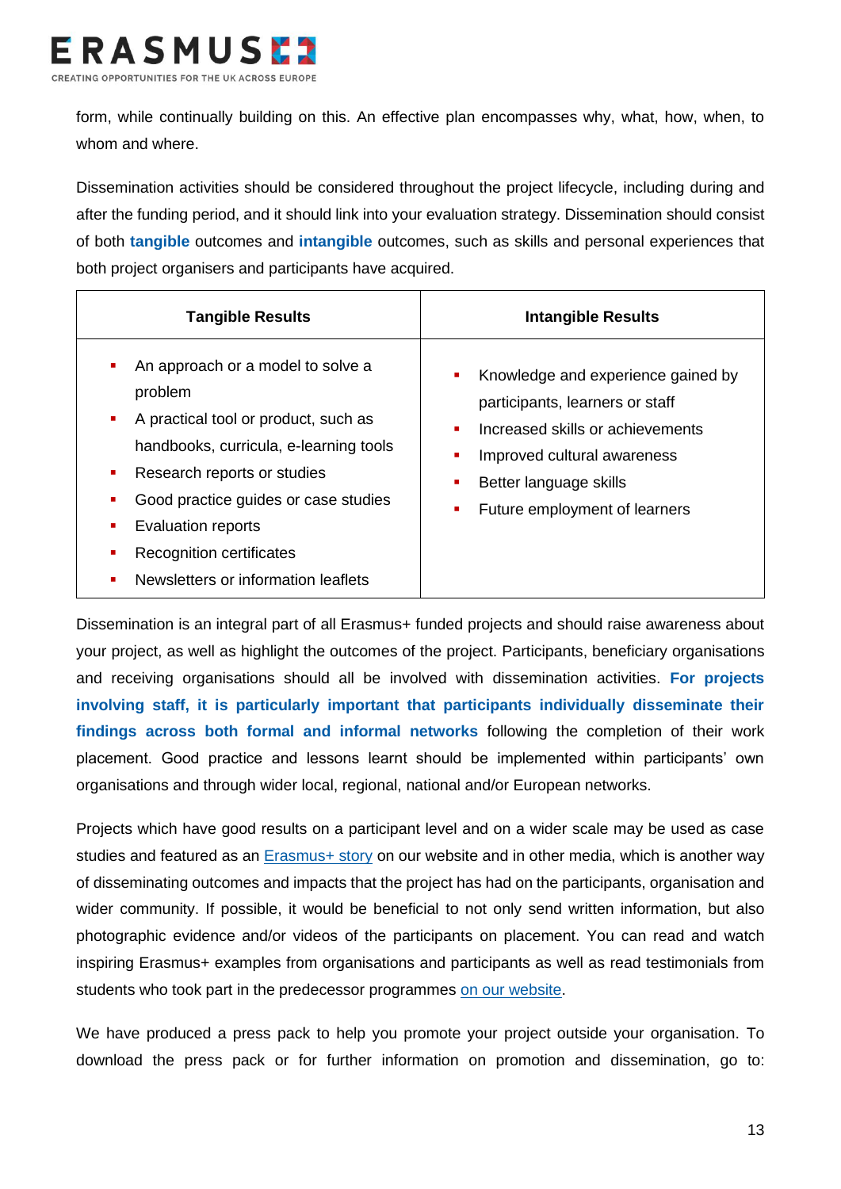form, while continually building on this. An effective plan encompasses why, what, how, when, to whom and where.

Dissemination activities should be considered throughout the project lifecycle, including during and after the funding period, and it should link into your evaluation strategy. Dissemination should consist of both **tangible** outcomes and **intangible** outcomes, such as skills and personal experiences that both project organisers and participants have acquired.

| Tangible Results | Intangible Results |
|---|---|
| ▪ An approach or a model to solve a problem<br>▪ A practical tool or product, such as handbooks, curricula, e-learning tools<br>▪ Research reports or studies<br>▪ Good practice guides or case studies<br>▪ Evaluation reports<br>▪ Recognition certificates<br>▪ Newsletters or information leaflets | ▪ Knowledge and experience gained by participants, learners or staff<br>▪ Increased skills or achievements<br>▪ Improved cultural awareness<br>▪ Better language skills<br>▪ Future employment of learners |

Dissemination is an integral part of all Erasmus+ funded projects and should raise awareness about your project, as well as highlight the outcomes of the project. Participants, beneficiary organisations and receiving organisations should all be involved with dissemination activities. **For projects involving staff, it is particularly important that participants individually disseminate their findings across both formal and informal networks** following the completion of their work placement. Good practice and lessons learnt should be implemented within participants' own organisations and through wider local, regional, national and/or European networks.

Projects which have good results on a participant level and on a wider scale may be used as case studies and featured as an Erasmus+ story on our website and in other media, which is another way of disseminating outcomes and impacts that the project has had on the participants, organisation and wider community. If possible, it would be beneficial to not only send written information, but also photographic evidence and/or videos of the participants on placement. You can read and watch inspiring Erasmus+ examples from organisations and participants as well as read testimonials from students who took part in the predecessor programmes on our website.

We have produced a press pack to help you promote your project outside your organisation. To download the press pack or for further information on promotion and dissemination, go to: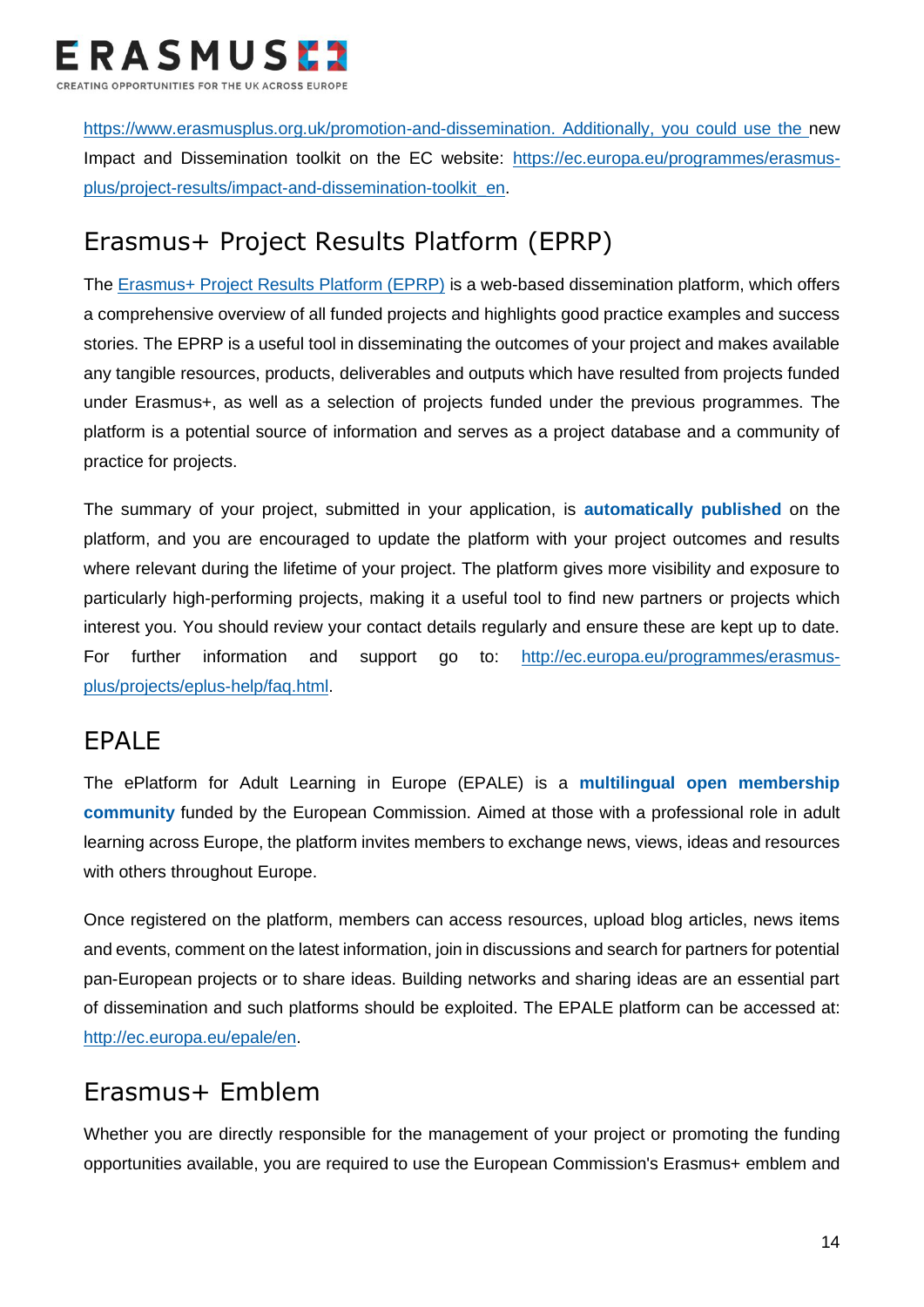https://www.erasmusplus.org.uk/promotion-and-dissemination. Additionally, you could use the new Impact and Dissemination toolkit on the EC website: https://ec.europa.eu/programmes/erasmus-plus/project-results/impact-and-dissemination-toolkit_en.

## Erasmus+ Project Results Platform (EPRP)

The Erasmus+ Project Results Platform (EPRP) is a web-based dissemination platform, which offers a comprehensive overview of all funded projects and highlights good practice examples and success stories. The EPRP is a useful tool in disseminating the outcomes of your project and makes available any tangible resources, products, deliverables and outputs which have resulted from projects funded under Erasmus+, as well as a selection of projects funded under the previous programmes. The platform is a potential source of information and serves as a project database and a community of practice for projects.

The summary of your project, submitted in your application, is **automatically published** on the platform, and you are encouraged to update the platform with your project outcomes and results where relevant during the lifetime of your project. The platform gives more visibility and exposure to particularly high-performing projects, making it a useful tool to find new partners or projects which interest you. You should review your contact details regularly and ensure these are kept up to date. For further information and support go to: http://ec.europa.eu/programmes/erasmus-plus/projects/eplus-help/faq.html.

## EPALE

The ePlatform for Adult Learning in Europe (EPALE) is a **multilingual open membership community** funded by the European Commission. Aimed at those with a professional role in adult learning across Europe, the platform invites members to exchange news, views, ideas and resources with others throughout Europe.

Once registered on the platform, members can access resources, upload blog articles, news items and events, comment on the latest information, join in discussions and search for partners for potential pan-European projects or to share ideas. Building networks and sharing ideas are an essential part of dissemination and such platforms should be exploited. The EPALE platform can be accessed at: http://ec.europa.eu/epale/en.

## Erasmus+ Emblem

Whether you are directly responsible for the management of your project or promoting the funding opportunities available, you are required to use the European Commission's Erasmus+ emblem and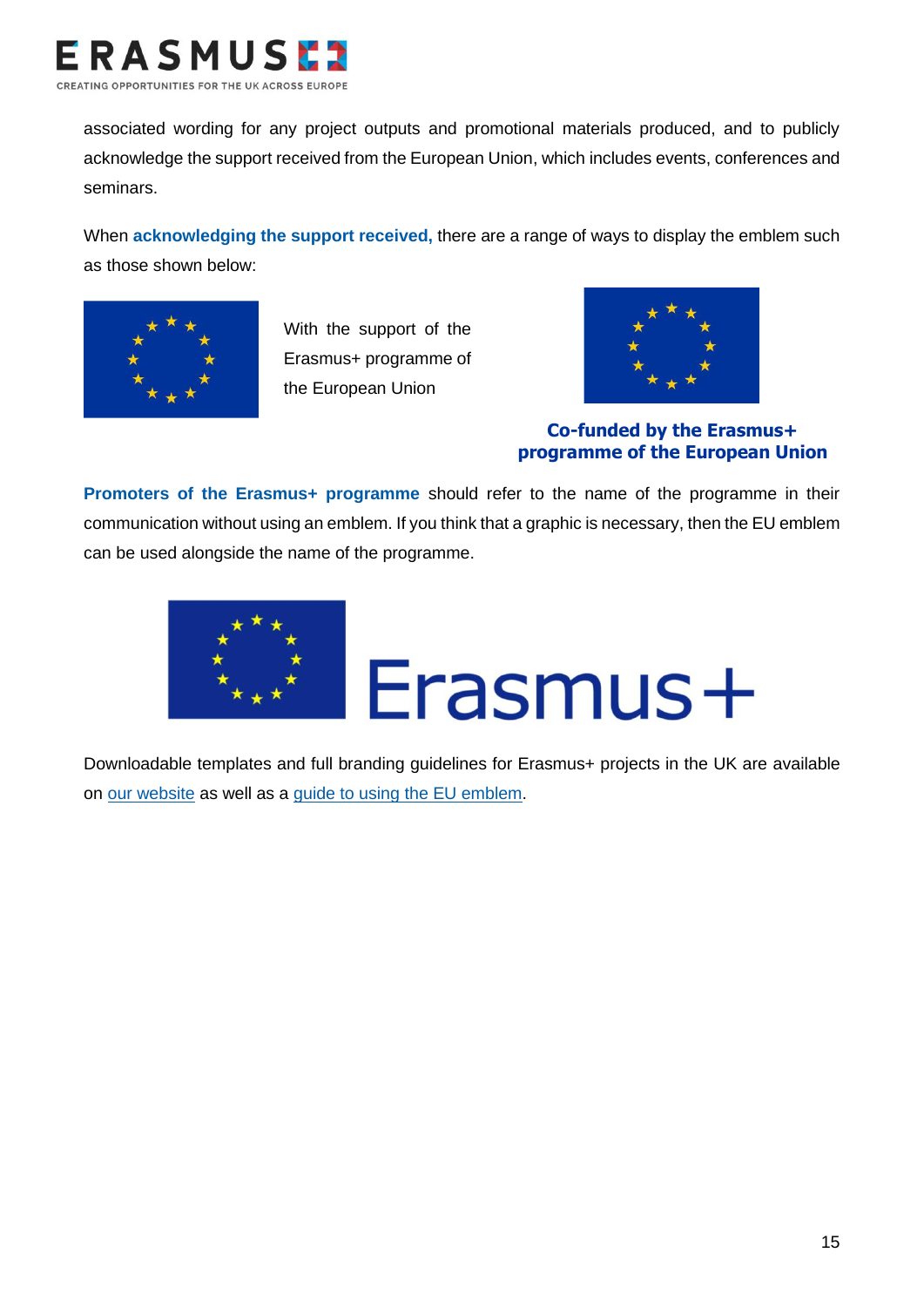associated wording for any project outputs and promotional materials produced, and to publicly acknowledge the support received from the European Union, which includes events, conferences and seminars.

When **acknowledging the support received,** there are a range of ways to display the emblem such as those shown below:

With the support of the Erasmus+ programme of the European Union

**Co-funded by the Erasmus+ programme of the European Union**

**Promoters of the Erasmus+ programme** should refer to the name of the programme in their communication without using an emblem. If you think that a graphic is necessary, then the EU emblem can be used alongside the name of the programme.

Erasmus+

Downloadable templates and full branding guidelines for Erasmus+ projects in the UK are available on [our website]() as well as a [guide to using the EU emblem]().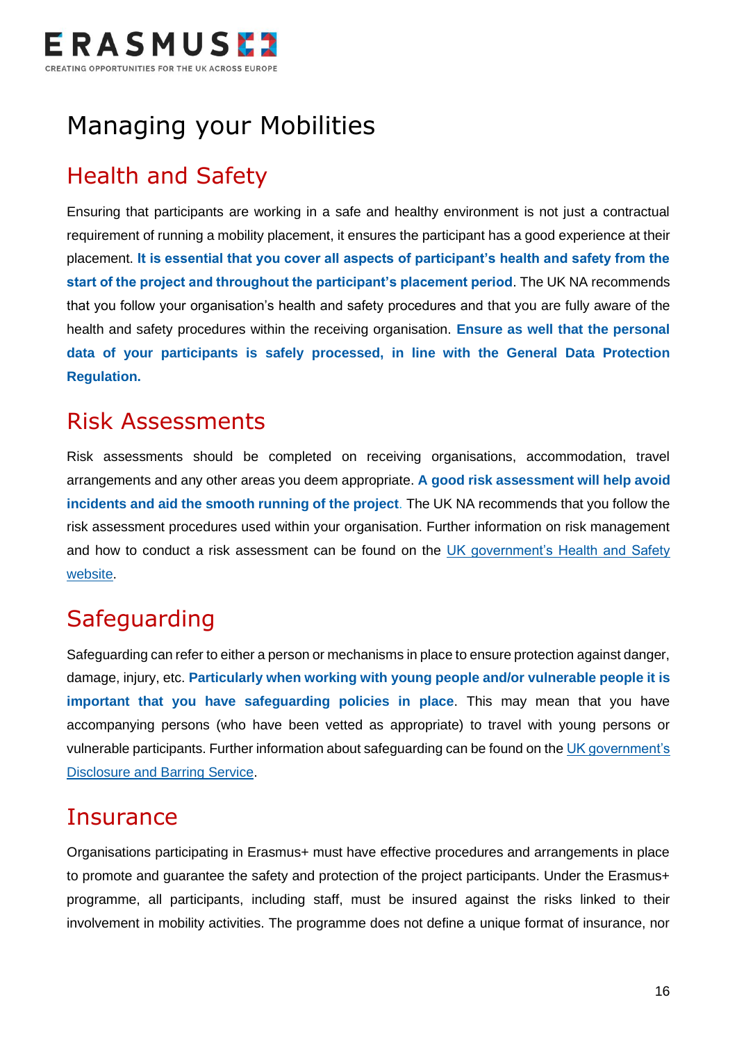# Managing your Mobilities

## Health and Safety

Ensuring that participants are working in a safe and healthy environment is not just a contractual requirement of running a mobility placement, it ensures the participant has a good experience at their placement. **It is essential that you cover all aspects of participant's health and safety from the start of the project and throughout the participant's placement period**. The UK NA recommends that you follow your organisation's health and safety procedures and that you are fully aware of the health and safety procedures within the receiving organisation. **Ensure as well that the personal data of your participants is safely processed, in line with the General Data Protection Regulation.**

## Risk Assessments

Risk assessments should be completed on receiving organisations, accommodation, travel arrangements and any other areas you deem appropriate. **A good risk assessment will help avoid incidents and aid the smooth running of the project**. The UK NA recommends that you follow the risk assessment procedures used within your organisation. Further information on risk management and how to conduct a risk assessment can be found on the UK government's Health and Safety website.

## Safeguarding

Safeguarding can refer to either a person or mechanisms in place to ensure protection against danger, damage, injury, etc. **Particularly when working with young people and/or vulnerable people it is important that you have safeguarding policies in place**. This may mean that you have accompanying persons (who have been vetted as appropriate) to travel with young persons or vulnerable participants. Further information about safeguarding can be found on the UK government's Disclosure and Barring Service.

## Insurance

Organisations participating in Erasmus+ must have effective procedures and arrangements in place to promote and guarantee the safety and protection of the project participants. Under the Erasmus+ programme, all participants, including staff, must be insured against the risks linked to their involvement in mobility activities. The programme does not define a unique format of insurance, nor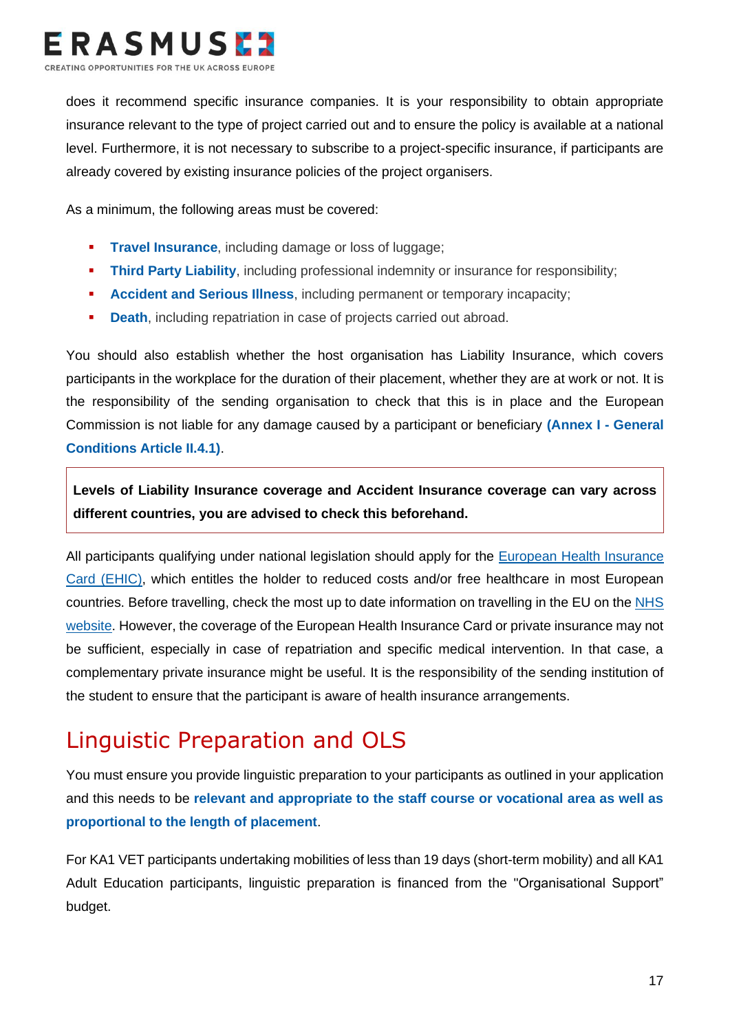does it recommend specific insurance companies. It is your responsibility to obtain appropriate insurance relevant to the type of project carried out and to ensure the policy is available at a national level. Furthermore, it is not necessary to subscribe to a project-specific insurance, if participants are already covered by existing insurance policies of the project organisers.

As a minimum, the following areas must be covered:

- **Travel Insurance**, including damage or loss of luggage;
- **Third Party Liability**, including professional indemnity or insurance for responsibility;
- **Accident and Serious Illness**, including permanent or temporary incapacity;
- **Death**, including repatriation in case of projects carried out abroad.

You should also establish whether the host organisation has Liability Insurance, which covers participants in the workplace for the duration of their placement, whether they are at work or not. It is the responsibility of the sending organisation to check that this is in place and the European Commission is not liable for any damage caused by a participant or beneficiary **(Annex I - General Conditions Article II.4.1)**.

**Levels of Liability Insurance coverage and Accident Insurance coverage can vary across different countries, you are advised to check this beforehand.**

All participants qualifying under national legislation should apply for the European Health Insurance Card (EHIC), which entitles the holder to reduced costs and/or free healthcare in most European countries. Before travelling, check the most up to date information on travelling in the EU on the NHS website. However, the coverage of the European Health Insurance Card or private insurance may not be sufficient, especially in case of repatriation and specific medical intervention. In that case, a complementary private insurance might be useful. It is the responsibility of the sending institution of the student to ensure that the participant is aware of health insurance arrangements.

## Linguistic Preparation and OLS

You must ensure you provide linguistic preparation to your participants as outlined in your application and this needs to be **relevant and appropriate to the staff course or vocational area as well as proportional to the length of placement**.

For KA1 VET participants undertaking mobilities of less than 19 days (short-term mobility) and all KA1 Adult Education participants, linguistic preparation is financed from the "Organisational Support" budget.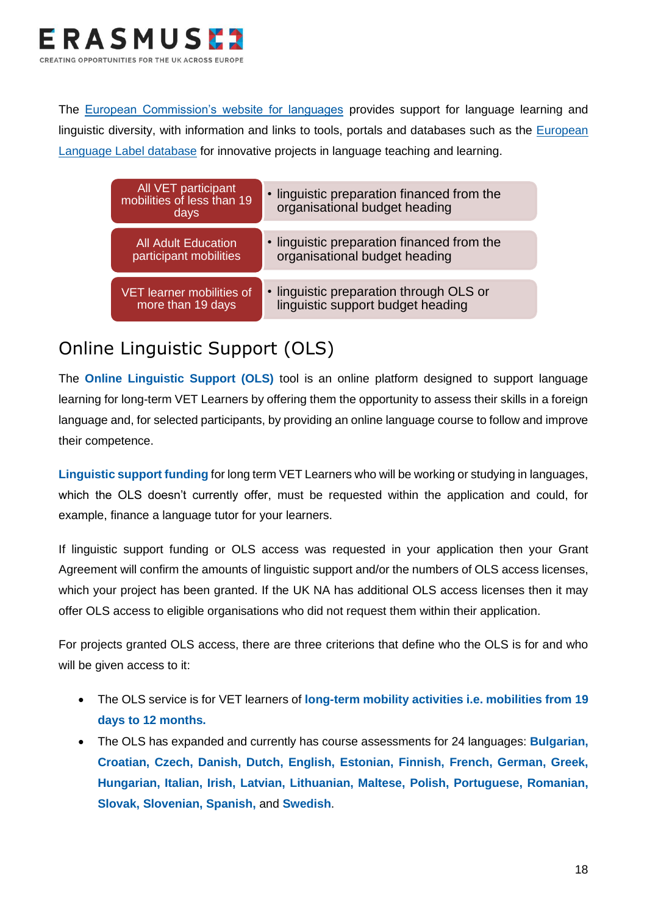The European Commission's website for languages provides support for language learning and linguistic diversity, with information and links to tools, portals and databases such as the European Language Label database for innovative projects in language teaching and learning.

| Mobility type | Linguistic preparation |
| --- | --- |
| All VET participant mobilities of less than 19 days | • linguistic preparation financed from the organisational budget heading |
| All Adult Education participant mobilities | • linguistic preparation financed from the organisational budget heading |
| VET learner mobilities of more than 19 days | • linguistic preparation through OLS or linguistic support budget heading |

## Online Linguistic Support (OLS)

The **Online Linguistic Support (OLS)** tool is an online platform designed to support language learning for long-term VET Learners by offering them the opportunity to assess their skills in a foreign language and, for selected participants, by providing an online language course to follow and improve their competence.

**Linguistic support funding** for long term VET Learners who will be working or studying in languages, which the OLS doesn't currently offer, must be requested within the application and could, for example, finance a language tutor for your learners.

If linguistic support funding or OLS access was requested in your application then your Grant Agreement will confirm the amounts of linguistic support and/or the numbers of OLS access licenses, which your project has been granted. If the UK NA has additional OLS access licenses then it may offer OLS access to eligible organisations who did not request them within their application.

For projects granted OLS access, there are three criterions that define who the OLS is for and who will be given access to it:

- The OLS service is for VET learners of **long-term mobility activities i.e. mobilities from 19 days to 12 months.**
- The OLS has expanded and currently has course assessments for 24 languages: **Bulgarian, Croatian, Czech, Danish, Dutch, English, Estonian, Finnish, French, German, Greek, Hungarian, Italian, Irish, Latvian, Lithuanian, Maltese, Polish, Portuguese, Romanian, Slovak, Slovenian, Spanish,** and **Swedish**.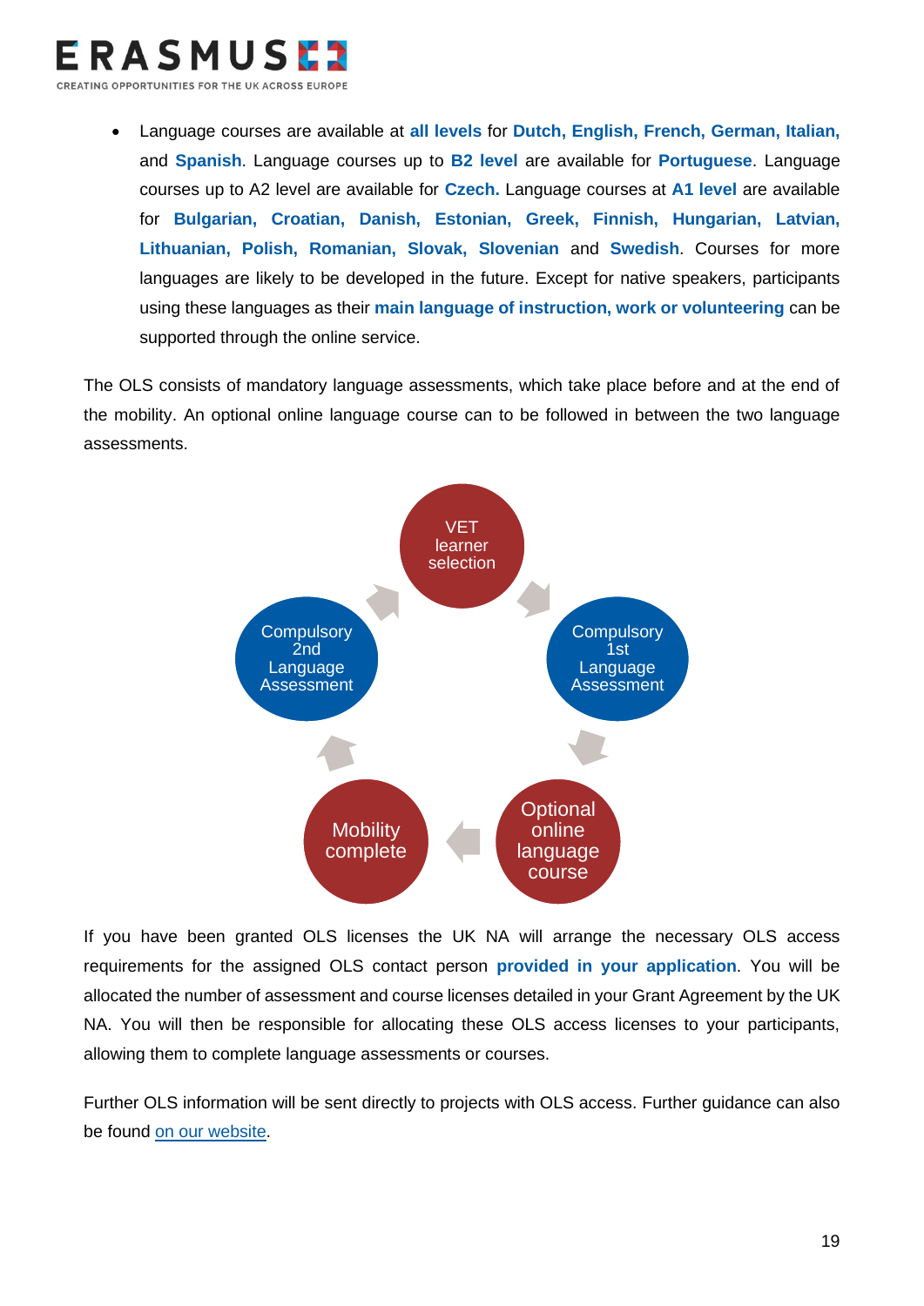- Language courses are available at **all levels** for **Dutch, English, French, German, Italian,** and **Spanish**. Language courses up to **B2 level** are available for **Portuguese**. Language courses up to A2 level are available for **Czech.** Language courses at **A1 level** are available for **Bulgarian, Croatian, Danish, Estonian, Greek, Finnish, Hungarian, Latvian, Lithuanian, Polish, Romanian, Slovak, Slovenian** and **Swedish**. Courses for more languages are likely to be developed in the future. Except for native speakers, participants using these languages as their **main language of instruction, work or volunteering** can be supported through the online service.

The OLS consists of mandatory language assessments, which take place before and at the end of the mobility. An optional online language course can to be followed in between the two language assessments.

VET learner selection → Compulsory 1st Language Assessment → Optional online language course → Mobility complete → Compulsory 2nd Language Assessment → VET learner selection

If you have been granted OLS licenses the UK NA will arrange the necessary OLS access requirements for the assigned OLS contact person **provided in your application**. You will be allocated the number of assessment and course licenses detailed in your Grant Agreement by the UK NA. You will then be responsible for allocating these OLS access licenses to your participants, allowing them to complete language assessments or courses.

Further OLS information will be sent directly to projects with OLS access. Further guidance can also be found on our website.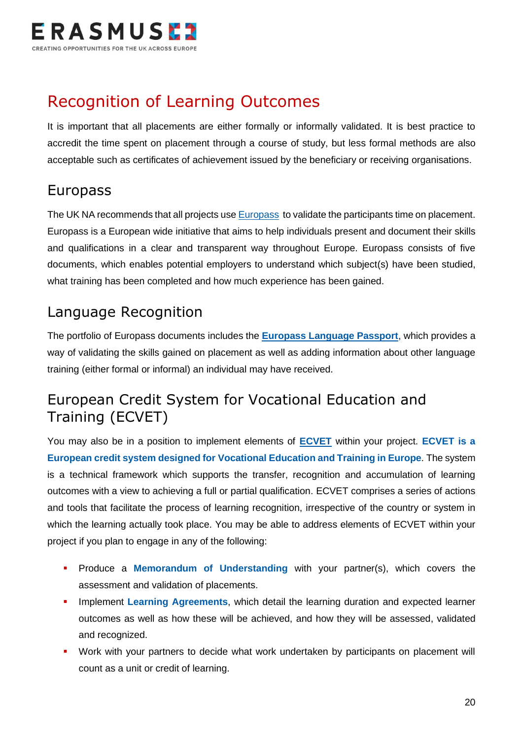# Recognition of Learning Outcomes

It is important that all placements are either formally or informally validated. It is best practice to accredit the time spent on placement through a course of study, but less formal methods are also acceptable such as certificates of achievement issued by the beneficiary or receiving organisations.

## Europass

The UK NA recommends that all projects use Europass to validate the participants time on placement. Europass is a European wide initiative that aims to help individuals present and document their skills and qualifications in a clear and transparent way throughout Europe. Europass consists of five documents, which enables potential employers to understand which subject(s) have been studied, what training has been completed and how much experience has been gained.

## Language Recognition

The portfolio of Europass documents includes the **Europass Language Passport**, which provides a way of validating the skills gained on placement as well as adding information about other language training (either formal or informal) an individual may have received.

## European Credit System for Vocational Education and Training (ECVET)

You may also be in a position to implement elements of **ECVET** within your project. **ECVET is a European credit system designed for Vocational Education and Training in Europe**. The system is a technical framework which supports the transfer, recognition and accumulation of learning outcomes with a view to achieving a full or partial qualification. ECVET comprises a series of actions and tools that facilitate the process of learning recognition, irrespective of the country or system in which the learning actually took place. You may be able to address elements of ECVET within your project if you plan to engage in any of the following:

- Produce a **Memorandum of Understanding** with your partner(s), which covers the assessment and validation of placements.
- Implement **Learning Agreements**, which detail the learning duration and expected learner outcomes as well as how these will be achieved, and how they will be assessed, validated and recognized.
- Work with your partners to decide what work undertaken by participants on placement will count as a unit or credit of learning.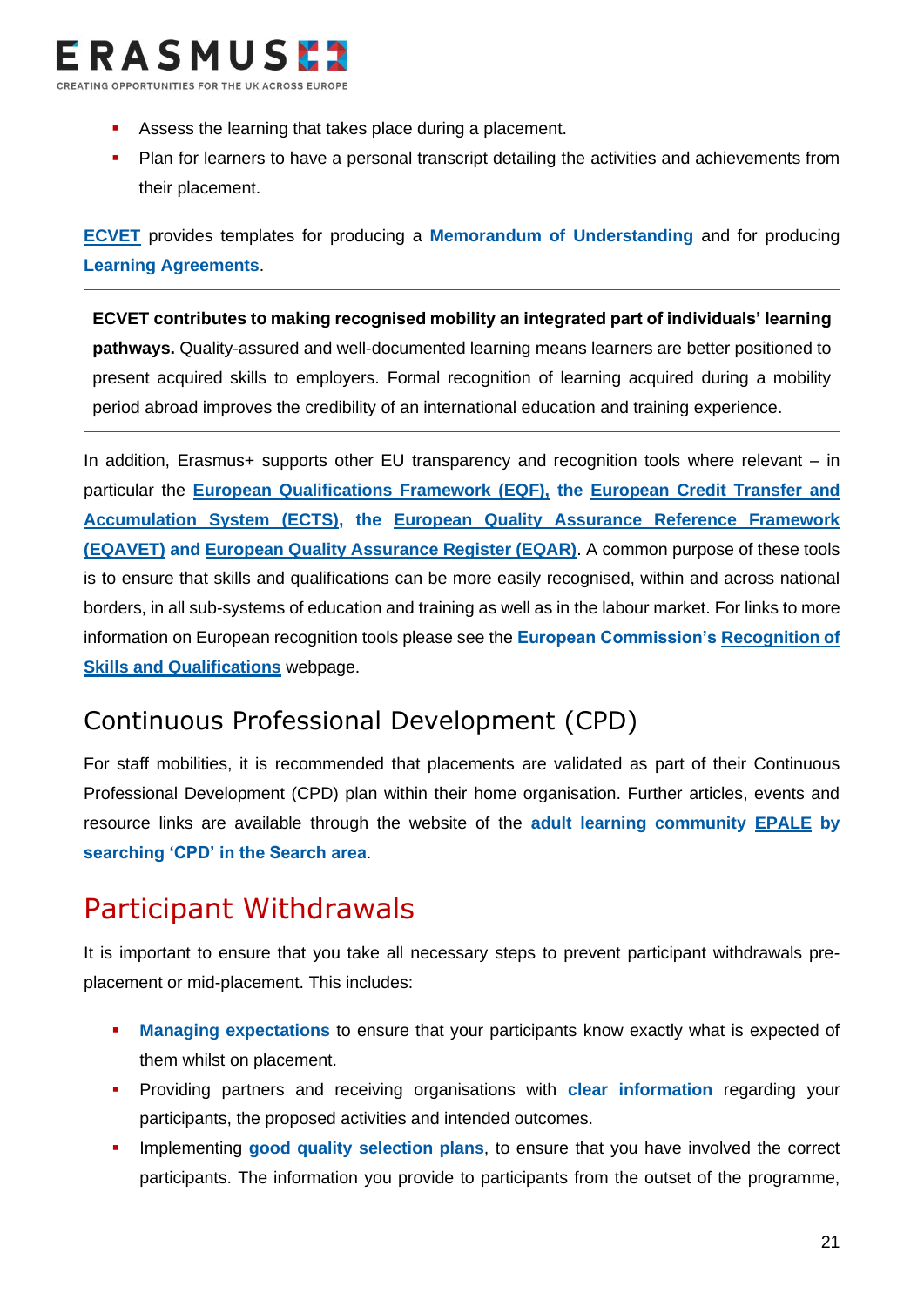- Assess the learning that takes place during a placement.
- Plan for learners to have a personal transcript detailing the activities and achievements from their placement.

**ECVET** provides templates for producing a **Memorandum of Understanding** and for producing **Learning Agreements**.

> **ECVET contributes to making recognised mobility an integrated part of individuals' learning pathways.** Quality-assured and well-documented learning means learners are better positioned to present acquired skills to employers. Formal recognition of learning acquired during a mobility period abroad improves the credibility of an international education and training experience.

In addition, Erasmus+ supports other EU transparency and recognition tools where relevant – in particular the **European Qualifications Framework (EQF), the European Credit Transfer and Accumulation System (ECTS), the European Quality Assurance Reference Framework (EQAVET) and European Quality Assurance Register (EQAR)**. A common purpose of these tools is to ensure that skills and qualifications can be more easily recognised, within and across national borders, in all sub-systems of education and training as well as in the labour market. For links to more information on European recognition tools please see the **European Commission's Recognition of Skills and Qualifications** webpage.

## Continuous Professional Development (CPD)

For staff mobilities, it is recommended that placements are validated as part of their Continuous Professional Development (CPD) plan within their home organisation. Further articles, events and resource links are available through the website of the **adult learning community EPALE by searching 'CPD' in the Search area**.

# Participant Withdrawals

It is important to ensure that you take all necessary steps to prevent participant withdrawals pre-placement or mid-placement. This includes:

- **Managing expectations** to ensure that your participants know exactly what is expected of them whilst on placement.
- Providing partners and receiving organisations with **clear information** regarding your participants, the proposed activities and intended outcomes.
- Implementing **good quality selection plans**, to ensure that you have involved the correct participants. The information you provide to participants from the outset of the programme,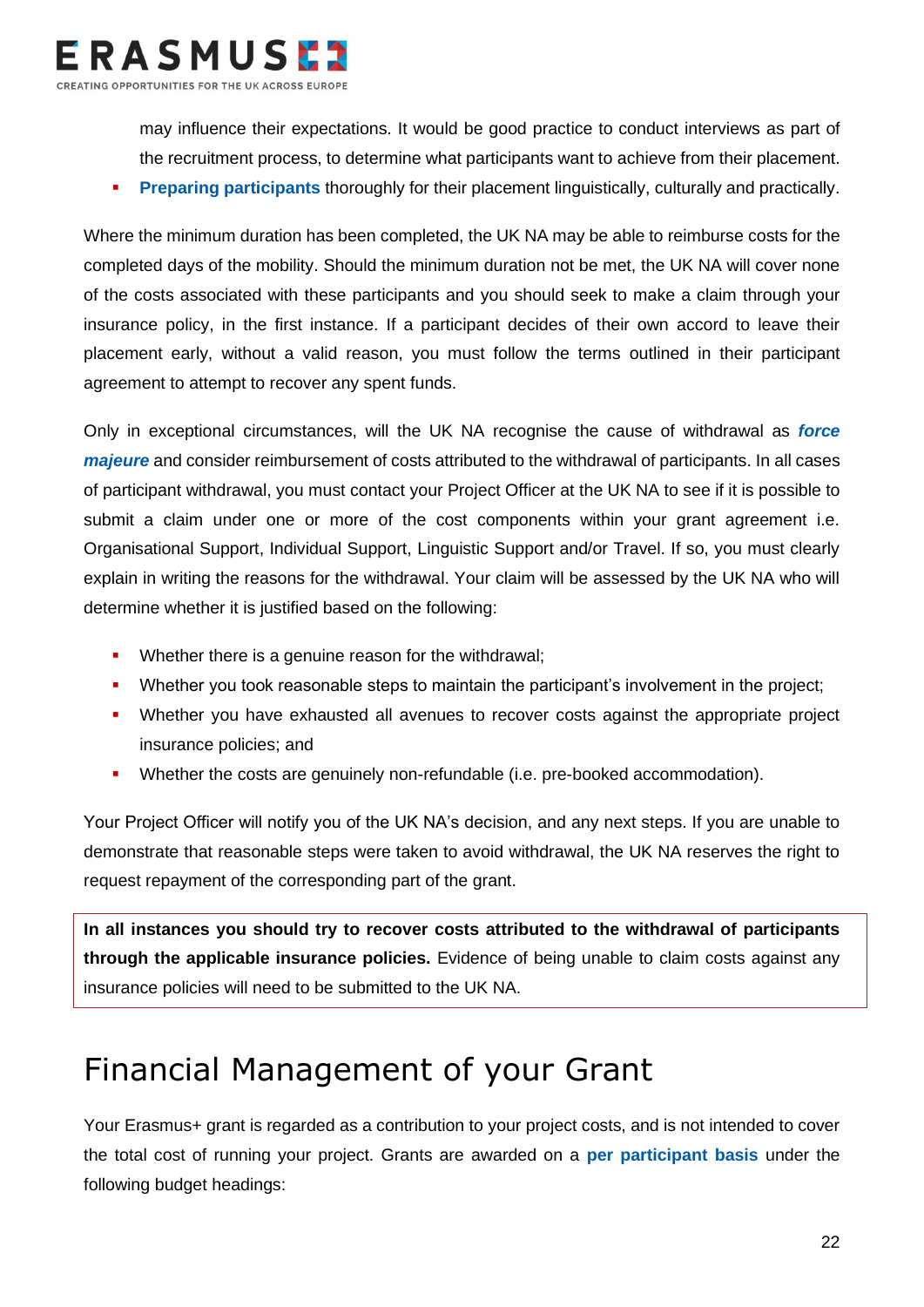may influence their expectations. It would be good practice to conduct interviews as part of the recruitment process, to determine what participants want to achieve from their placement.

- **Preparing participants** thoroughly for their placement linguistically, culturally and practically.

Where the minimum duration has been completed, the UK NA may be able to reimburse costs for the completed days of the mobility. Should the minimum duration not be met, the UK NA will cover none of the costs associated with these participants and you should seek to make a claim through your insurance policy, in the first instance. If a participant decides of their own accord to leave their placement early, without a valid reason, you must follow the terms outlined in their participant agreement to attempt to recover any spent funds.

Only in exceptional circumstances, will the UK NA recognise the cause of withdrawal as ***force majeure*** and consider reimbursement of costs attributed to the withdrawal of participants. In all cases of participant withdrawal, you must contact your Project Officer at the UK NA to see if it is possible to submit a claim under one or more of the cost components within your grant agreement i.e. Organisational Support, Individual Support, Linguistic Support and/or Travel. If so, you must clearly explain in writing the reasons for the withdrawal. Your claim will be assessed by the UK NA who will determine whether it is justified based on the following:

- Whether there is a genuine reason for the withdrawal;
- Whether you took reasonable steps to maintain the participant's involvement in the project;
- Whether you have exhausted all avenues to recover costs against the appropriate project insurance policies; and
- Whether the costs are genuinely non-refundable (i.e. pre-booked accommodation).

Your Project Officer will notify you of the UK NA's decision, and any next steps. If you are unable to demonstrate that reasonable steps were taken to avoid withdrawal, the UK NA reserves the right to request repayment of the corresponding part of the grant.

**In all instances you should try to recover costs attributed to the withdrawal of participants through the applicable insurance policies.** Evidence of being unable to claim costs against any insurance policies will need to be submitted to the UK NA.

# Financial Management of your Grant

Your Erasmus+ grant is regarded as a contribution to your project costs, and is not intended to cover the total cost of running your project. Grants are awarded on a **per participant basis** under the following budget headings: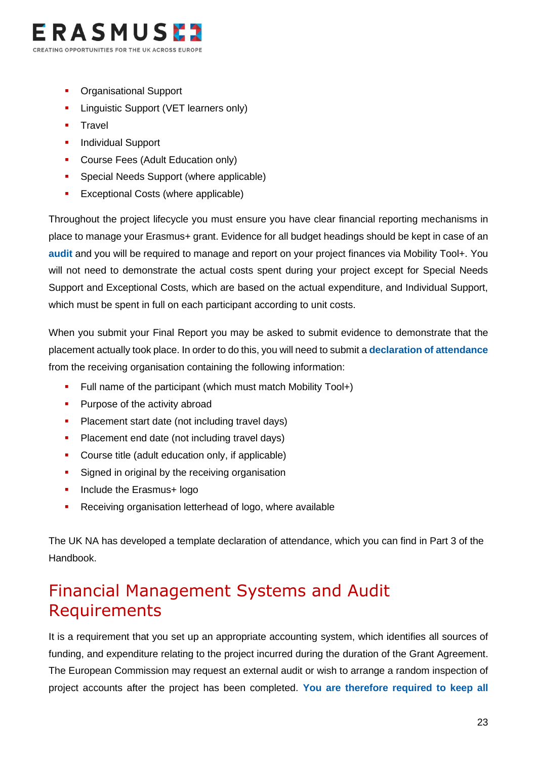- Organisational Support
- Linguistic Support (VET learners only)
- Travel
- Individual Support
- Course Fees (Adult Education only)
- Special Needs Support (where applicable)
- Exceptional Costs (where applicable)

Throughout the project lifecycle you must ensure you have clear financial reporting mechanisms in place to manage your Erasmus+ grant. Evidence for all budget headings should be kept in case of an **audit** and you will be required to manage and report on your project finances via Mobility Tool+. You will not need to demonstrate the actual costs spent during your project except for Special Needs Support and Exceptional Costs, which are based on the actual expenditure, and Individual Support, which must be spent in full on each participant according to unit costs.

When you submit your Final Report you may be asked to submit evidence to demonstrate that the placement actually took place. In order to do this, you will need to submit a **declaration of attendance** from the receiving organisation containing the following information:

- Full name of the participant (which must match Mobility Tool+)
- Purpose of the activity abroad
- Placement start date (not including travel days)
- Placement end date (not including travel days)
- Course title (adult education only, if applicable)
- Signed in original by the receiving organisation
- Include the Erasmus+ logo
- Receiving organisation letterhead of logo, where available

The UK NA has developed a template declaration of attendance, which you can find in Part 3 of the Handbook.

## Financial Management Systems and Audit Requirements

It is a requirement that you set up an appropriate accounting system, which identifies all sources of funding, and expenditure relating to the project incurred during the duration of the Grant Agreement. The European Commission may request an external audit or wish to arrange a random inspection of project accounts after the project has been completed. **You are therefore required to keep all**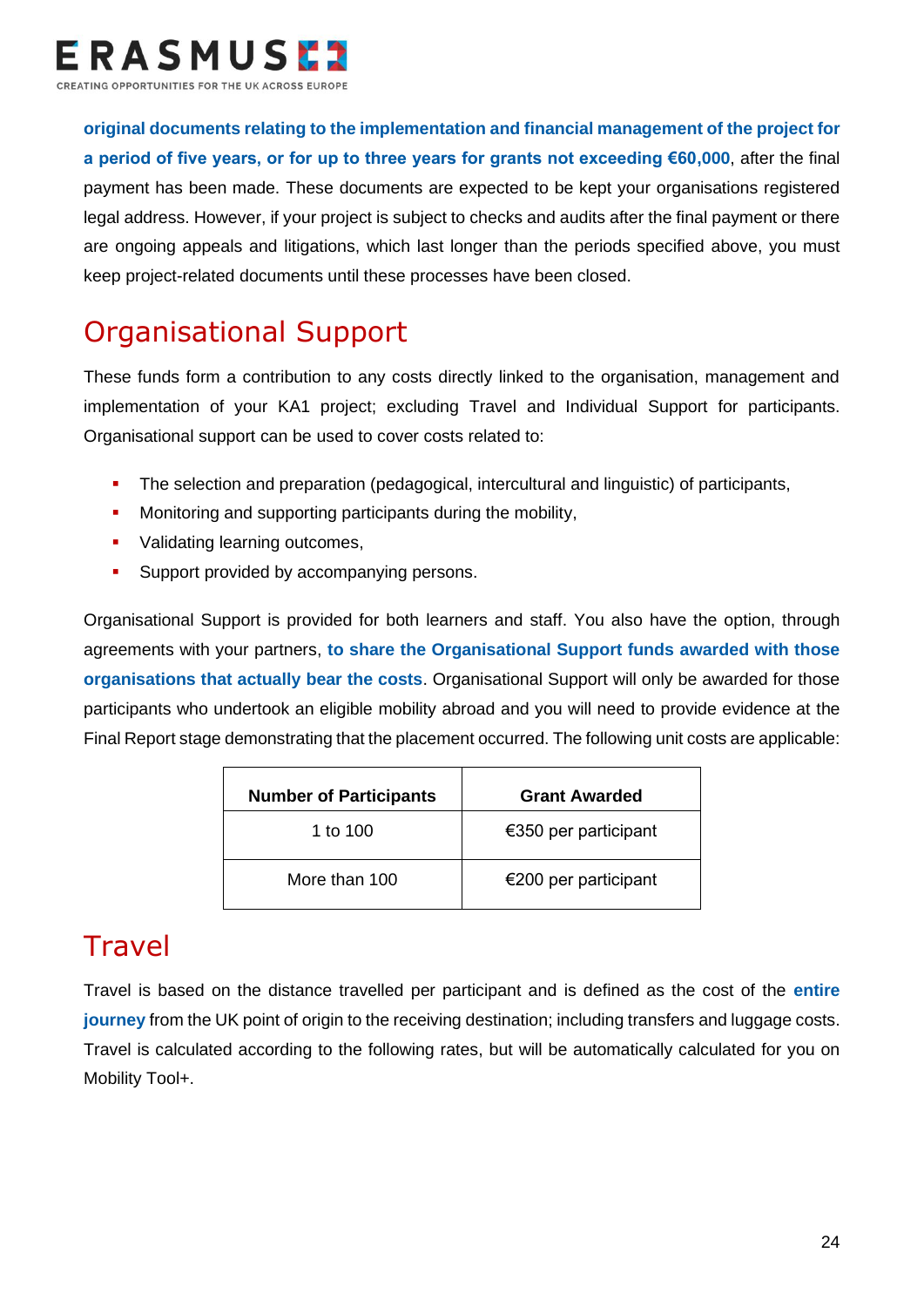**original documents relating to the implementation and financial management of the project for a period of five years, or for up to three years for grants not exceeding €60,000**, after the final payment has been made. These documents are expected to be kept your organisations registered legal address. However, if your project is subject to checks and audits after the final payment or there are ongoing appeals and litigations, which last longer than the periods specified above, you must keep project-related documents until these processes have been closed.

## Organisational Support

These funds form a contribution to any costs directly linked to the organisation, management and implementation of your KA1 project; excluding Travel and Individual Support for participants. Organisational support can be used to cover costs related to:

- The selection and preparation (pedagogical, intercultural and linguistic) of participants,
- Monitoring and supporting participants during the mobility,
- Validating learning outcomes,
- Support provided by accompanying persons.

Organisational Support is provided for both learners and staff. You also have the option, through agreements with your partners, **to share the Organisational Support funds awarded with those organisations that actually bear the costs**. Organisational Support will only be awarded for those participants who undertook an eligible mobility abroad and you will need to provide evidence at the Final Report stage demonstrating that the placement occurred. The following unit costs are applicable:

| Number of Participants | Grant Awarded |
| --- | --- |
| 1 to 100 | €350 per participant |
| More than 100 | €200 per participant |

## Travel

Travel is based on the distance travelled per participant and is defined as the cost of the **entire journey** from the UK point of origin to the receiving destination; including transfers and luggage costs. Travel is calculated according to the following rates, but will be automatically calculated for you on Mobility Tool+.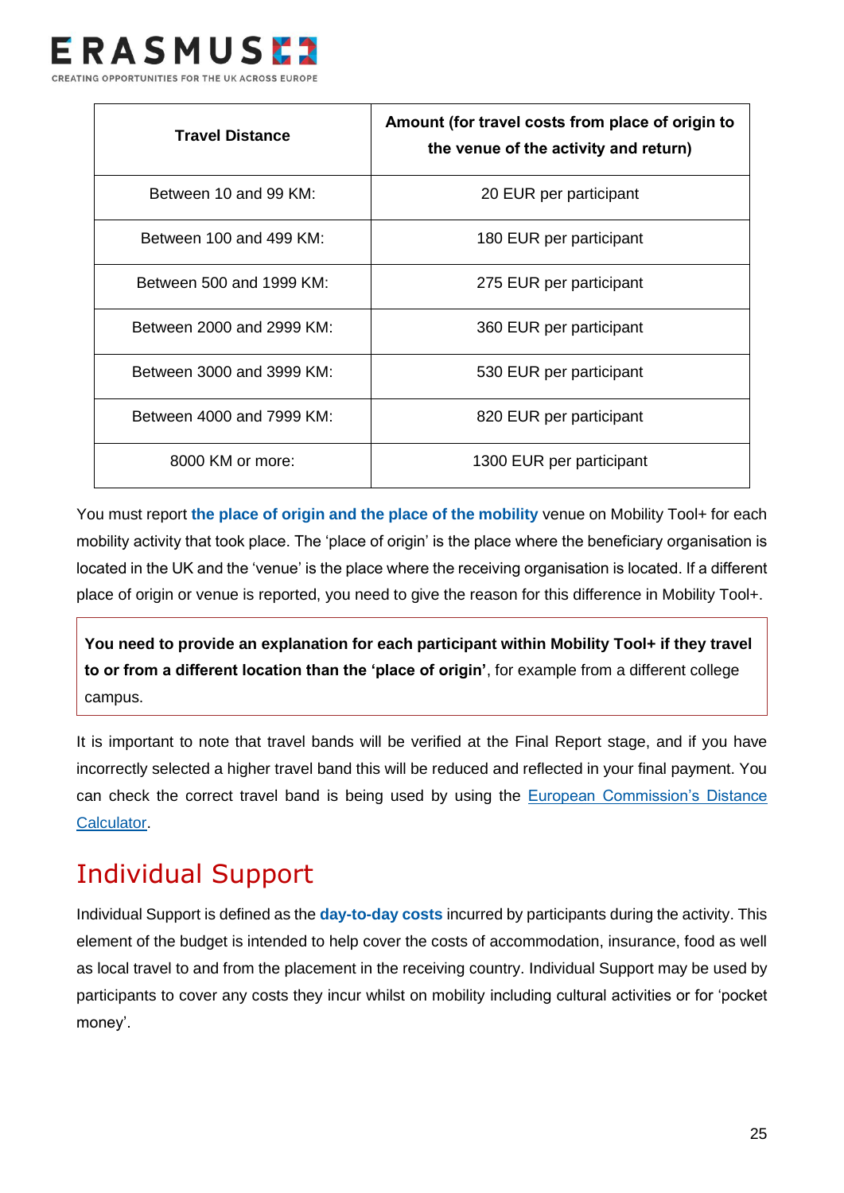| Travel Distance | Amount (for travel costs from place of origin to the venue of the activity and return) |
| --- | --- |
| Between 10 and 99 KM: | 20 EUR per participant |
| Between 100 and 499 KM: | 180 EUR per participant |
| Between 500 and 1999 KM: | 275 EUR per participant |
| Between 2000 and 2999 KM: | 360 EUR per participant |
| Between 3000 and 3999 KM: | 530 EUR per participant |
| Between 4000 and 7999 KM: | 820 EUR per participant |
| 8000 KM or more: | 1300 EUR per participant |

You must report **the place of origin and the place of the mobility** venue on Mobility Tool+ for each mobility activity that took place. The 'place of origin' is the place where the beneficiary organisation is located in the UK and the 'venue' is the place where the receiving organisation is located. If a different place of origin or venue is reported, you need to give the reason for this difference in Mobility Tool+.

**You need to provide an explanation for each participant within Mobility Tool+ if they travel to or from a different location than the 'place of origin'**, for example from a different college campus.

It is important to note that travel bands will be verified at the Final Report stage, and if you have incorrectly selected a higher travel band this will be reduced and reflected in your final payment. You can check the correct travel band is being used by using the European Commission's Distance Calculator.

## Individual Support

Individual Support is defined as the **day-to-day costs** incurred by participants during the activity. This element of the budget is intended to help cover the costs of accommodation, insurance, food as well as local travel to and from the placement in the receiving country. Individual Support may be used by participants to cover any costs they incur whilst on mobility including cultural activities or for 'pocket money'.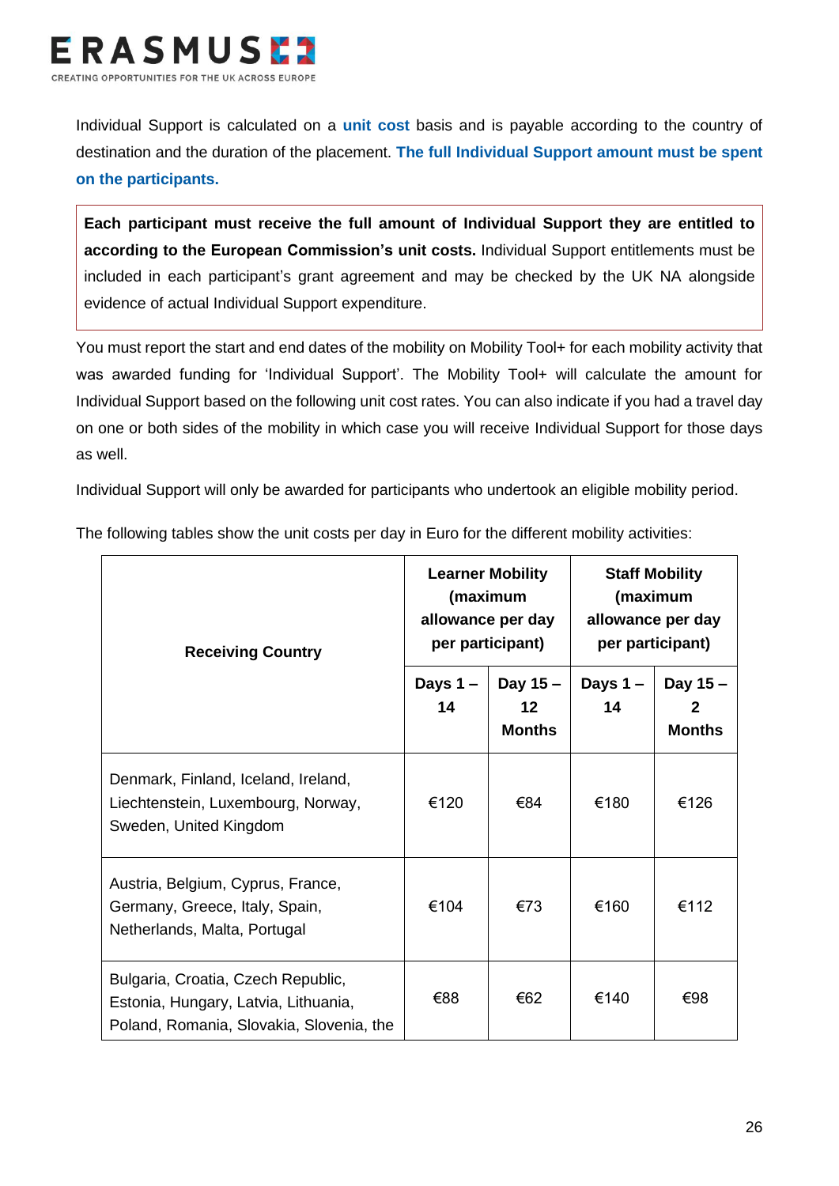Individual Support is calculated on a **unit cost** basis and is payable according to the country of destination and the duration of the placement. **The full Individual Support amount must be spent on the participants.**

**Each participant must receive the full amount of Individual Support they are entitled to according to the European Commission's unit costs.** Individual Support entitlements must be included in each participant's grant agreement and may be checked by the UK NA alongside evidence of actual Individual Support expenditure.

You must report the start and end dates of the mobility on Mobility Tool+ for each mobility activity that was awarded funding for 'Individual Support'. The Mobility Tool+ will calculate the amount for Individual Support based on the following unit cost rates. You can also indicate if you had a travel day on one or both sides of the mobility in which case you will receive Individual Support for those days as well.

Individual Support will only be awarded for participants who undertook an eligible mobility period.

The following tables show the unit costs per day in Euro for the different mobility activities:

| Receiving Country | Learner Mobility (maximum allowance per day per participant) | | Staff Mobility (maximum allowance per day per participant) | |
|---|---|---|---|---|
| | Days 1 – 14 | Day 15 – 12 Months | Days 1 – 14 | Day 15 – 2 Months |
| Denmark, Finland, Iceland, Ireland, Liechtenstein, Luxembourg, Norway, Sweden, United Kingdom | €120 | €84 | €180 | €126 |
| Austria, Belgium, Cyprus, France, Germany, Greece, Italy, Spain, Netherlands, Malta, Portugal | €104 | €73 | €160 | €112 |
| Bulgaria, Croatia, Czech Republic, Estonia, Hungary, Latvia, Lithuania, Poland, Romania, Slovakia, Slovenia, the | €88 | €62 | €140 | €98 |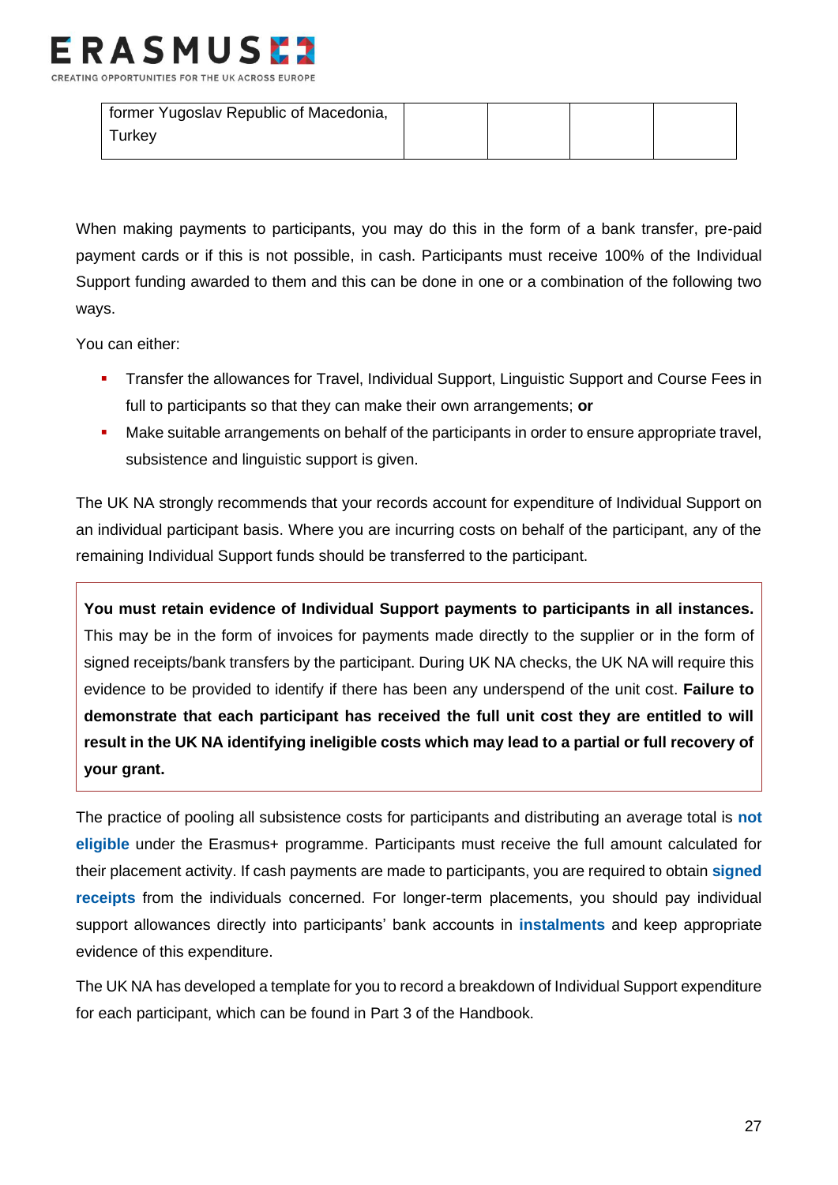| former Yugoslav Republic of Macedonia, Turkey | | | | |
|---|---|---|---|---|

When making payments to participants, you may do this in the form of a bank transfer, pre-paid payment cards or if this is not possible, in cash. Participants must receive 100% of the Individual Support funding awarded to them and this can be done in one or a combination of the following two ways.

You can either:

- Transfer the allowances for Travel, Individual Support, Linguistic Support and Course Fees in full to participants so that they can make their own arrangements; **or**
- Make suitable arrangements on behalf of the participants in order to ensure appropriate travel, subsistence and linguistic support is given.

The UK NA strongly recommends that your records account for expenditure of Individual Support on an individual participant basis. Where you are incurring costs on behalf of the participant, any of the remaining Individual Support funds should be transferred to the participant.

**You must retain evidence of Individual Support payments to participants in all instances.** This may be in the form of invoices for payments made directly to the supplier or in the form of signed receipts/bank transfers by the participant. During UK NA checks, the UK NA will require this evidence to be provided to identify if there has been any underspend of the unit cost. **Failure to demonstrate that each participant has received the full unit cost they are entitled to will result in the UK NA identifying ineligible costs which may lead to a partial or full recovery of your grant.**

The practice of pooling all subsistence costs for participants and distributing an average total is **not eligible** under the Erasmus+ programme. Participants must receive the full amount calculated for their placement activity. If cash payments are made to participants, you are required to obtain **signed receipts** from the individuals concerned. For longer-term placements, you should pay individual support allowances directly into participants' bank accounts in **instalments** and keep appropriate evidence of this expenditure.

The UK NA has developed a template for you to record a breakdown of Individual Support expenditure for each participant, which can be found in Part 3 of the Handbook.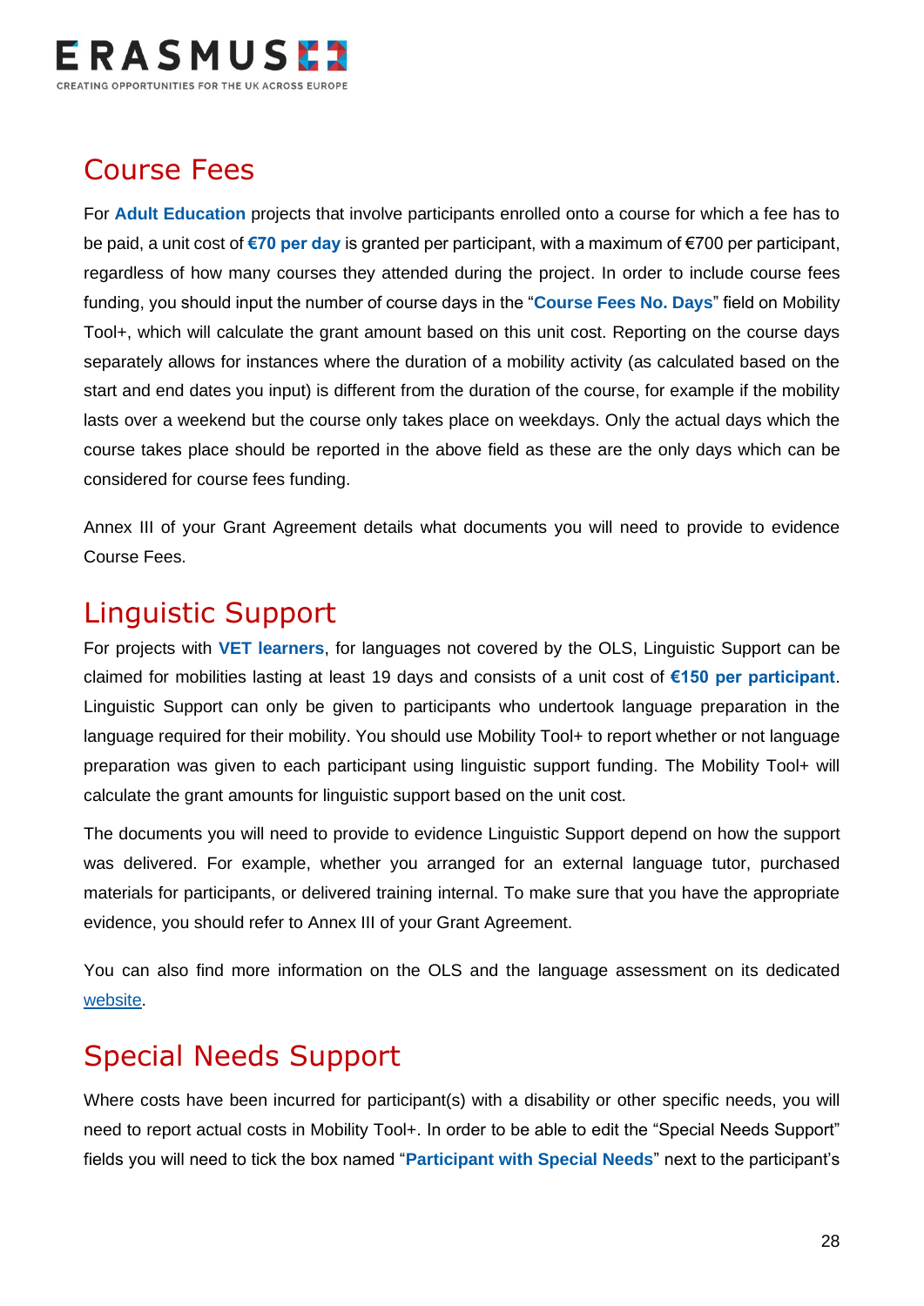## Course Fees

For **Adult Education** projects that involve participants enrolled onto a course for which a fee has to be paid, a unit cost of **€70 per day** is granted per participant, with a maximum of €700 per participant, regardless of how many courses they attended during the project. In order to include course fees funding, you should input the number of course days in the "**Course Fees No. Days**" field on Mobility Tool+, which will calculate the grant amount based on this unit cost. Reporting on the course days separately allows for instances where the duration of a mobility activity (as calculated based on the start and end dates you input) is different from the duration of the course, for example if the mobility lasts over a weekend but the course only takes place on weekdays. Only the actual days which the course takes place should be reported in the above field as these are the only days which can be considered for course fees funding.

Annex III of your Grant Agreement details what documents you will need to provide to evidence Course Fees.

## Linguistic Support

For projects with **VET learners**, for languages not covered by the OLS, Linguistic Support can be claimed for mobilities lasting at least 19 days and consists of a unit cost of **€150 per participant**. Linguistic Support can only be given to participants who undertook language preparation in the language required for their mobility. You should use Mobility Tool+ to report whether or not language preparation was given to each participant using linguistic support funding. The Mobility Tool+ will calculate the grant amounts for linguistic support based on the unit cost.

The documents you will need to provide to evidence Linguistic Support depend on how the support was delivered. For example, whether you arranged for an external language tutor, purchased materials for participants, or delivered training internal. To make sure that you have the appropriate evidence, you should refer to Annex III of your Grant Agreement.

You can also find more information on the OLS and the language assessment on its dedicated website.

## Special Needs Support

Where costs have been incurred for participant(s) with a disability or other specific needs, you will need to report actual costs in Mobility Tool+. In order to be able to edit the "Special Needs Support" fields you will need to tick the box named "**Participant with Special Needs**" next to the participant's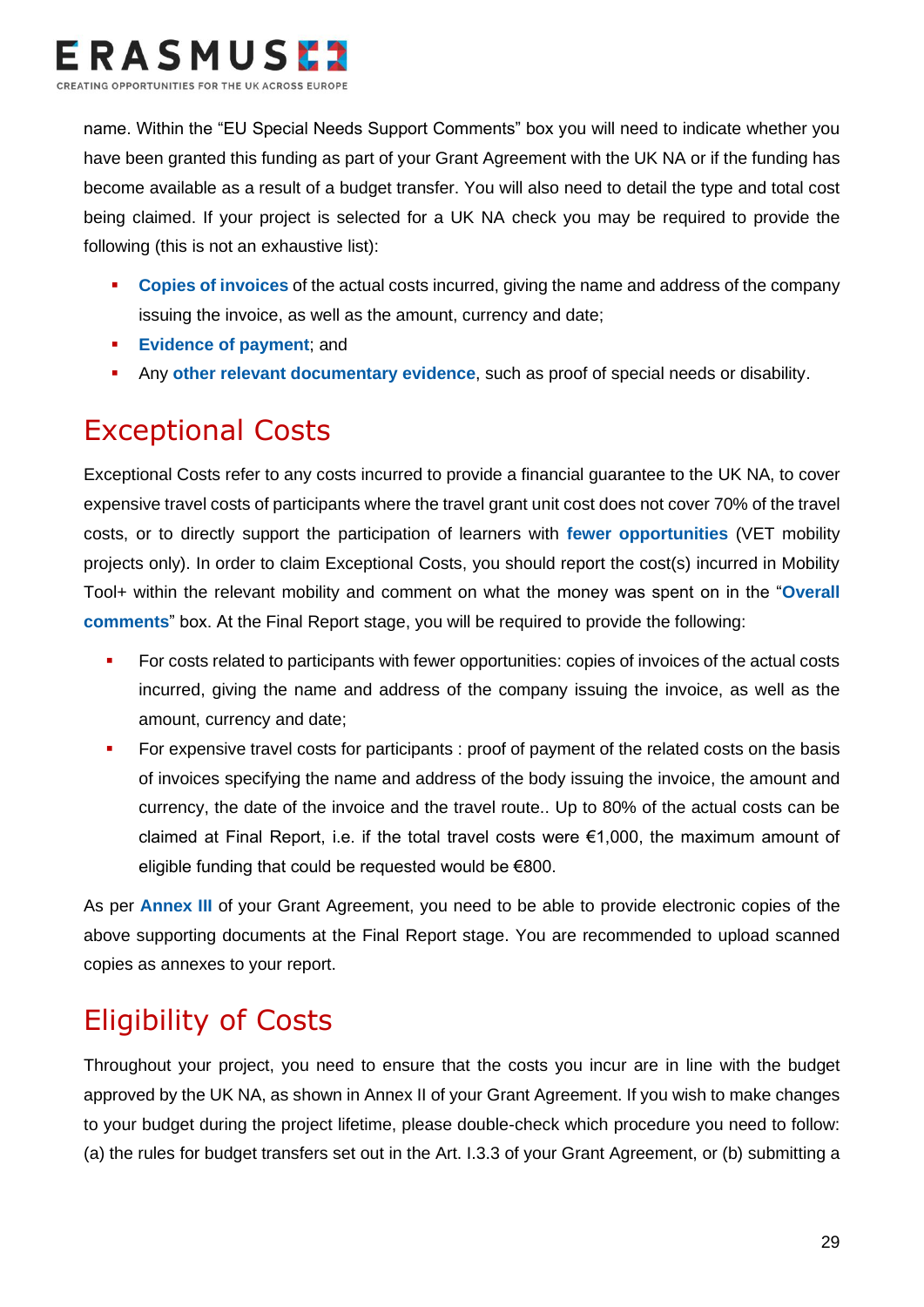name. Within the "EU Special Needs Support Comments" box you will need to indicate whether you have been granted this funding as part of your Grant Agreement with the UK NA or if the funding has become available as a result of a budget transfer. You will also need to detail the type and total cost being claimed. If your project is selected for a UK NA check you may be required to provide the following (this is not an exhaustive list):

- **Copies of invoices** of the actual costs incurred, giving the name and address of the company issuing the invoice, as well as the amount, currency and date;
- **Evidence of payment**; and
- Any **other relevant documentary evidence**, such as proof of special needs or disability.

# Exceptional Costs

Exceptional Costs refer to any costs incurred to provide a financial guarantee to the UK NA, to cover expensive travel costs of participants where the travel grant unit cost does not cover 70% of the travel costs, or to directly support the participation of learners with **fewer opportunities** (VET mobility projects only). In order to claim Exceptional Costs, you should report the cost(s) incurred in Mobility Tool+ within the relevant mobility and comment on what the money was spent on in the "**Overall comments**" box. At the Final Report stage, you will be required to provide the following:

- For costs related to participants with fewer opportunities: copies of invoices of the actual costs incurred, giving the name and address of the company issuing the invoice, as well as the amount, currency and date;
- For expensive travel costs for participants : proof of payment of the related costs on the basis of invoices specifying the name and address of the body issuing the invoice, the amount and currency, the date of the invoice and the travel route.. Up to 80% of the actual costs can be claimed at Final Report, i.e. if the total travel costs were €1,000, the maximum amount of eligible funding that could be requested would be €800.

As per **Annex III** of your Grant Agreement, you need to be able to provide electronic copies of the above supporting documents at the Final Report stage. You are recommended to upload scanned copies as annexes to your report.

# Eligibility of Costs

Throughout your project, you need to ensure that the costs you incur are in line with the budget approved by the UK NA, as shown in Annex II of your Grant Agreement. If you wish to make changes to your budget during the project lifetime, please double-check which procedure you need to follow: (a) the rules for budget transfers set out in the Art. I.3.3 of your Grant Agreement, or (b) submitting a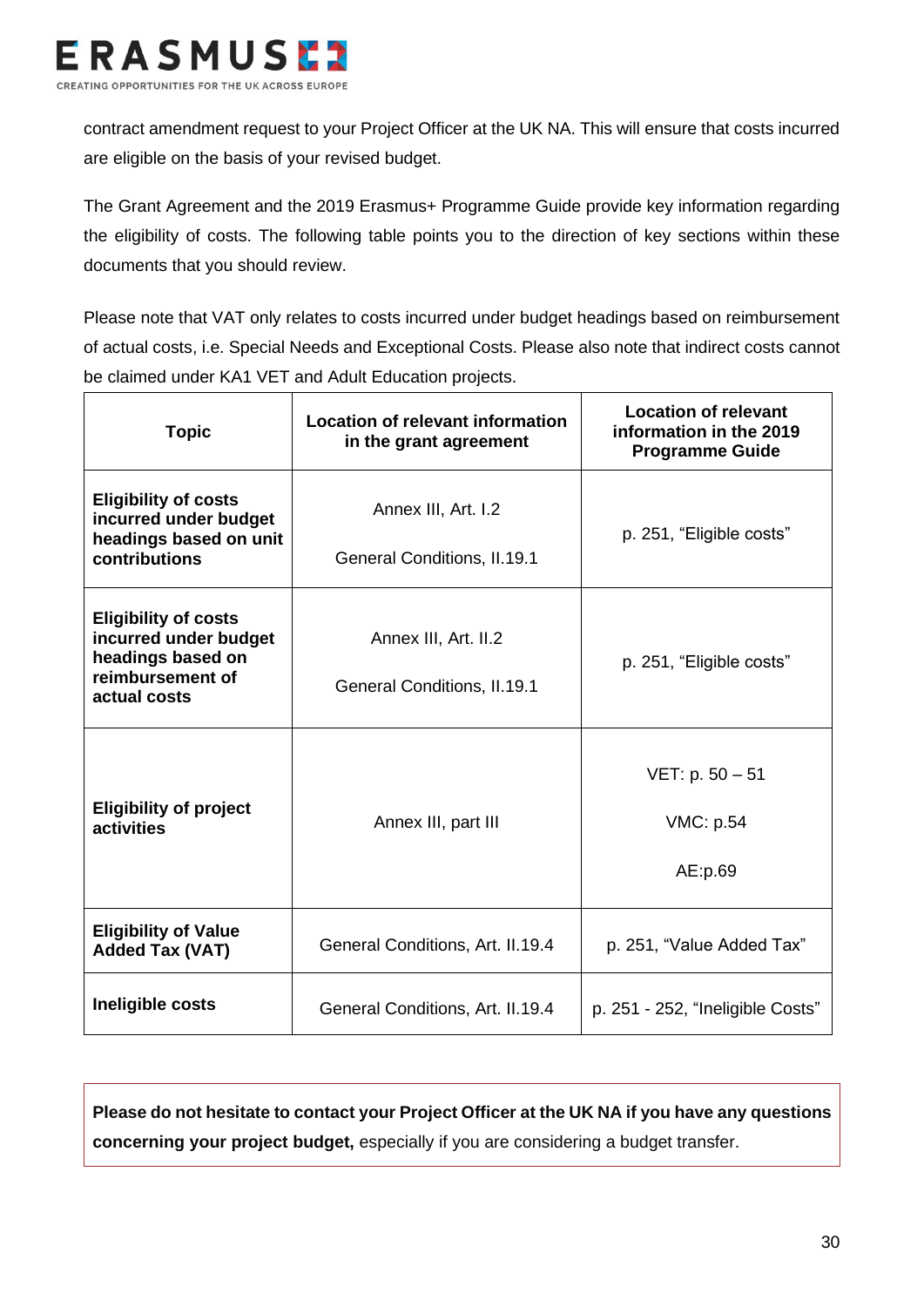contract amendment request to your Project Officer at the UK NA. This will ensure that costs incurred are eligible on the basis of your revised budget.

The Grant Agreement and the 2019 Erasmus+ Programme Guide provide key information regarding the eligibility of costs. The following table points you to the direction of key sections within these documents that you should review.

Please note that VAT only relates to costs incurred under budget headings based on reimbursement of actual costs, i.e. Special Needs and Exceptional Costs. Please also note that indirect costs cannot be claimed under KA1 VET and Adult Education projects.

| Topic | Location of relevant information in the grant agreement | Location of relevant information in the 2019 Programme Guide |
|---|---|---|
| **Eligibility of costs incurred under budget headings based on unit contributions** | Annex III, Art. I.2<br><br>General Conditions, II.19.1 | p. 251, "Eligible costs" |
| **Eligibility of costs incurred under budget headings based on reimbursement of actual costs** | Annex III, Art. II.2<br><br>General Conditions, II.19.1 | p. 251, "Eligible costs" |
| **Eligibility of project activities** | Annex III, part III | VET: p. 50 – 51<br><br>VMC: p.54<br><br>AE:p.69 |
| **Eligibility of Value Added Tax (VAT)** | General Conditions, Art. II.19.4 | p. 251, "Value Added Tax" |
| **Ineligible costs** | General Conditions, Art. II.19.4 | p. 251 - 252, "Ineligible Costs" |

**Please do not hesitate to contact your Project Officer at the UK NA if you have any questions concerning your project budget,** especially if you are considering a budget transfer.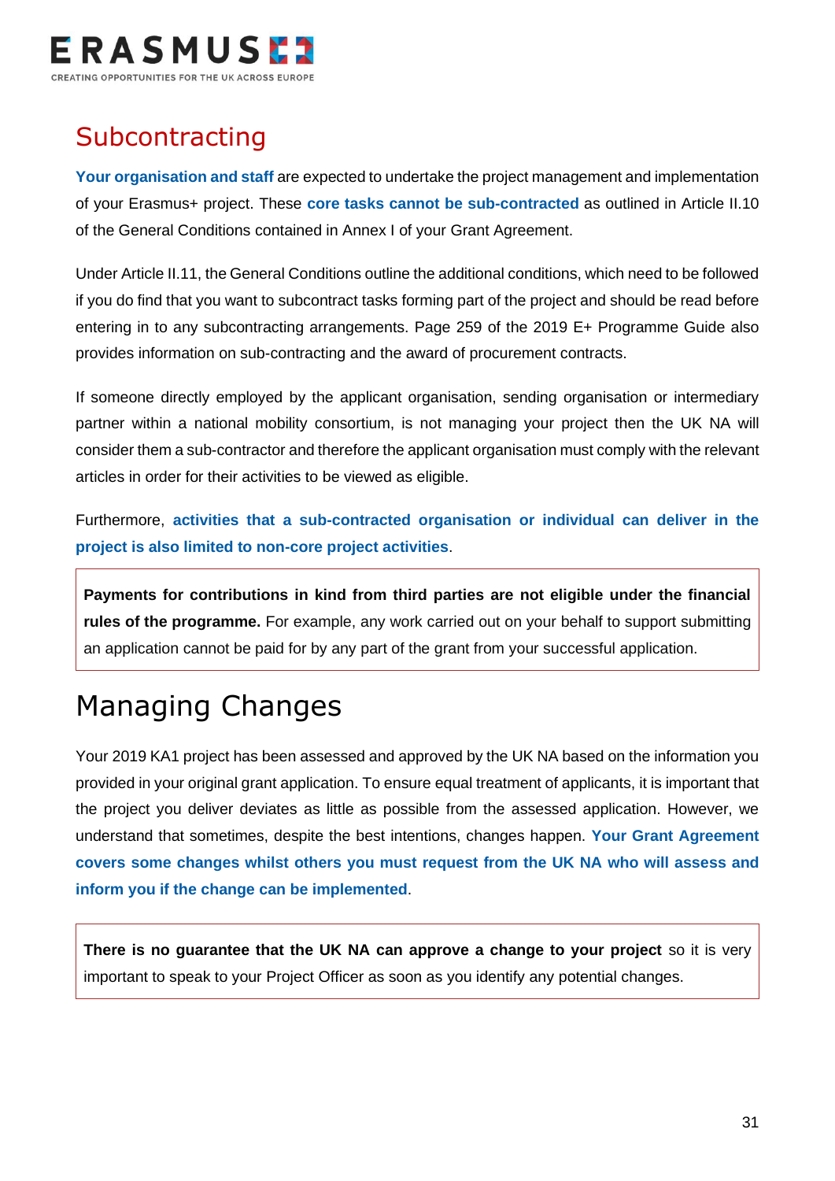## Subcontracting

**Your organisation and staff** are expected to undertake the project management and implementation of your Erasmus+ project. These **core tasks cannot be sub-contracted** as outlined in Article II.10 of the General Conditions contained in Annex I of your Grant Agreement.

Under Article II.11, the General Conditions outline the additional conditions, which need to be followed if you do find that you want to subcontract tasks forming part of the project and should be read before entering in to any subcontracting arrangements. Page 259 of the 2019 E+ Programme Guide also provides information on sub-contracting and the award of procurement contracts.

If someone directly employed by the applicant organisation, sending organisation or intermediary partner within a national mobility consortium, is not managing your project then the UK NA will consider them a sub-contractor and therefore the applicant organisation must comply with the relevant articles in order for their activities to be viewed as eligible.

Furthermore, **activities that a sub-contracted organisation or individual can deliver in the project is also limited to non-core project activities**.

> **Payments for contributions in kind from third parties are not eligible under the financial rules of the programme.** For example, any work carried out on your behalf to support submitting an application cannot be paid for by any part of the grant from your successful application.

# Managing Changes

Your 2019 KA1 project has been assessed and approved by the UK NA based on the information you provided in your original grant application. To ensure equal treatment of applicants, it is important that the project you deliver deviates as little as possible from the assessed application. However, we understand that sometimes, despite the best intentions, changes happen. **Your Grant Agreement covers some changes whilst others you must request from the UK NA who will assess and inform you if the change can be implemented**.

> **There is no guarantee that the UK NA can approve a change to your project** so it is very important to speak to your Project Officer as soon as you identify any potential changes.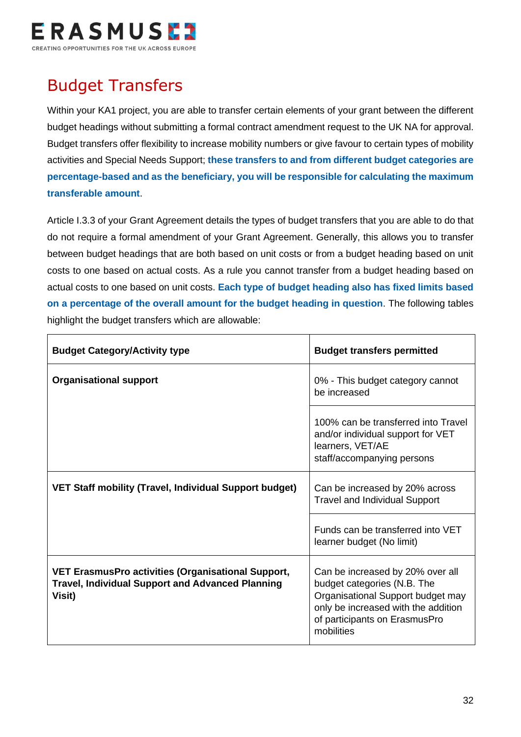# Budget Transfers

Within your KA1 project, you are able to transfer certain elements of your grant between the different budget headings without submitting a formal contract amendment request to the UK NA for approval. Budget transfers offer flexibility to increase mobility numbers or give favour to certain types of mobility activities and Special Needs Support; **these transfers to and from different budget categories are percentage-based and as the beneficiary, you will be responsible for calculating the maximum transferable amount**.

Article I.3.3 of your Grant Agreement details the types of budget transfers that you are able to do that do not require a formal amendment of your Grant Agreement. Generally, this allows you to transfer between budget headings that are both based on unit costs or from a budget heading based on unit costs to one based on actual costs. As a rule you cannot transfer from a budget heading based on actual costs to one based on unit costs. **Each type of budget heading also has fixed limits based on a percentage of the overall amount for the budget heading in question**. The following tables highlight the budget transfers which are allowable:

| Budget Category/Activity type | Budget transfers permitted |
|---|---|
| **Organisational support** | 0% - This budget category cannot be increased |
| | 100% can be transferred into Travel and/or individual support for VET learners, VET/AE staff/accompanying persons |
| **VET Staff mobility (Travel, Individual Support budget)** | Can be increased by 20% across Travel and Individual Support |
| | Funds can be transferred into VET learner budget (No limit) |
| **VET ErasmusPro activities (Organisational Support, Travel, Individual Support and Advanced Planning Visit)** | Can be increased by 20% over all budget categories (N.B. The Organisational Support budget may only be increased with the addition of participants on ErasmusPro mobilities |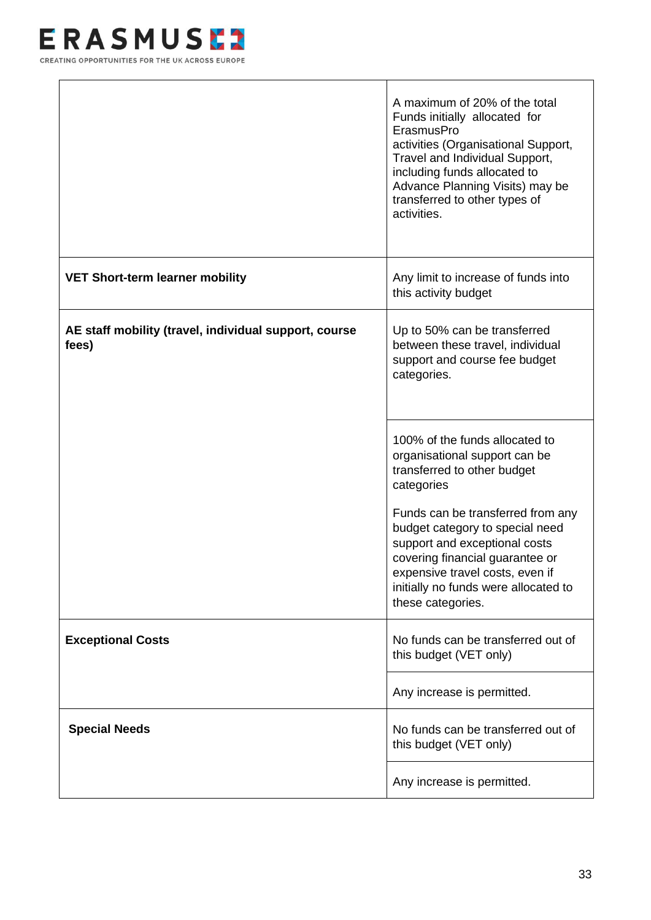| | |
|---|---|
| | A maximum of 20% of the total Funds initially allocated for ErasmusPro activities (Organisational Support, Travel and Individual Support, including funds allocated to Advance Planning Visits) may be transferred to other types of activities. |
| **VET Short-term learner mobility** | Any limit to increase of funds into this activity budget |
| **AE staff mobility (travel, individual support, course fees)** | Up to 50% can be transferred between these travel, individual support and course fee budget categories. |
| | 100% of the funds allocated to organisational support can be transferred to other budget categories<br><br>Funds can be transferred from any budget category to special need support and exceptional costs covering financial guarantee or expensive travel costs, even if initially no funds were allocated to these categories. |
| **Exceptional Costs** | No funds can be transferred out of this budget (VET only) |
| | Any increase is permitted. |
| **Special Needs** | No funds can be transferred out of this budget (VET only) |
| | Any increase is permitted. |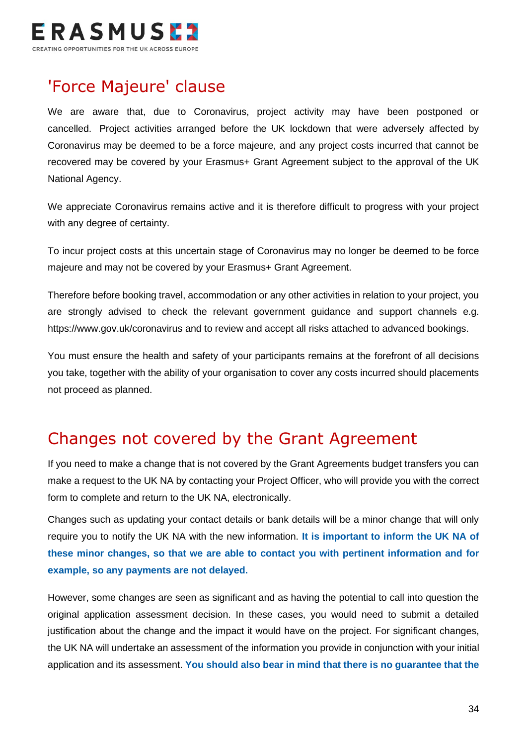## 'Force Majeure' clause

We are aware that, due to Coronavirus, project activity may have been postponed or cancelled. Project activities arranged before the UK lockdown that were adversely affected by Coronavirus may be deemed to be a force majeure, and any project costs incurred that cannot be recovered may be covered by your Erasmus+ Grant Agreement subject to the approval of the UK National Agency.

We appreciate Coronavirus remains active and it is therefore difficult to progress with your project with any degree of certainty.

To incur project costs at this uncertain stage of Coronavirus may no longer be deemed to be force majeure and may not be covered by your Erasmus+ Grant Agreement.

Therefore before booking travel, accommodation or any other activities in relation to your project, you are strongly advised to check the relevant government guidance and support channels e.g. https://www.gov.uk/coronavirus and to review and accept all risks attached to advanced bookings.

You must ensure the health and safety of your participants remains at the forefront of all decisions you take, together with the ability of your organisation to cover any costs incurred should placements not proceed as planned.

## Changes not covered by the Grant Agreement

If you need to make a change that is not covered by the Grant Agreements budget transfers you can make a request to the UK NA by contacting your Project Officer, who will provide you with the correct form to complete and return to the UK NA, electronically.

Changes such as updating your contact details or bank details will be a minor change that will only require you to notify the UK NA with the new information. **It is important to inform the UK NA of these minor changes, so that we are able to contact you with pertinent information and for example, so any payments are not delayed.**

However, some changes are seen as significant and as having the potential to call into question the original application assessment decision. In these cases, you would need to submit a detailed justification about the change and the impact it would have on the project. For significant changes, the UK NA will undertake an assessment of the information you provide in conjunction with your initial application and its assessment. **You should also bear in mind that there is no guarantee that the**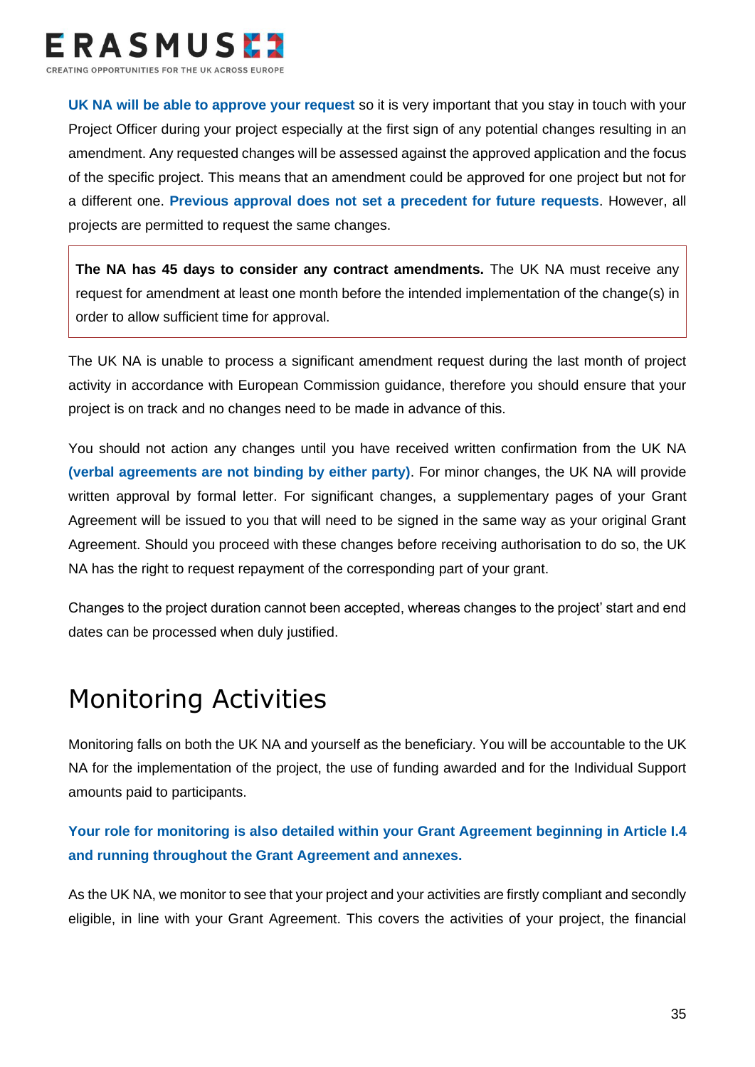**UK NA will be able to approve your request** so it is very important that you stay in touch with your Project Officer during your project especially at the first sign of any potential changes resulting in an amendment. Any requested changes will be assessed against the approved application and the focus of the specific project. This means that an amendment could be approved for one project but not for a different one. **Previous approval does not set a precedent for future requests**. However, all projects are permitted to request the same changes.

> **The NA has 45 days to consider any contract amendments.** The UK NA must receive any request for amendment at least one month before the intended implementation of the change(s) in order to allow sufficient time for approval.

The UK NA is unable to process a significant amendment request during the last month of project activity in accordance with European Commission guidance, therefore you should ensure that your project is on track and no changes need to be made in advance of this.

You should not action any changes until you have received written confirmation from the UK NA **(verbal agreements are not binding by either party)**. For minor changes, the UK NA will provide written approval by formal letter. For significant changes, a supplementary pages of your Grant Agreement will be issued to you that will need to be signed in the same way as your original Grant Agreement. Should you proceed with these changes before receiving authorisation to do so, the UK NA has the right to request repayment of the corresponding part of your grant.

Changes to the project duration cannot been accepted, whereas changes to the project' start and end dates can be processed when duly justified.

# Monitoring Activities

Monitoring falls on both the UK NA and yourself as the beneficiary. You will be accountable to the UK NA for the implementation of the project, the use of funding awarded and for the Individual Support amounts paid to participants.

**Your role for monitoring is also detailed within your Grant Agreement beginning in Article I.4 and running throughout the Grant Agreement and annexes.**

As the UK NA, we monitor to see that your project and your activities are firstly compliant and secondly eligible, in line with your Grant Agreement. This covers the activities of your project, the financial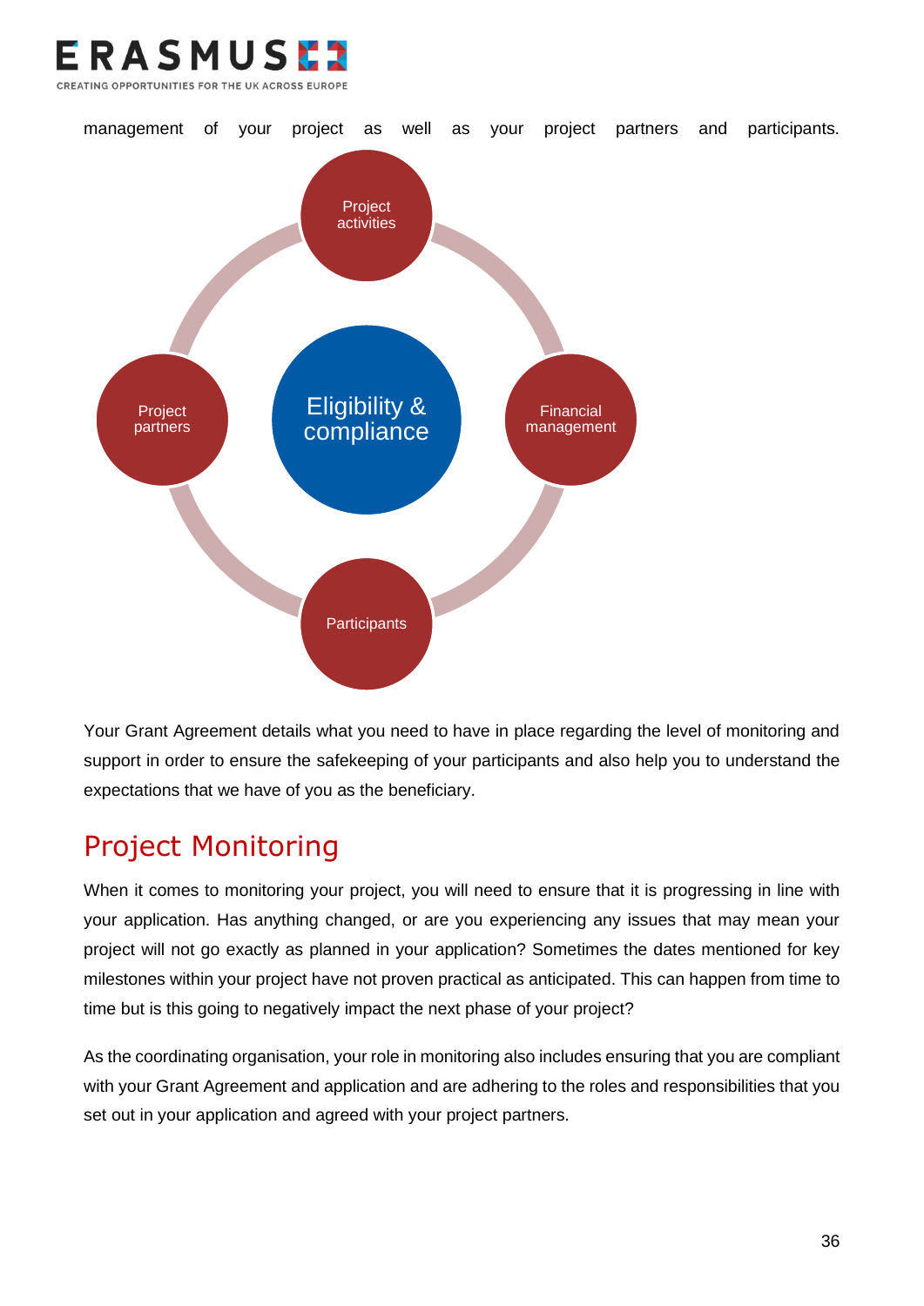management of your project as well as your project partners and participants.

Project activities

Project partners

Eligibility & compliance

Financial management

Participants

Your Grant Agreement details what you need to have in place regarding the level of monitoring and support in order to ensure the safekeeping of your participants and also help you to understand the expectations that we have of you as the beneficiary.

## Project Monitoring

When it comes to monitoring your project, you will need to ensure that it is progressing in line with your application. Has anything changed, or are you experiencing any issues that may mean your project will not go exactly as planned in your application? Sometimes the dates mentioned for key milestones within your project have not proven practical as anticipated. This can happen from time to time but is this going to negatively impact the next phase of your project?

As the coordinating organisation, your role in monitoring also includes ensuring that you are compliant with your Grant Agreement and application and are adhering to the roles and responsibilities that you set out in your application and agreed with your project partners.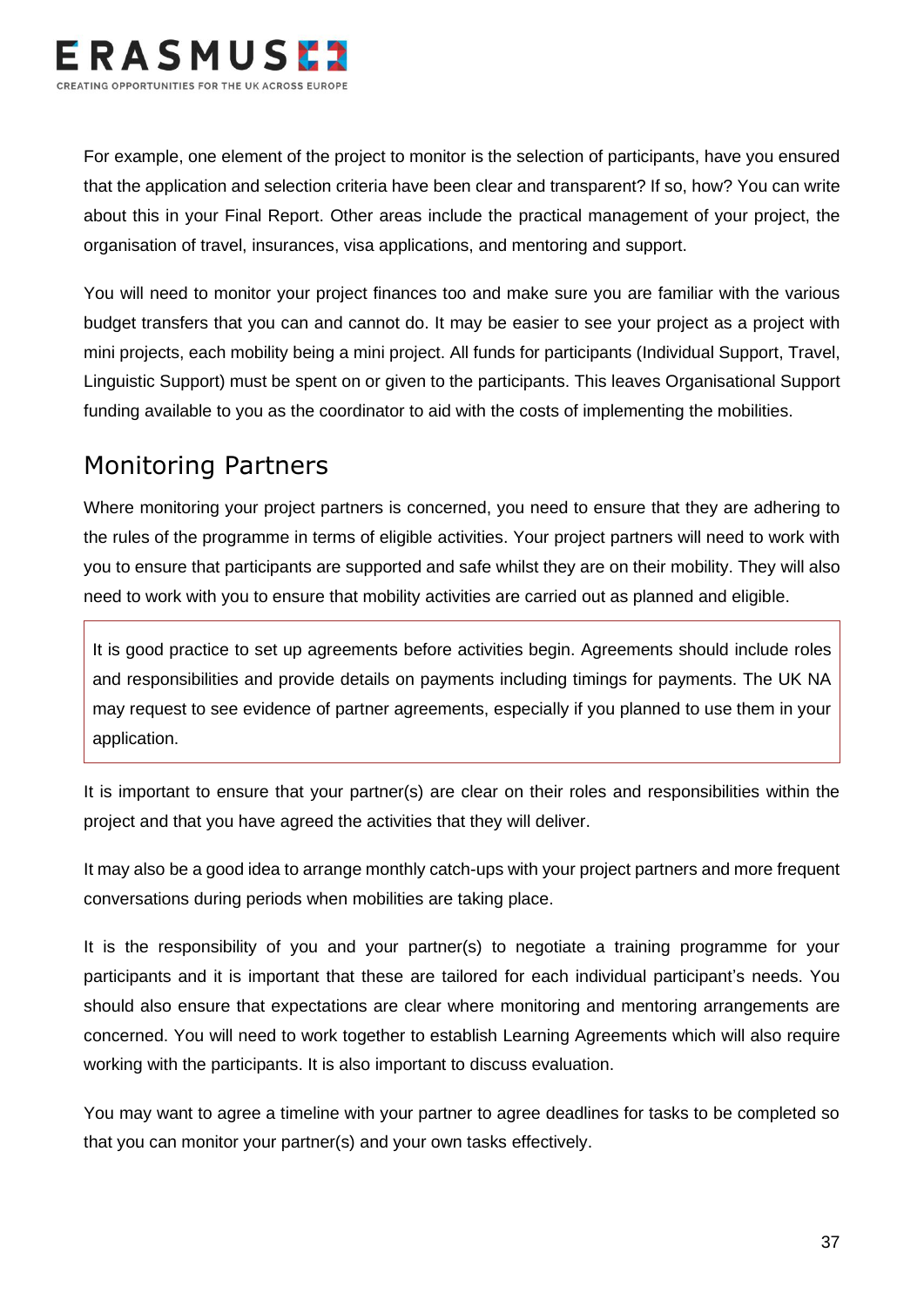For example, one element of the project to monitor is the selection of participants, have you ensured that the application and selection criteria have been clear and transparent? If so, how? You can write about this in your Final Report. Other areas include the practical management of your project, the organisation of travel, insurances, visa applications, and mentoring and support.

You will need to monitor your project finances too and make sure you are familiar with the various budget transfers that you can and cannot do. It may be easier to see your project as a project with mini projects, each mobility being a mini project. All funds for participants (Individual Support, Travel, Linguistic Support) must be spent on or given to the participants. This leaves Organisational Support funding available to you as the coordinator to aid with the costs of implementing the mobilities.

## Monitoring Partners

Where monitoring your project partners is concerned, you need to ensure that they are adhering to the rules of the programme in terms of eligible activities. Your project partners will need to work with you to ensure that participants are supported and safe whilst they are on their mobility. They will also need to work with you to ensure that mobility activities are carried out as planned and eligible.

> It is good practice to set up agreements before activities begin. Agreements should include roles and responsibilities and provide details on payments including timings for payments. The UK NA may request to see evidence of partner agreements, especially if you planned to use them in your application.

It is important to ensure that your partner(s) are clear on their roles and responsibilities within the project and that you have agreed the activities that they will deliver.

It may also be a good idea to arrange monthly catch-ups with your project partners and more frequent conversations during periods when mobilities are taking place.

It is the responsibility of you and your partner(s) to negotiate a training programme for your participants and it is important that these are tailored for each individual participant's needs. You should also ensure that expectations are clear where monitoring and mentoring arrangements are concerned. You will need to work together to establish Learning Agreements which will also require working with the participants. It is also important to discuss evaluation.

You may want to agree a timeline with your partner to agree deadlines for tasks to be completed so that you can monitor your partner(s) and your own tasks effectively.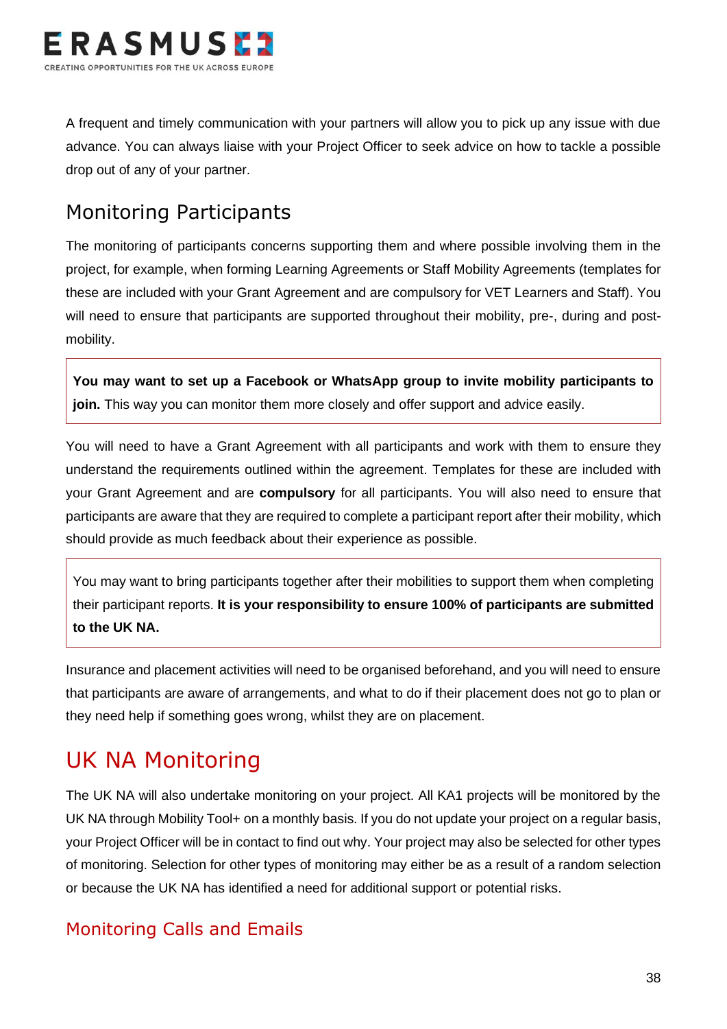A frequent and timely communication with your partners will allow you to pick up any issue with due advance. You can always liaise with your Project Officer to seek advice on how to tackle a possible drop out of any of your partner.

## Monitoring Participants

The monitoring of participants concerns supporting them and where possible involving them in the project, for example, when forming Learning Agreements or Staff Mobility Agreements (templates for these are included with your Grant Agreement and are compulsory for VET Learners and Staff). You will need to ensure that participants are supported throughout their mobility, pre-, during and post-mobility.

> **You may want to set up a Facebook or WhatsApp group to invite mobility participants to join.** This way you can monitor them more closely and offer support and advice easily.

You will need to have a Grant Agreement with all participants and work with them to ensure they understand the requirements outlined within the agreement. Templates for these are included with your Grant Agreement and are **compulsory** for all participants. You will also need to ensure that participants are aware that they are required to complete a participant report after their mobility, which should provide as much feedback about their experience as possible.

> You may want to bring participants together after their mobilities to support them when completing their participant reports. **It is your responsibility to ensure 100% of participants are submitted to the UK NA.**

Insurance and placement activities will need to be organised beforehand, and you will need to ensure that participants are aware of arrangements, and what to do if their placement does not go to plan or they need help if something goes wrong, whilst they are on placement.

# UK NA Monitoring

The UK NA will also undertake monitoring on your project. All KA1 projects will be monitored by the UK NA through Mobility Tool+ on a monthly basis. If you do not update your project on a regular basis, your Project Officer will be in contact to find out why. Your project may also be selected for other types of monitoring. Selection for other types of monitoring may either be as a result of a random selection or because the UK NA has identified a need for additional support or potential risks.

## Monitoring Calls and Emails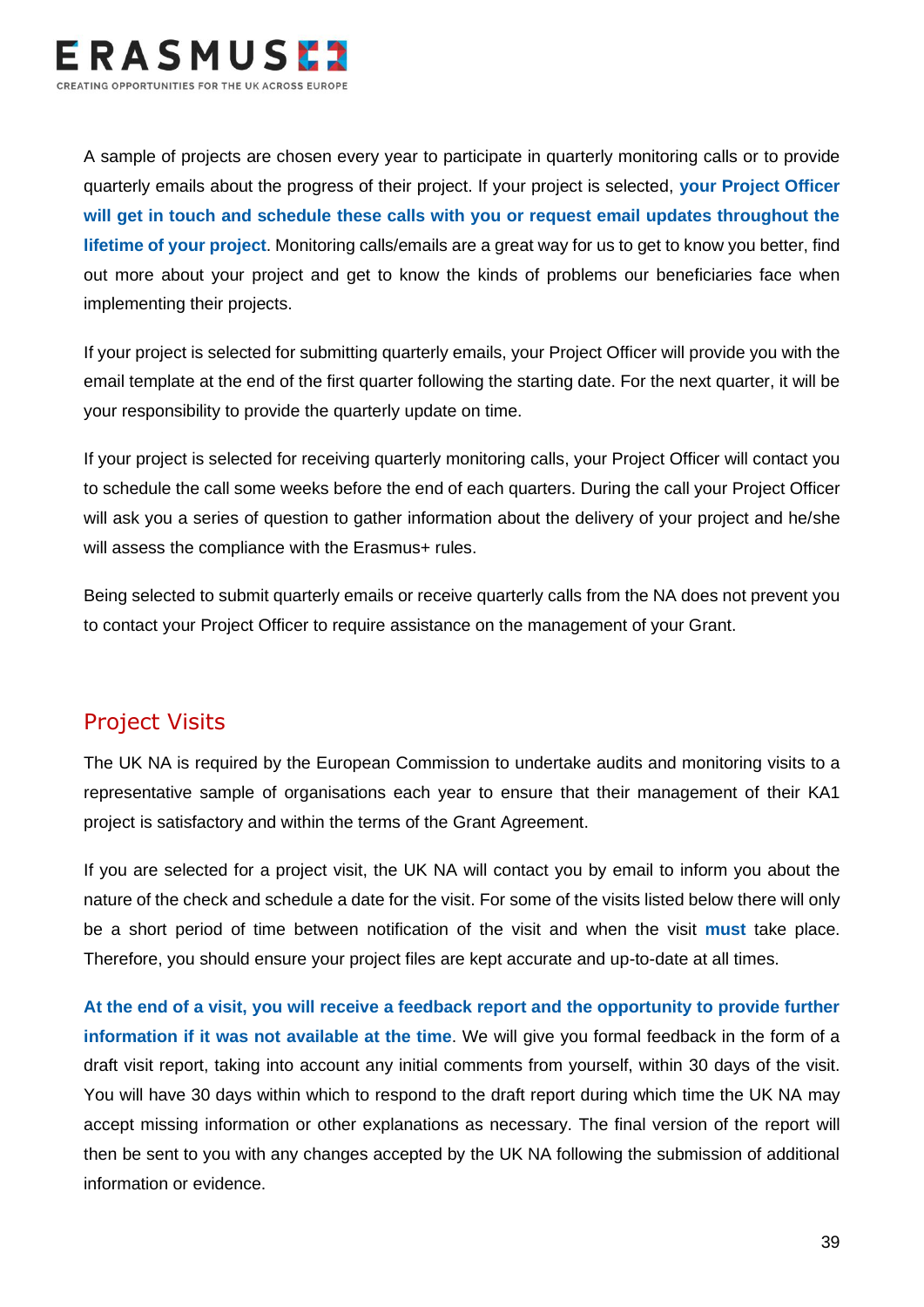A sample of projects are chosen every year to participate in quarterly monitoring calls or to provide quarterly emails about the progress of their project. If your project is selected, **your Project Officer will get in touch and schedule these calls with you or request email updates throughout the lifetime of your project**. Monitoring calls/emails are a great way for us to get to know you better, find out more about your project and get to know the kinds of problems our beneficiaries face when implementing their projects.

If your project is selected for submitting quarterly emails, your Project Officer will provide you with the email template at the end of the first quarter following the starting date. For the next quarter, it will be your responsibility to provide the quarterly update on time.

If your project is selected for receiving quarterly monitoring calls, your Project Officer will contact you to schedule the call some weeks before the end of each quarters. During the call your Project Officer will ask you a series of question to gather information about the delivery of your project and he/she will assess the compliance with the Erasmus+ rules.

Being selected to submit quarterly emails or receive quarterly calls from the NA does not prevent you to contact your Project Officer to require assistance on the management of your Grant.

## Project Visits

The UK NA is required by the European Commission to undertake audits and monitoring visits to a representative sample of organisations each year to ensure that their management of their KA1 project is satisfactory and within the terms of the Grant Agreement.

If you are selected for a project visit, the UK NA will contact you by email to inform you about the nature of the check and schedule a date for the visit. For some of the visits listed below there will only be a short period of time between notification of the visit and when the visit **must** take place. Therefore, you should ensure your project files are kept accurate and up-to-date at all times.

**At the end of a visit, you will receive a feedback report and the opportunity to provide further information if it was not available at the time**. We will give you formal feedback in the form of a draft visit report, taking into account any initial comments from yourself, within 30 days of the visit. You will have 30 days within which to respond to the draft report during which time the UK NA may accept missing information or other explanations as necessary. The final version of the report will then be sent to you with any changes accepted by the UK NA following the submission of additional information or evidence.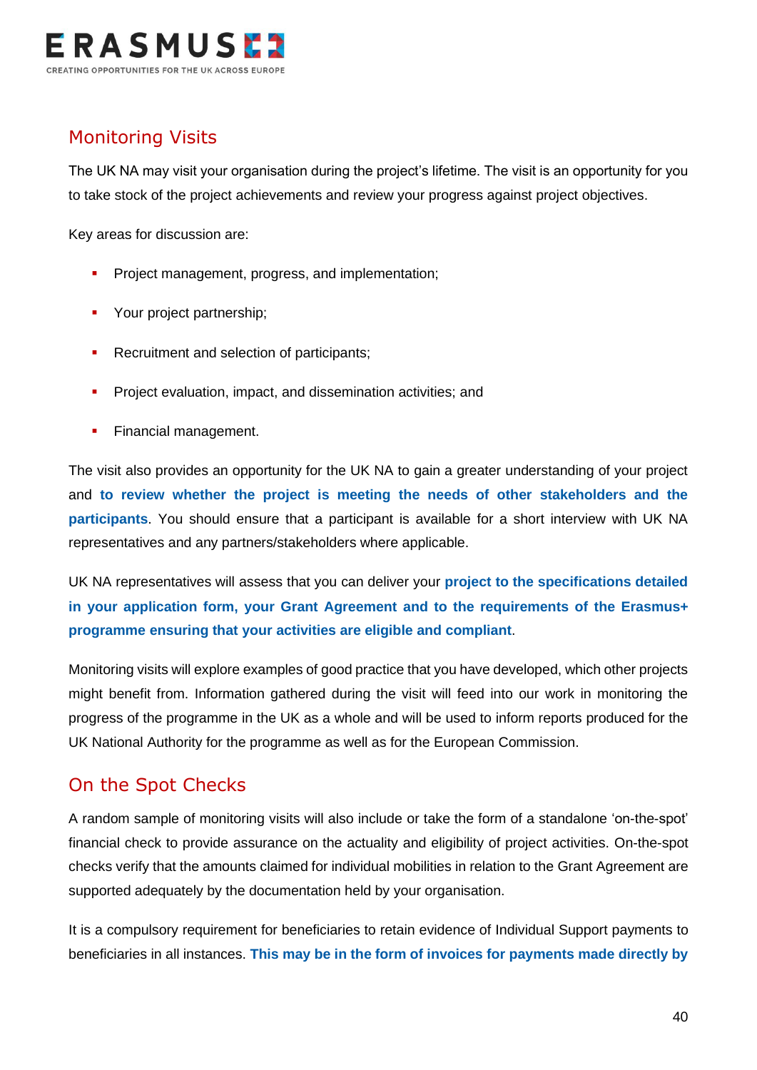## Monitoring Visits

The UK NA may visit your organisation during the project's lifetime. The visit is an opportunity for you to take stock of the project achievements and review your progress against project objectives.

Key areas for discussion are:

- Project management, progress, and implementation;
- Your project partnership;
- Recruitment and selection of participants;
- Project evaluation, impact, and dissemination activities; and
- Financial management.

The visit also provides an opportunity for the UK NA to gain a greater understanding of your project and **to review whether the project is meeting the needs of other stakeholders and the participants**. You should ensure that a participant is available for a short interview with UK NA representatives and any partners/stakeholders where applicable.

UK NA representatives will assess that you can deliver your **project to the specifications detailed in your application form, your Grant Agreement and to the requirements of the Erasmus+ programme ensuring that your activities are eligible and compliant**.

Monitoring visits will explore examples of good practice that you have developed, which other projects might benefit from. Information gathered during the visit will feed into our work in monitoring the progress of the programme in the UK as a whole and will be used to inform reports produced for the UK National Authority for the programme as well as for the European Commission.

## On the Spot Checks

A random sample of monitoring visits will also include or take the form of a standalone 'on-the-spot' financial check to provide assurance on the actuality and eligibility of project activities. On-the-spot checks verify that the amounts claimed for individual mobilities in relation to the Grant Agreement are supported adequately by the documentation held by your organisation.

It is a compulsory requirement for beneficiaries to retain evidence of Individual Support payments to beneficiaries in all instances. **This may be in the form of invoices for payments made directly by**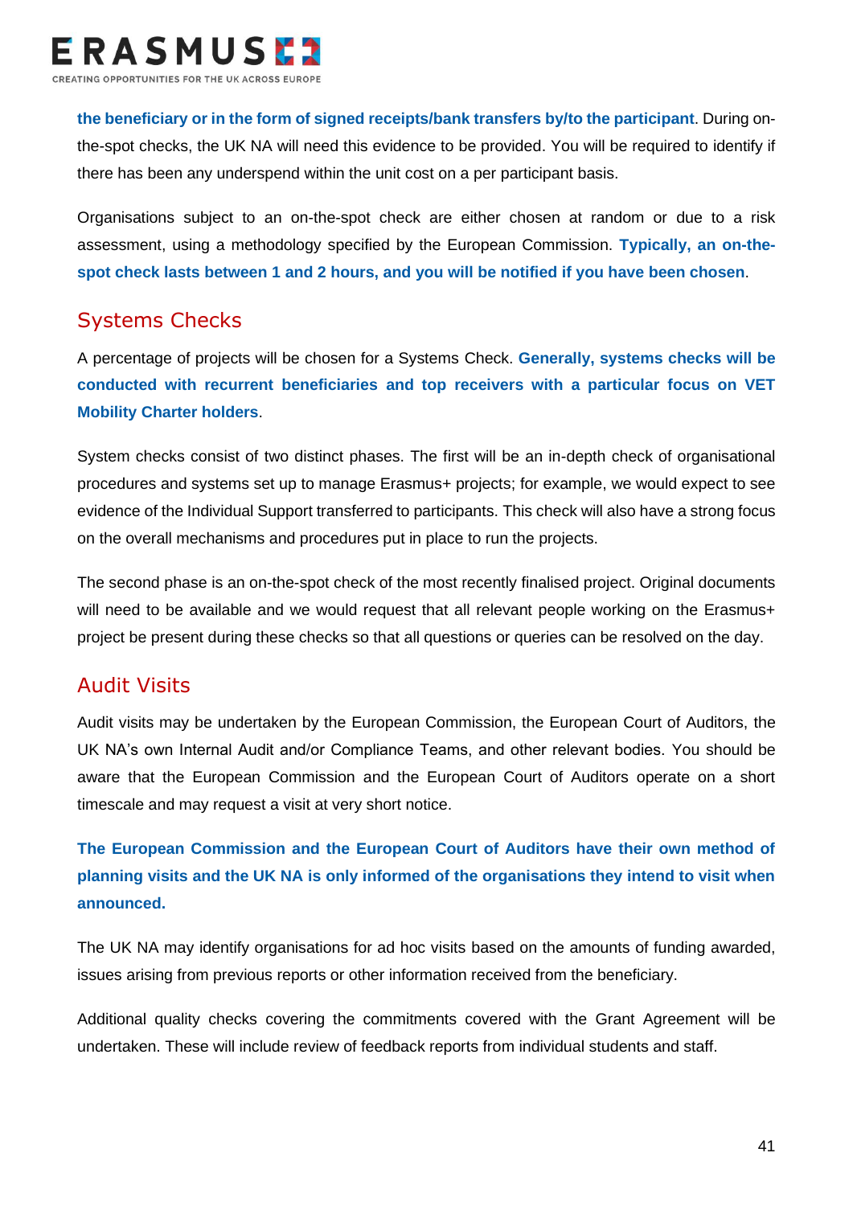**the beneficiary or in the form of signed receipts/bank transfers by/to the participant**. During on-the-spot checks, the UK NA will need this evidence to be provided. You will be required to identify if there has been any underspend within the unit cost on a per participant basis.

Organisations subject to an on-the-spot check are either chosen at random or due to a risk assessment, using a methodology specified by the European Commission. **Typically, an on-the-spot check lasts between 1 and 2 hours, and you will be notified if you have been chosen**.

## Systems Checks

A percentage of projects will be chosen for a Systems Check. **Generally, systems checks will be conducted with recurrent beneficiaries and top receivers with a particular focus on VET Mobility Charter holders**.

System checks consist of two distinct phases. The first will be an in-depth check of organisational procedures and systems set up to manage Erasmus+ projects; for example, we would expect to see evidence of the Individual Support transferred to participants. This check will also have a strong focus on the overall mechanisms and procedures put in place to run the projects.

The second phase is an on-the-spot check of the most recently finalised project. Original documents will need to be available and we would request that all relevant people working on the Erasmus+ project be present during these checks so that all questions or queries can be resolved on the day.

## Audit Visits

Audit visits may be undertaken by the European Commission, the European Court of Auditors, the UK NA's own Internal Audit and/or Compliance Teams, and other relevant bodies. You should be aware that the European Commission and the European Court of Auditors operate on a short timescale and may request a visit at very short notice.

**The European Commission and the European Court of Auditors have their own method of planning visits and the UK NA is only informed of the organisations they intend to visit when announced.**

The UK NA may identify organisations for ad hoc visits based on the amounts of funding awarded, issues arising from previous reports or other information received from the beneficiary.

Additional quality checks covering the commitments covered with the Grant Agreement will be undertaken. These will include review of feedback reports from individual students and staff.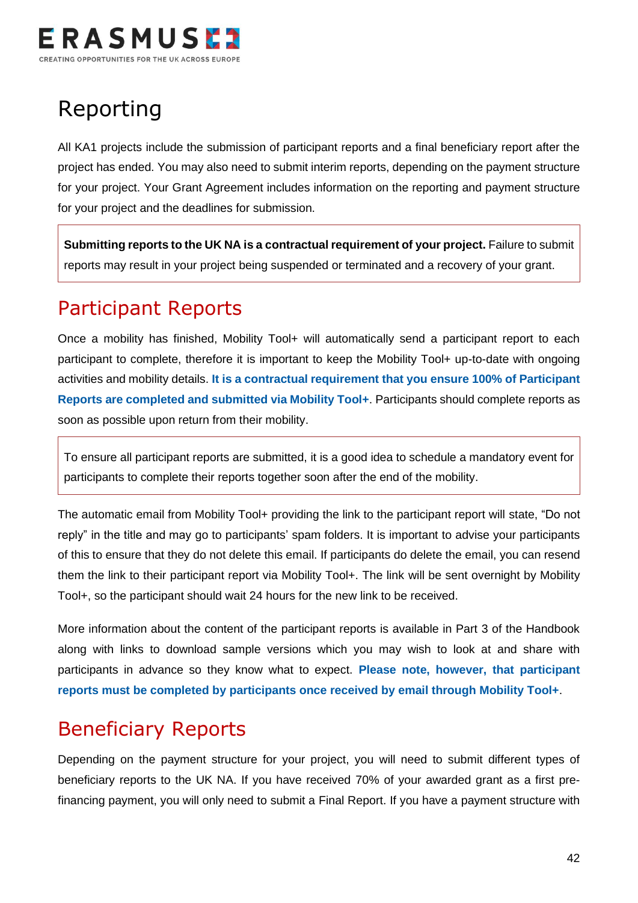# Reporting

All KA1 projects include the submission of participant reports and a final beneficiary report after the project has ended. You may also need to submit interim reports, depending on the payment structure for your project. Your Grant Agreement includes information on the reporting and payment structure for your project and the deadlines for submission.

> **Submitting reports to the UK NA is a contractual requirement of your project.** Failure to submit reports may result in your project being suspended or terminated and a recovery of your grant.

## Participant Reports

Once a mobility has finished, Mobility Tool+ will automatically send a participant report to each participant to complete, therefore it is important to keep the Mobility Tool+ up-to-date with ongoing activities and mobility details. **It is a contractual requirement that you ensure 100% of Participant Reports are completed and submitted via Mobility Tool+**. Participants should complete reports as soon as possible upon return from their mobility.

> To ensure all participant reports are submitted, it is a good idea to schedule a mandatory event for participants to complete their reports together soon after the end of the mobility.

The automatic email from Mobility Tool+ providing the link to the participant report will state, "Do not reply" in the title and may go to participants' spam folders. It is important to advise your participants of this to ensure that they do not delete this email. If participants do delete the email, you can resend them the link to their participant report via Mobility Tool+. The link will be sent overnight by Mobility Tool+, so the participant should wait 24 hours for the new link to be received.

More information about the content of the participant reports is available in Part 3 of the Handbook along with links to download sample versions which you may wish to look at and share with participants in advance so they know what to expect. **Please note, however, that participant reports must be completed by participants once received by email through Mobility Tool+**.

## Beneficiary Reports

Depending on the payment structure for your project, you will need to submit different types of beneficiary reports to the UK NA. If you have received 70% of your awarded grant as a first pre-financing payment, you will only need to submit a Final Report. If you have a payment structure with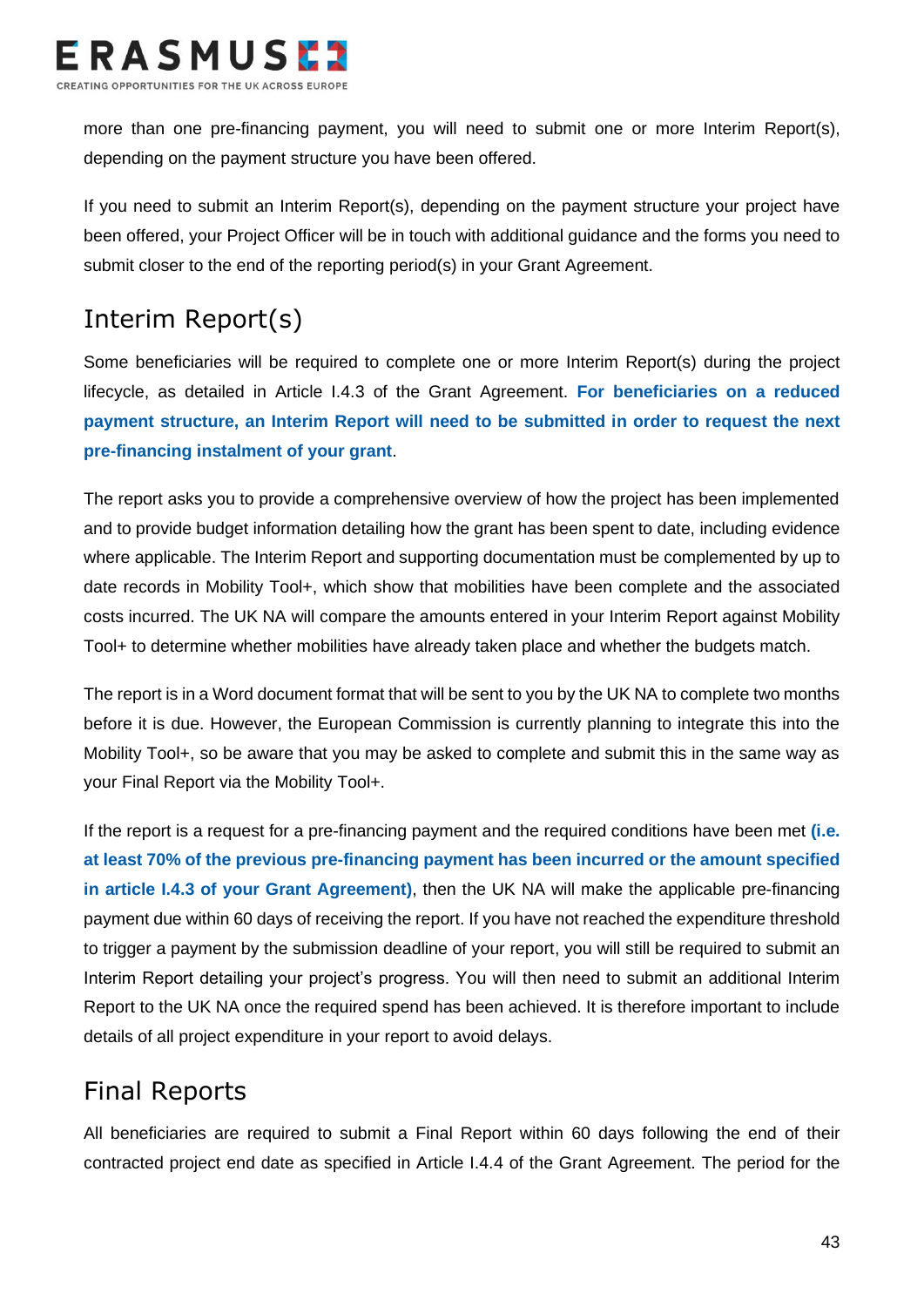more than one pre-financing payment, you will need to submit one or more Interim Report(s), depending on the payment structure you have been offered.

If you need to submit an Interim Report(s), depending on the payment structure your project have been offered, your Project Officer will be in touch with additional guidance and the forms you need to submit closer to the end of the reporting period(s) in your Grant Agreement.

## Interim Report(s)

Some beneficiaries will be required to complete one or more Interim Report(s) during the project lifecycle, as detailed in Article I.4.3 of the Grant Agreement. **For beneficiaries on a reduced payment structure, an Interim Report will need to be submitted in order to request the next pre-financing instalment of your grant**.

The report asks you to provide a comprehensive overview of how the project has been implemented and to provide budget information detailing how the grant has been spent to date, including evidence where applicable. The Interim Report and supporting documentation must be complemented by up to date records in Mobility Tool+, which show that mobilities have been complete and the associated costs incurred. The UK NA will compare the amounts entered in your Interim Report against Mobility Tool+ to determine whether mobilities have already taken place and whether the budgets match.

The report is in a Word document format that will be sent to you by the UK NA to complete two months before it is due. However, the European Commission is currently planning to integrate this into the Mobility Tool+, so be aware that you may be asked to complete and submit this in the same way as your Final Report via the Mobility Tool+.

If the report is a request for a pre-financing payment and the required conditions have been met **(i.e. at least 70% of the previous pre-financing payment has been incurred or the amount specified in article I.4.3 of your Grant Agreement)**, then the UK NA will make the applicable pre-financing payment due within 60 days of receiving the report. If you have not reached the expenditure threshold to trigger a payment by the submission deadline of your report, you will still be required to submit an Interim Report detailing your project's progress. You will then need to submit an additional Interim Report to the UK NA once the required spend has been achieved. It is therefore important to include details of all project expenditure in your report to avoid delays.

## Final Reports

All beneficiaries are required to submit a Final Report within 60 days following the end of their contracted project end date as specified in Article I.4.4 of the Grant Agreement. The period for the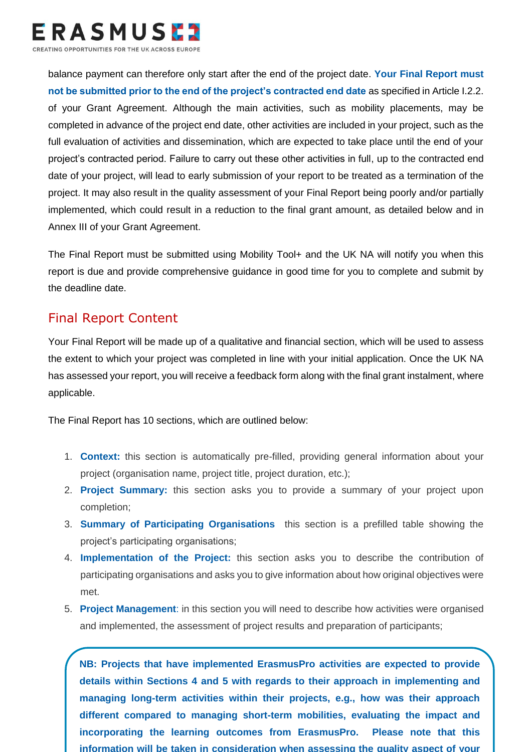balance payment can therefore only start after the end of the project date. **Your Final Report must not be submitted prior to the end of the project's contracted end date** as specified in Article I.2.2. of your Grant Agreement. Although the main activities, such as mobility placements, may be completed in advance of the project end date, other activities are included in your project, such as the full evaluation of activities and dissemination, which are expected to take place until the end of your project's contracted period. Failure to carry out these other activities in full, up to the contracted end date of your project, will lead to early submission of your report to be treated as a termination of the project. It may also result in the quality assessment of your Final Report being poorly and/or partially implemented, which could result in a reduction to the final grant amount, as detailed below and in Annex III of your Grant Agreement.

The Final Report must be submitted using Mobility Tool+ and the UK NA will notify you when this report is due and provide comprehensive guidance in good time for you to complete and submit by the deadline date.

## Final Report Content

Your Final Report will be made up of a qualitative and financial section, which will be used to assess the extent to which your project was completed in line with your initial application. Once the UK NA has assessed your report, you will receive a feedback form along with the final grant instalment, where applicable.

The Final Report has 10 sections, which are outlined below:

1. **Context:** this section is automatically pre-filled, providing general information about your project (organisation name, project title, project duration, etc.);
2. **Project Summary:** this section asks you to provide a summary of your project upon completion;
3. **Summary of Participating Organisations** this section is a prefilled table showing the project's participating organisations;
4. **Implementation of the Project:** this section asks you to describe the contribution of participating organisations and asks you to give information about how original objectives were met.
5. **Project Management**: in this section you will need to describe how activities were organised and implemented, the assessment of project results and preparation of participants;

> **NB: Projects that have implemented ErasmusPro activities are expected to provide details within Sections 4 and 5 with regards to their approach in implementing and managing long-term activities within their projects, e.g., how was their approach different compared to managing short-term mobilities, evaluating the impact and incorporating the learning outcomes from ErasmusPro. Please note that this information will be taken in consideration when assessing the quality aspect of your**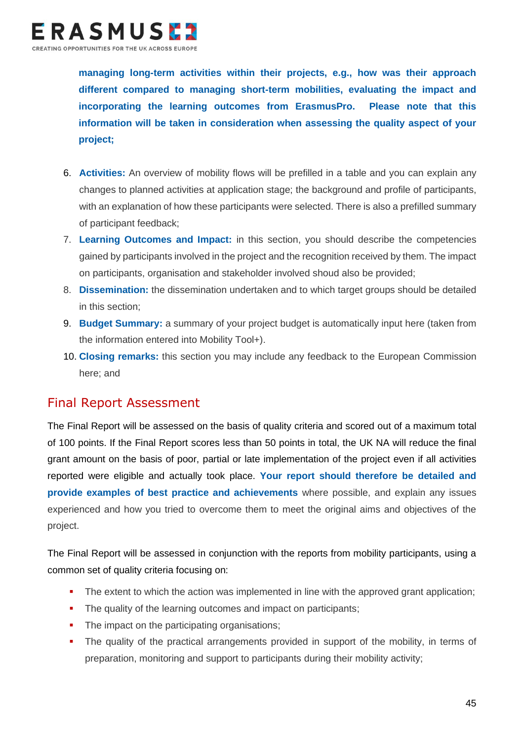**managing long-term activities within their projects, e.g., how was their approach different compared to managing short-term mobilities, evaluating the impact and incorporating the learning outcomes from ErasmusPro. Please note that this information will be taken in consideration when assessing the quality aspect of your project;**

6. **Activities:** An overview of mobility flows will be prefilled in a table and you can explain any changes to planned activities at application stage; the background and profile of participants, with an explanation of how these participants were selected. There is also a prefilled summary of participant feedback;
7. **Learning Outcomes and Impact:** in this section, you should describe the competencies gained by participants involved in the project and the recognition received by them. The impact on participants, organisation and stakeholder involved shoud also be provided;
8. **Dissemination:** the dissemination undertaken and to which target groups should be detailed in this section;
9. **Budget Summary:** a summary of your project budget is automatically input here (taken from the information entered into Mobility Tool+).
10. **Closing remarks:** this section you may include any feedback to the European Commission here; and

## Final Report Assessment

The Final Report will be assessed on the basis of quality criteria and scored out of a maximum total of 100 points. If the Final Report scores less than 50 points in total, the UK NA will reduce the final grant amount on the basis of poor, partial or late implementation of the project even if all activities reported were eligible and actually took place. **Your report should therefore be detailed and provide examples of best practice and achievements** where possible, and explain any issues experienced and how you tried to overcome them to meet the original aims and objectives of the project.

The Final Report will be assessed in conjunction with the reports from mobility participants, using a common set of quality criteria focusing on:

- The extent to which the action was implemented in line with the approved grant application;
- The quality of the learning outcomes and impact on participants;
- The impact on the participating organisations;
- The quality of the practical arrangements provided in support of the mobility, in terms of preparation, monitoring and support to participants during their mobility activity;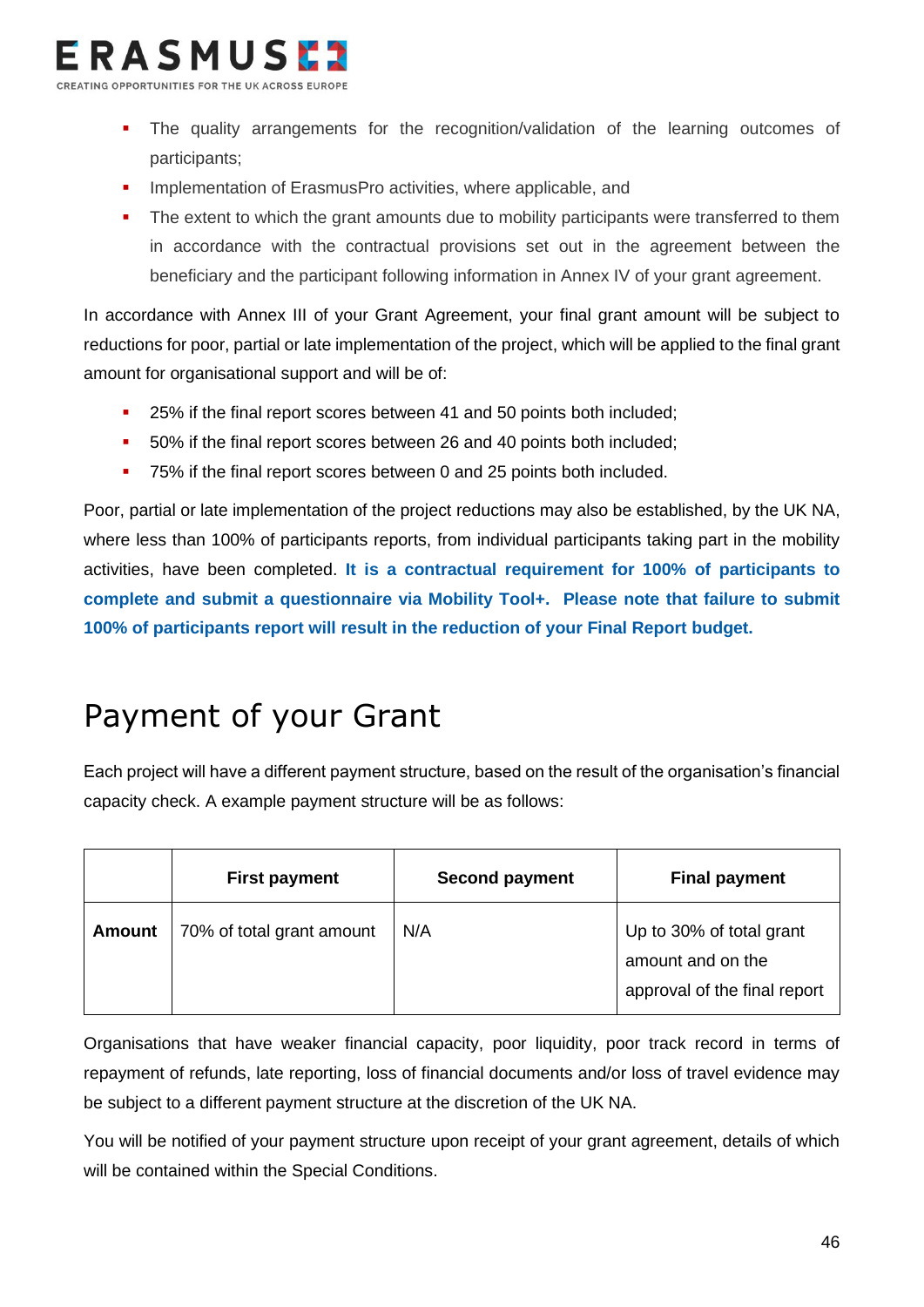- The quality arrangements for the recognition/validation of the learning outcomes of participants;
- Implementation of ErasmusPro activities, where applicable, and
- The extent to which the grant amounts due to mobility participants were transferred to them in accordance with the contractual provisions set out in the agreement between the beneficiary and the participant following information in Annex IV of your grant agreement.

In accordance with Annex III of your Grant Agreement, your final grant amount will be subject to reductions for poor, partial or late implementation of the project, which will be applied to the final grant amount for organisational support and will be of:

- 25% if the final report scores between 41 and 50 points both included;
- 50% if the final report scores between 26 and 40 points both included;
- 75% if the final report scores between 0 and 25 points both included.

Poor, partial or late implementation of the project reductions may also be established, by the UK NA, where less than 100% of participants reports, from individual participants taking part in the mobility activities, have been completed. **It is a contractual requirement for 100% of participants to complete and submit a questionnaire via Mobility Tool+. Please note that failure to submit 100% of participants report will result in the reduction of your Final Report budget.**

# Payment of your Grant

Each project will have a different payment structure, based on the result of the organisation's financial capacity check. A example payment structure will be as follows:

| | First payment | Second payment | Final payment |
|---|---|---|---|
| **Amount** | 70% of total grant amount | N/A | Up to 30% of total grant amount and on the approval of the final report |

Organisations that have weaker financial capacity, poor liquidity, poor track record in terms of repayment of refunds, late reporting, loss of financial documents and/or loss of travel evidence may be subject to a different payment structure at the discretion of the UK NA.

You will be notified of your payment structure upon receipt of your grant agreement, details of which will be contained within the Special Conditions.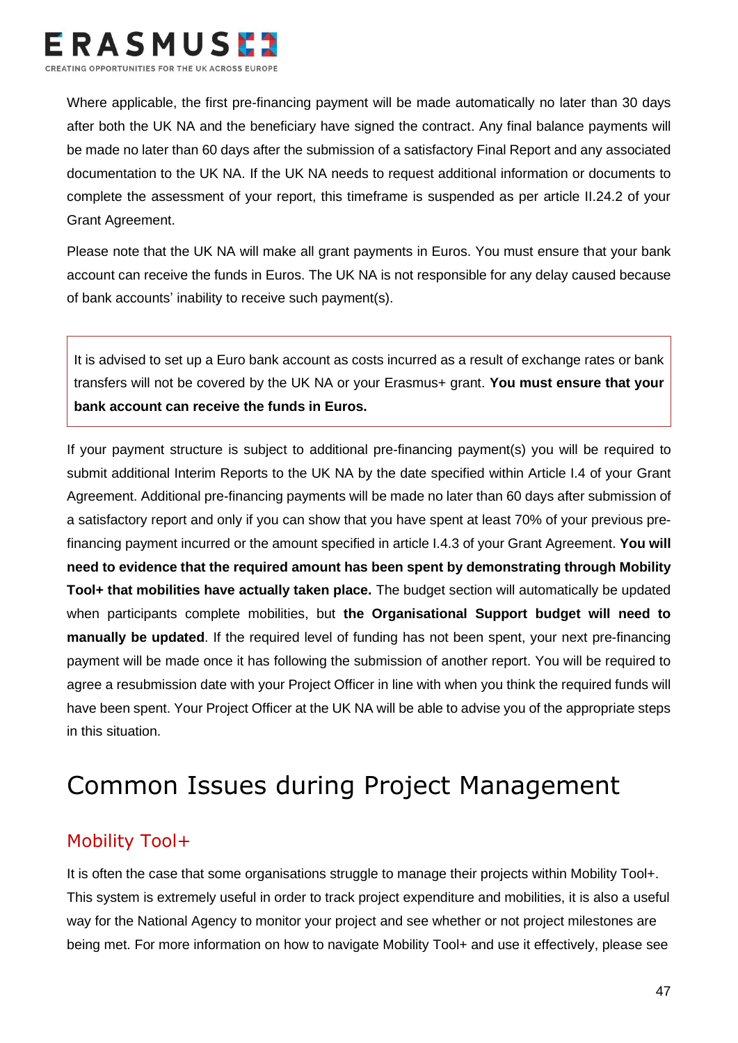Where applicable, the first pre-financing payment will be made automatically no later than 30 days after both the UK NA and the beneficiary have signed the contract. Any final balance payments will be made no later than 60 days after the submission of a satisfactory Final Report and any associated documentation to the UK NA. If the UK NA needs to request additional information or documents to complete the assessment of your report, this timeframe is suspended as per article II.24.2 of your Grant Agreement.

Please note that the UK NA will make all grant payments in Euros. You must ensure that your bank account can receive the funds in Euros. The UK NA is not responsible for any delay caused because of bank accounts' inability to receive such payment(s).

> It is advised to set up a Euro bank account as costs incurred as a result of exchange rates or bank transfers will not be covered by the UK NA or your Erasmus+ grant. **You must ensure that your bank account can receive the funds in Euros.**

If your payment structure is subject to additional pre-financing payment(s) you will be required to submit additional Interim Reports to the UK NA by the date specified within Article I.4 of your Grant Agreement. Additional pre-financing payments will be made no later than 60 days after submission of a satisfactory report and only if you can show that you have spent at least 70% of your previous pre-financing payment incurred or the amount specified in article I.4.3 of your Grant Agreement. **You will need to evidence that the required amount has been spent by demonstrating through Mobility Tool+ that mobilities have actually taken place.** The budget section will automatically be updated when participants complete mobilities, but **the Organisational Support budget will need to manually be updated**. If the required level of funding has not been spent, your next pre-financing payment will be made once it has following the submission of another report. You will be required to agree a resubmission date with your Project Officer in line with when you think the required funds will have been spent. Your Project Officer at the UK NA will be able to advise you of the appropriate steps in this situation.

# Common Issues during Project Management

## Mobility Tool+

It is often the case that some organisations struggle to manage their projects within Mobility Tool+. This system is extremely useful in order to track project expenditure and mobilities, it is also a useful way for the National Agency to monitor your project and see whether or not project milestones are being met. For more information on how to navigate Mobility Tool+ and use it effectively, please see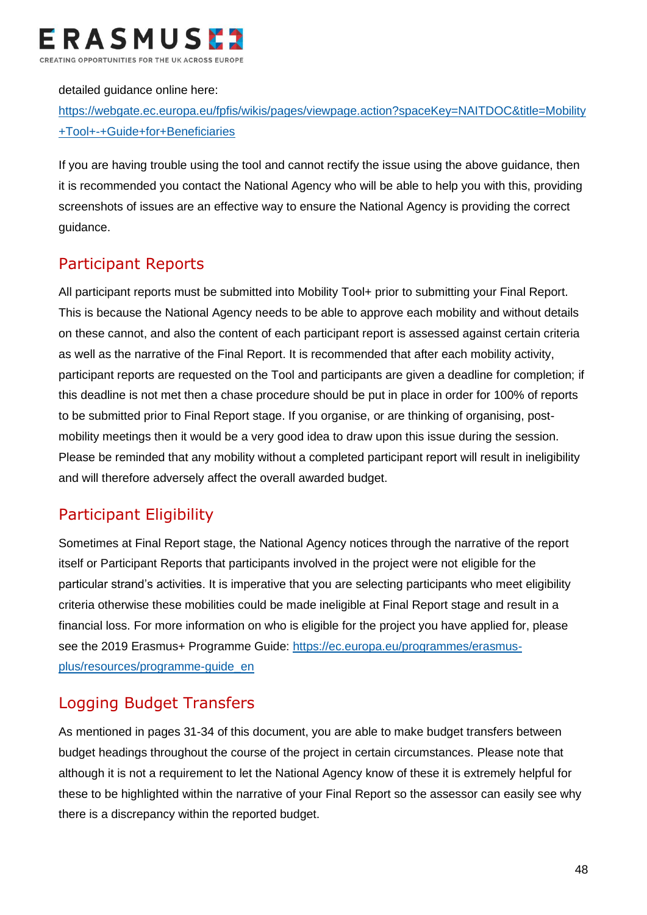detailed guidance online here: [https://webgate.ec.europa.eu/fpfis/wikis/pages/viewpage.action?spaceKey=NAITDOC&title=Mobility+Tool+-+Guide+for+Beneficiaries](https://webgate.ec.europa.eu/fpfis/wikis/pages/viewpage.action?spaceKey=NAITDOC&title=Mobility+Tool+-+Guide+for+Beneficiaries)

If you are having trouble using the tool and cannot rectify the issue using the above guidance, then it is recommended you contact the National Agency who will be able to help you with this, providing screenshots of issues are an effective way to ensure the National Agency is providing the correct guidance.

## Participant Reports

All participant reports must be submitted into Mobility Tool+ prior to submitting your Final Report. This is because the National Agency needs to be able to approve each mobility and without details on these cannot, and also the content of each participant report is assessed against certain criteria as well as the narrative of the Final Report. It is recommended that after each mobility activity, participant reports are requested on the Tool and participants are given a deadline for completion; if this deadline is not met then a chase procedure should be put in place in order for 100% of reports to be submitted prior to Final Report stage. If you organise, or are thinking of organising, post-mobility meetings then it would be a very good idea to draw upon this issue during the session. Please be reminded that any mobility without a completed participant report will result in ineligibility and will therefore adversely affect the overall awarded budget.

## Participant Eligibility

Sometimes at Final Report stage, the National Agency notices through the narrative of the report itself or Participant Reports that participants involved in the project were not eligible for the particular strand's activities. It is imperative that you are selecting participants who meet eligibility criteria otherwise these mobilities could be made ineligible at Final Report stage and result in a financial loss. For more information on who is eligible for the project you have applied for, please see the 2019 Erasmus+ Programme Guide: [https://ec.europa.eu/programmes/erasmus-plus/resources/programme-guide_en](https://ec.europa.eu/programmes/erasmus-plus/resources/programme-guide_en)

## Logging Budget Transfers

As mentioned in pages 31-34 of this document, you are able to make budget transfers between budget headings throughout the course of the project in certain circumstances. Please note that although it is not a requirement to let the National Agency know of these it is extremely helpful for these to be highlighted within the narrative of your Final Report so the assessor can easily see why there is a discrepancy within the reported budget.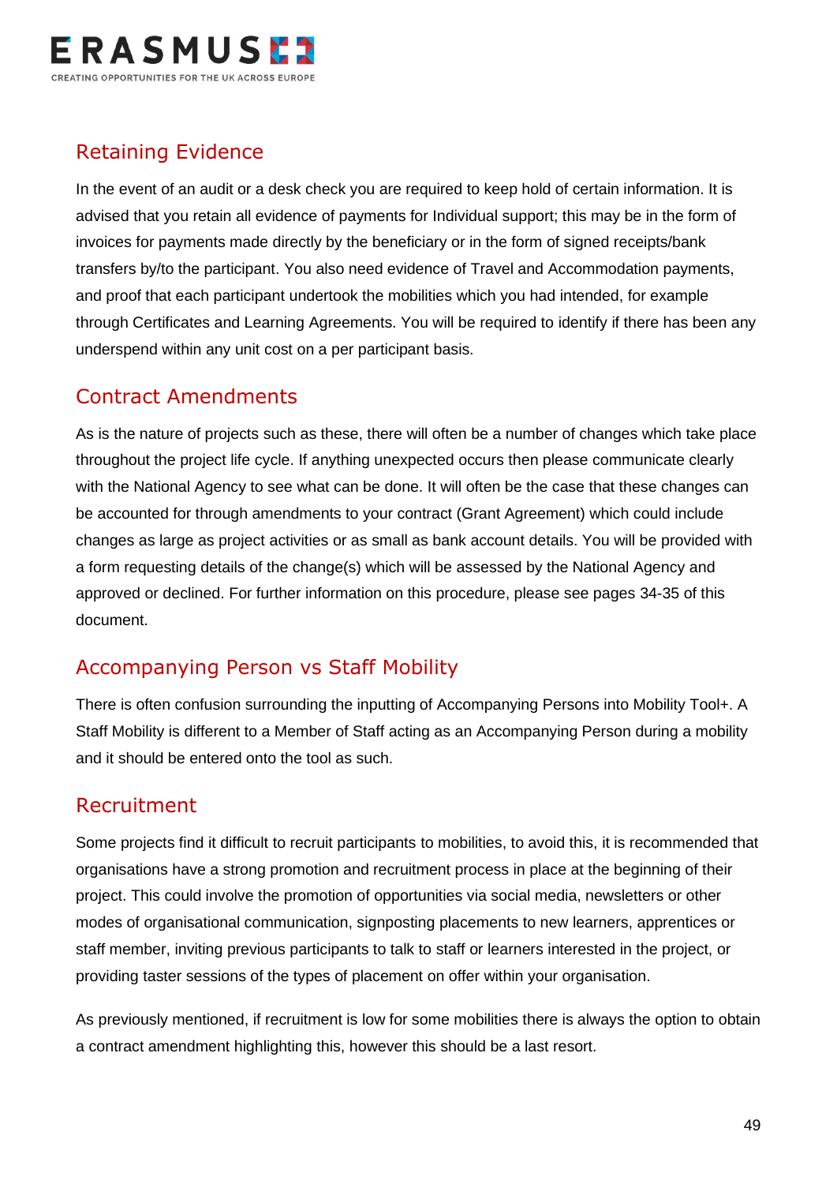## Retaining Evidence

In the event of an audit or a desk check you are required to keep hold of certain information. It is advised that you retain all evidence of payments for Individual support; this may be in the form of invoices for payments made directly by the beneficiary or in the form of signed receipts/bank transfers by/to the participant. You also need evidence of Travel and Accommodation payments, and proof that each participant undertook the mobilities which you had intended, for example through Certificates and Learning Agreements. You will be required to identify if there has been any underspend within any unit cost on a per participant basis.

## Contract Amendments

As is the nature of projects such as these, there will often be a number of changes which take place throughout the project life cycle. If anything unexpected occurs then please communicate clearly with the National Agency to see what can be done. It will often be the case that these changes can be accounted for through amendments to your contract (Grant Agreement) which could include changes as large as project activities or as small as bank account details. You will be provided with a form requesting details of the change(s) which will be assessed by the National Agency and approved or declined. For further information on this procedure, please see pages 34-35 of this document.

## Accompanying Person vs Staff Mobility

There is often confusion surrounding the inputting of Accompanying Persons into Mobility Tool+. A Staff Mobility is different to a Member of Staff acting as an Accompanying Person during a mobility and it should be entered onto the tool as such.

## Recruitment

Some projects find it difficult to recruit participants to mobilities, to avoid this, it is recommended that organisations have a strong promotion and recruitment process in place at the beginning of their project. This could involve the promotion of opportunities via social media, newsletters or other modes of organisational communication, signposting placements to new learners, apprentices or staff member, inviting previous participants to talk to staff or learners interested in the project, or providing taster sessions of the types of placement on offer within your organisation.

As previously mentioned, if recruitment is low for some mobilities there is always the option to obtain a contract amendment highlighting this, however this should be a last resort.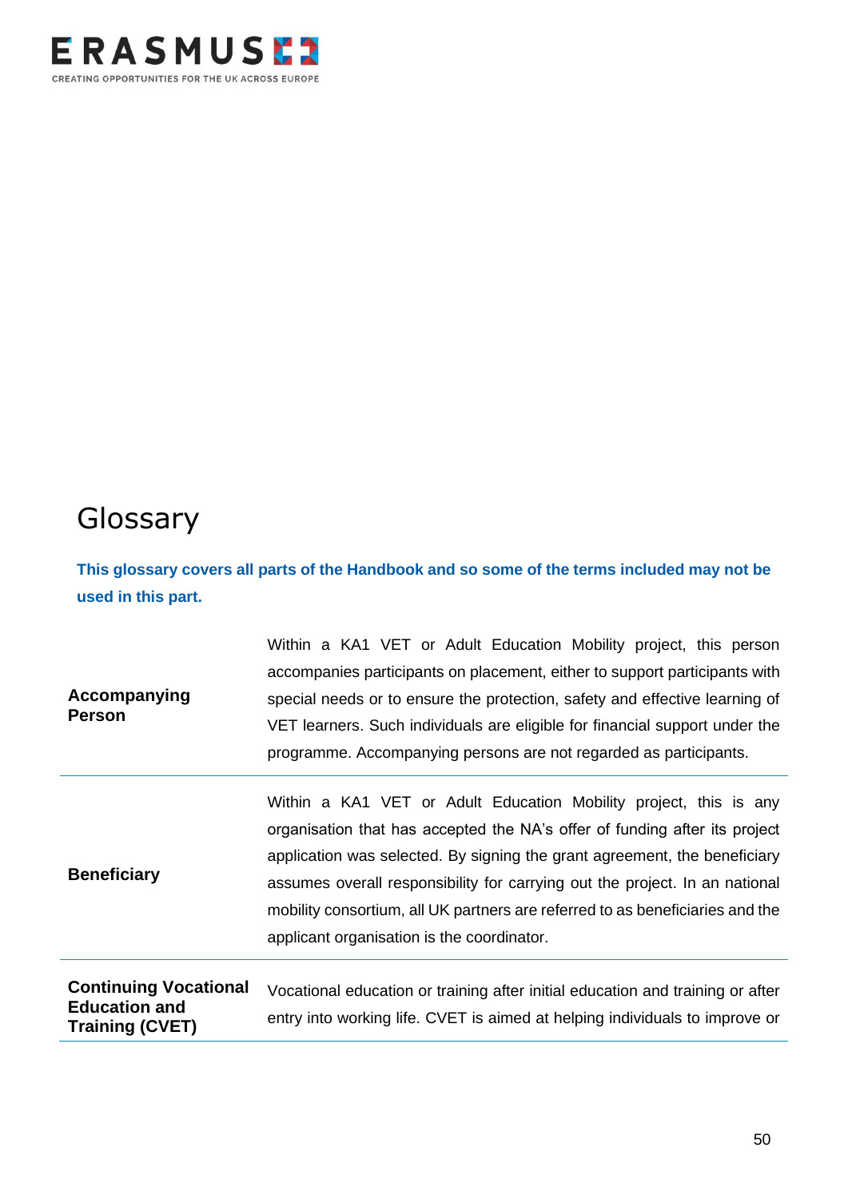# Glossary

**This glossary covers all parts of the Handbook and so some of the terms included may not be used in this part.**

| | |
|---|---|
| **Accompanying Person** | Within a KA1 VET or Adult Education Mobility project, this person accompanies participants on placement, either to support participants with special needs or to ensure the protection, safety and effective learning of VET learners. Such individuals are eligible for financial support under the programme. Accompanying persons are not regarded as participants. |
| **Beneficiary** | Within a KA1 VET or Adult Education Mobility project, this is any organisation that has accepted the NA's offer of funding after its project application was selected. By signing the grant agreement, the beneficiary assumes overall responsibility for carrying out the project. In an national mobility consortium, all UK partners are referred to as beneficiaries and the applicant organisation is the coordinator. |
| **Continuing Vocational Education and Training (CVET)** | Vocational education or training after initial education and training or after entry into working life. CVET is aimed at helping individuals to improve or |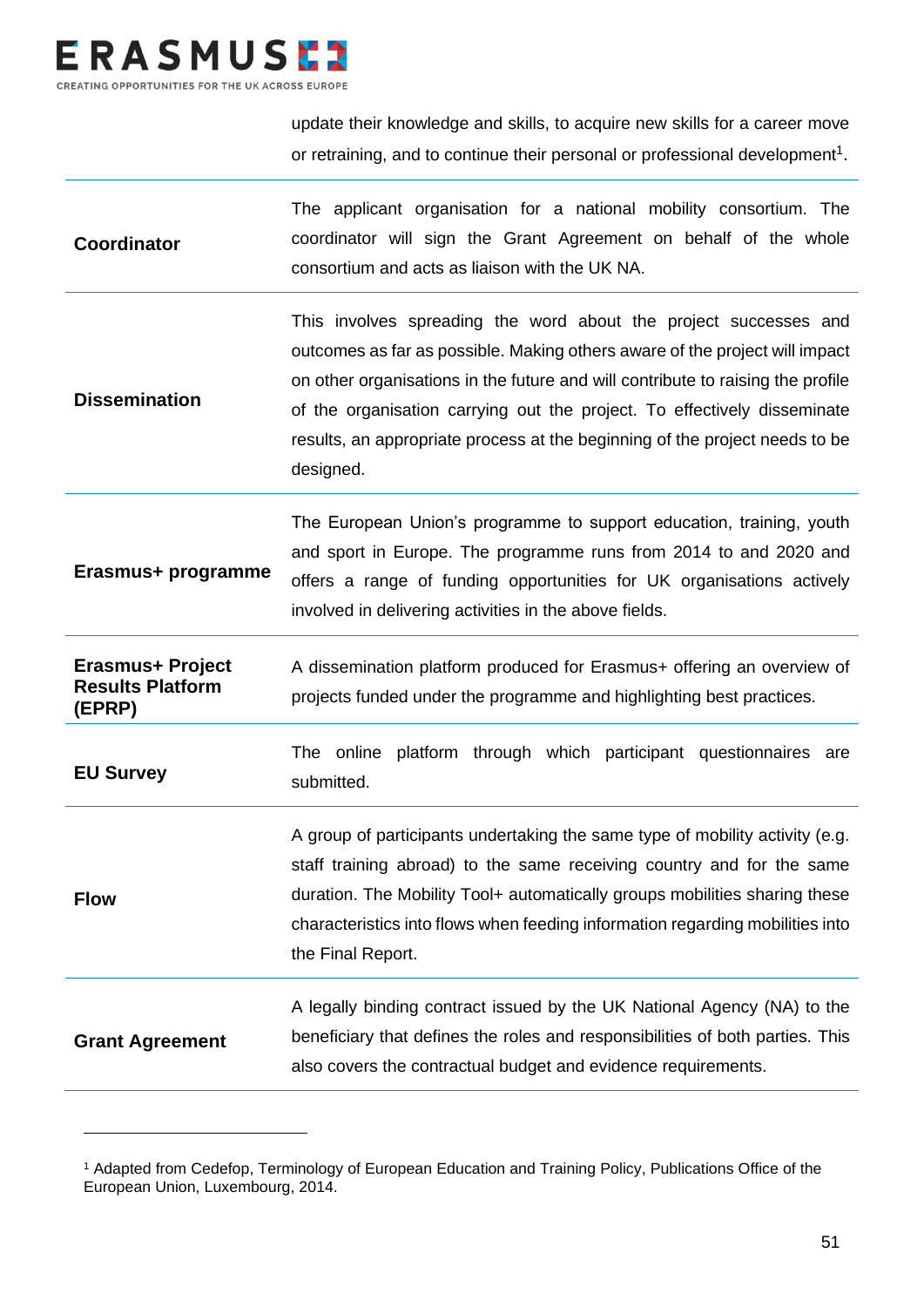| | |
|---|---|
| | update their knowledge and skills, to acquire new skills for a career move or retraining, and to continue their personal or professional development[1]. |
| **Coordinator** | The applicant organisation for a national mobility consortium. The coordinator will sign the Grant Agreement on behalf of the whole consortium and acts as liaison with the UK NA. |
| **Dissemination** | This involves spreading the word about the project successes and outcomes as far as possible. Making others aware of the project will impact on other organisations in the future and will contribute to raising the profile of the organisation carrying out the project. To effectively disseminate results, an appropriate process at the beginning of the project needs to be designed. |
| **Erasmus+ programme** | The European Union's programme to support education, training, youth and sport in Europe. The programme runs from 2014 to and 2020 and offers a range of funding opportunities for UK organisations actively involved in delivering activities in the above fields. |
| **Erasmus+ Project Results Platform (EPRP)** | A dissemination platform produced for Erasmus+ offering an overview of projects funded under the programme and highlighting best practices. |
| **EU Survey** | The online platform through which participant questionnaires are submitted. |
| **Flow** | A group of participants undertaking the same type of mobility activity (e.g. staff training abroad) to the same receiving country and for the same duration. The Mobility Tool+ automatically groups mobilities sharing these characteristics into flows when feeding information regarding mobilities into the Final Report. |
| **Grant Agreement** | A legally binding contract issued by the UK National Agency (NA) to the beneficiary that defines the roles and responsibilities of both parties. This also covers the contractual budget and evidence requirements. |

[1] Adapted from Cedefop, Terminology of European Education and Training Policy, Publications Office of the European Union, Luxembourg, 2014.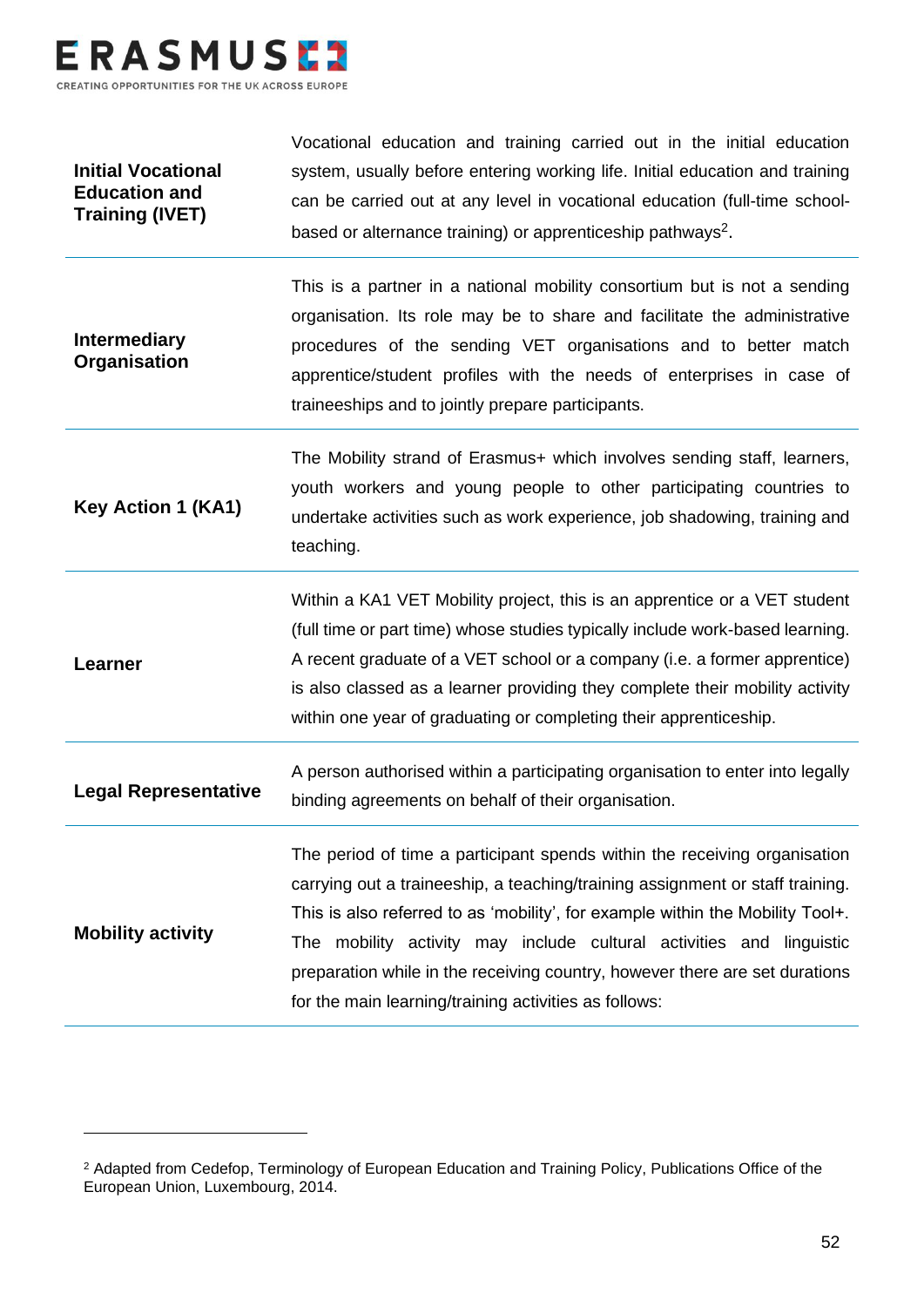| | |
|---|---|
| **Initial Vocational Education and Training (IVET)** | Vocational education and training carried out in the initial education system, usually before entering working life. Initial education and training can be carried out at any level in vocational education (full-time school-based or alternance training) or apprenticeship pathways[2]. |
| **Intermediary Organisation** | This is a partner in a national mobility consortium but is not a sending organisation. Its role may be to share and facilitate the administrative procedures of the sending VET organisations and to better match apprentice/student profiles with the needs of enterprises in case of traineeships and to jointly prepare participants. |
| **Key Action 1 (KA1)** | The Mobility strand of Erasmus+ which involves sending staff, learners, youth workers and young people to other participating countries to undertake activities such as work experience, job shadowing, training and teaching. |
| **Learner** | Within a KA1 VET Mobility project, this is an apprentice or a VET student (full time or part time) whose studies typically include work-based learning. A recent graduate of a VET school or a company (i.e. a former apprentice) is also classed as a learner providing they complete their mobility activity within one year of graduating or completing their apprenticeship. |
| **Legal Representative** | A person authorised within a participating organisation to enter into legally binding agreements on behalf of their organisation. |
| **Mobility activity** | The period of time a participant spends within the receiving organisation carrying out a traineeship, a teaching/training assignment or staff training. This is also referred to as 'mobility', for example within the Mobility Tool+. The mobility activity may include cultural activities and linguistic preparation while in the receiving country, however there are set durations for the main learning/training activities as follows: |

[2] Adapted from Cedefop, Terminology of European Education and Training Policy, Publications Office of the European Union, Luxembourg, 2014.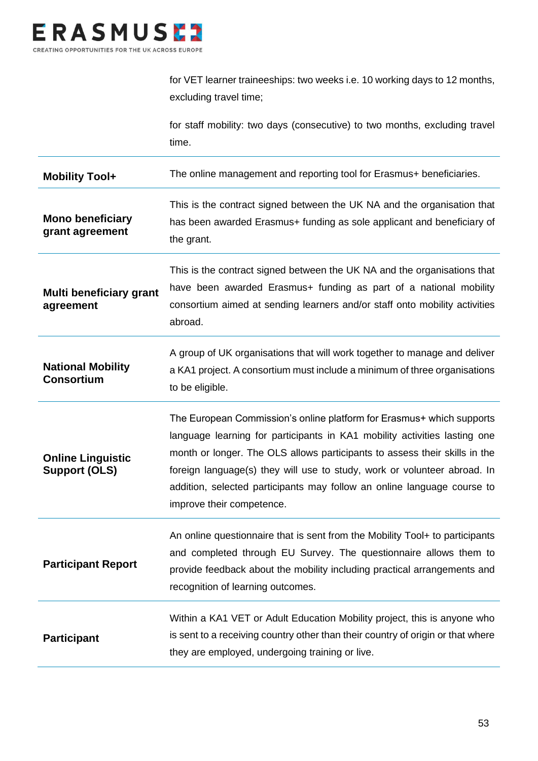| | |
|---|---|
| | for VET learner traineeships: two weeks i.e. 10 working days to 12 months, excluding travel time;<br><br>for staff mobility: two days (consecutive) to two months, excluding travel time. |
| **Mobility Tool+** | The online management and reporting tool for Erasmus+ beneficiaries. |
| **Mono beneficiary grant agreement** | This is the contract signed between the UK NA and the organisation that has been awarded Erasmus+ funding as sole applicant and beneficiary of the grant. |
| **Multi beneficiary grant agreement** | This is the contract signed between the UK NA and the organisations that have been awarded Erasmus+ funding as part of a national mobility consortium aimed at sending learners and/or staff onto mobility activities abroad. |
| **National Mobility Consortium** | A group of UK organisations that will work together to manage and deliver a KA1 project. A consortium must include a minimum of three organisations to be eligible. |
| **Online Linguistic Support (OLS)** | The European Commission's online platform for Erasmus+ which supports language learning for participants in KA1 mobility activities lasting one month or longer. The OLS allows participants to assess their skills in the foreign language(s) they will use to study, work or volunteer abroad. In addition, selected participants may follow an online language course to improve their competence. |
| **Participant Report** | An online questionnaire that is sent from the Mobility Tool+ to participants and completed through EU Survey. The questionnaire allows them to provide feedback about the mobility including practical arrangements and recognition of learning outcomes. |
| **Participant** | Within a KA1 VET or Adult Education Mobility project, this is anyone who is sent to a receiving country other than their country of origin or that where they are employed, undergoing training or live. |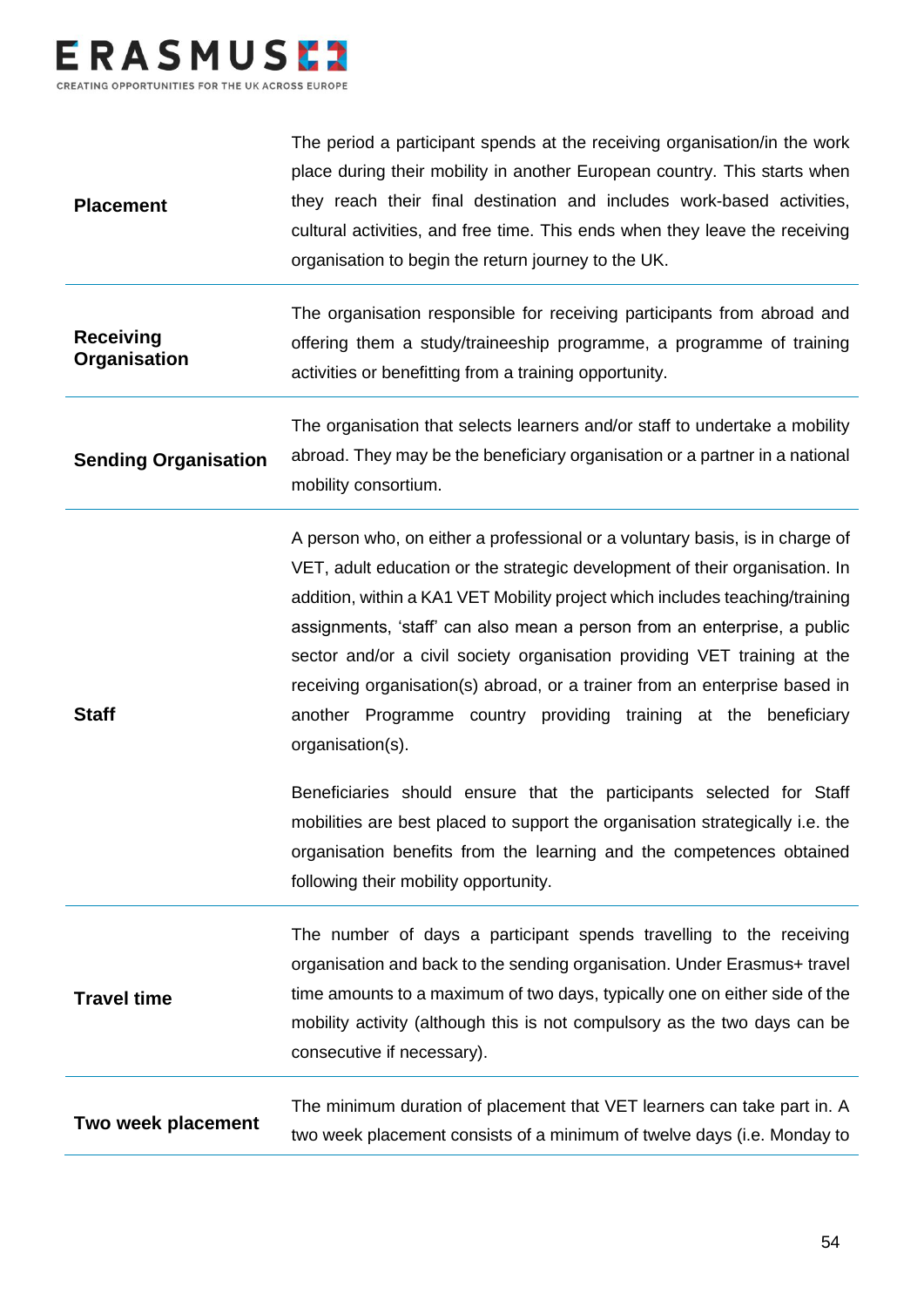| | |
|---|---|
| **Placement** | The period a participant spends at the receiving organisation/in the work place during their mobility in another European country. This starts when they reach their final destination and includes work-based activities, cultural activities, and free time. This ends when they leave the receiving organisation to begin the return journey to the UK. |
| **Receiving Organisation** | The organisation responsible for receiving participants from abroad and offering them a study/traineeship programme, a programme of training activities or benefitting from a training opportunity. |
| **Sending Organisation** | The organisation that selects learners and/or staff to undertake a mobility abroad. They may be the beneficiary organisation or a partner in a national mobility consortium. |
| **Staff** | A person who, on either a professional or a voluntary basis, is in charge of VET, adult education or the strategic development of their organisation. In addition, within a KA1 VET Mobility project which includes teaching/training assignments, 'staff' can also mean a person from an enterprise, a public sector and/or a civil society organisation providing VET training at the receiving organisation(s) abroad, or a trainer from an enterprise based in another Programme country providing training at the beneficiary organisation(s).<br><br>Beneficiaries should ensure that the participants selected for Staff mobilities are best placed to support the organisation strategically i.e. the organisation benefits from the learning and the competences obtained following their mobility opportunity. |
| **Travel time** | The number of days a participant spends travelling to the receiving organisation and back to the sending organisation. Under Erasmus+ travel time amounts to a maximum of two days, typically one on either side of the mobility activity (although this is not compulsory as the two days can be consecutive if necessary). |
| **Two week placement** | The minimum duration of placement that VET learners can take part in. A two week placement consists of a minimum of twelve days (i.e. Monday to |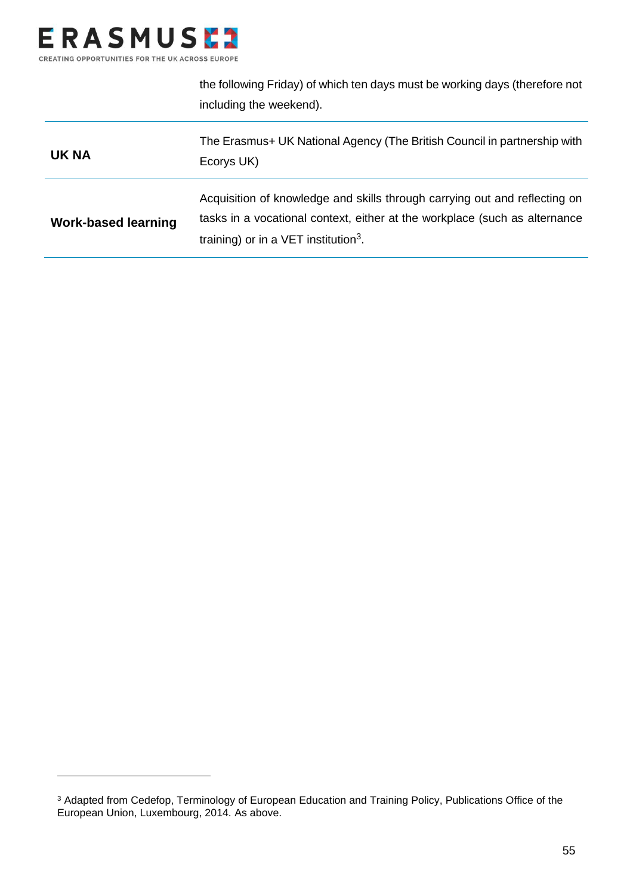| | |
|---|---|
| | the following Friday) of which ten days must be working days (therefore not including the weekend). |
| **UK NA** | The Erasmus+ UK National Agency (The British Council in partnership with Ecorys UK) |
| **Work-based learning** | Acquisition of knowledge and skills through carrying out and reflecting on tasks in a vocational context, either at the workplace (such as alternance training) or in a VET institution[3]. |

[3] Adapted from Cedefop, Terminology of European Education and Training Policy, Publications Office of the European Union, Luxembourg, 2014. As above.